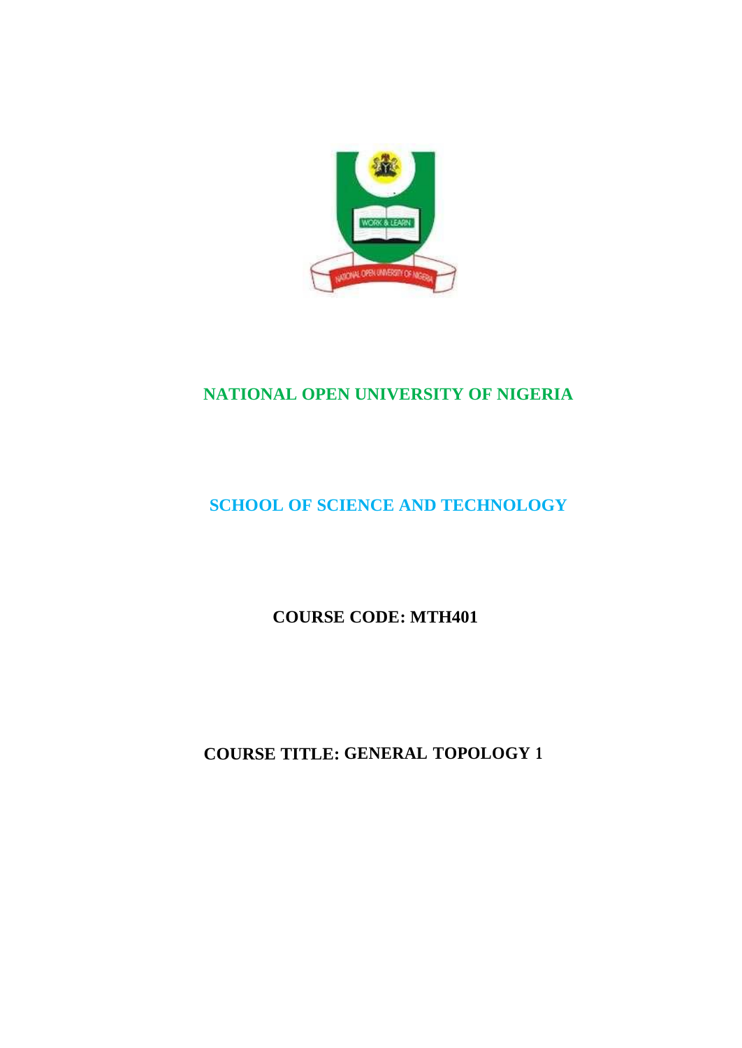# NATIONAL OPEN UNIVERSITY OF NIGERIA

## SCHOOL OF SCIENCE AND TECHNOLOGY

**COURSE CODE: MTH401**

**COURSE TITLE: GENERAL TOPOLOGY 1**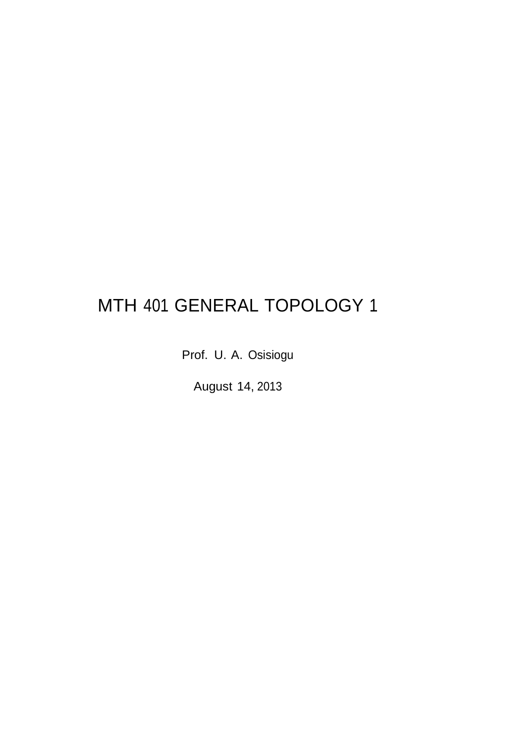# MTH 401 GENERAL TOPOLOGY 1

Prof. U. A. Osisiogu

August 14, 2013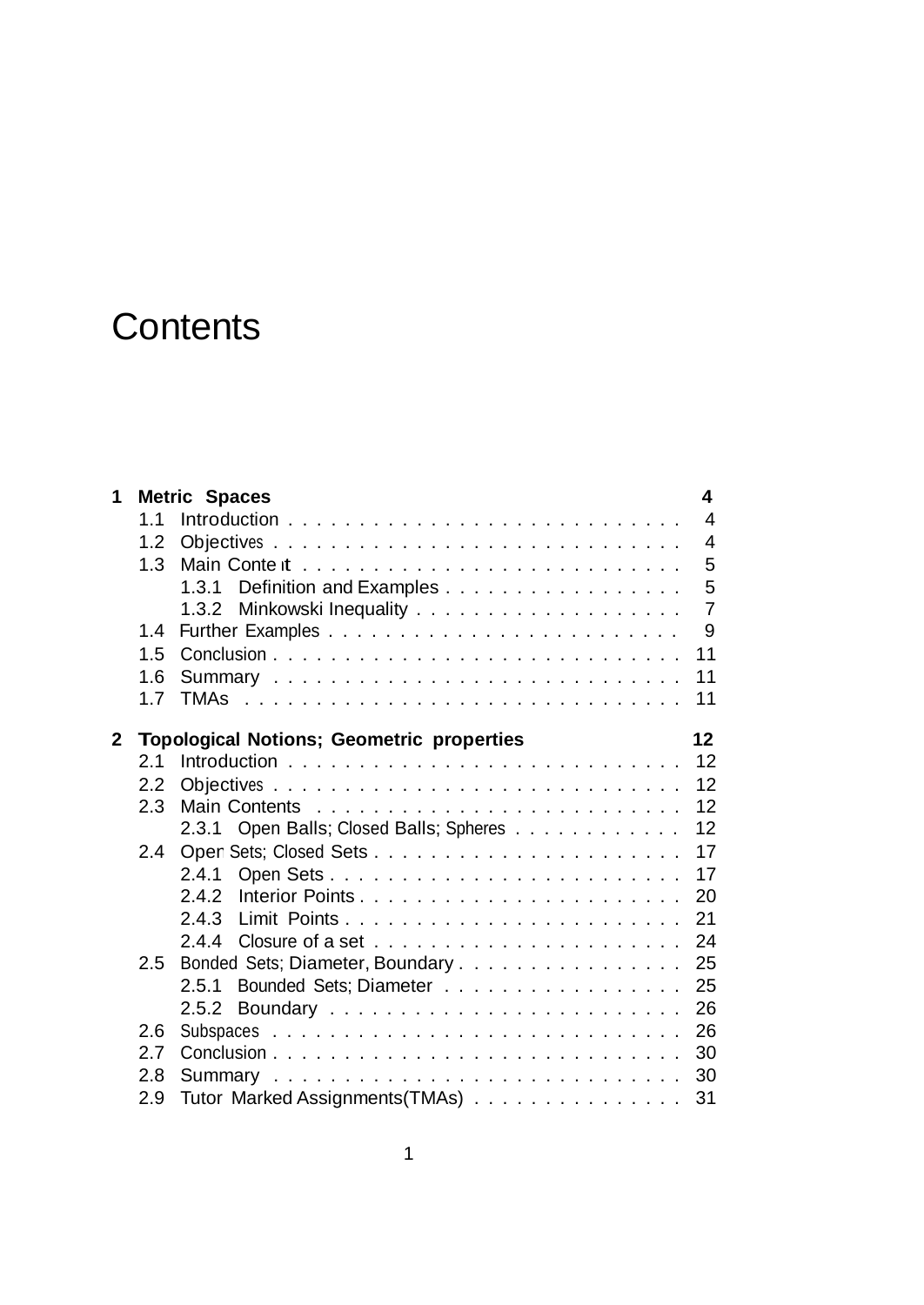# Contents

**1 Metric Spaces** **4**

- 1.1 Introduction . . . . . . . . . . . . . . . . . . . . . . . . . . . 4
- 1.2 Objectives . . . . . . . . . . . . . . . . . . . . . . . . . . . . 4
- 1.3 Main Content . . . . . . . . . . . . . . . . . . . . . . . . . . 5
  - 1.3.1 Definition and Examples . . . . . . . . . . . . . . . . . 5
  - 1.3.2 Minkowski Inequality . . . . . . . . . . . . . . . . . . 7
- 1.4 Further Examples . . . . . . . . . . . . . . . . . . . . . . . . 9
- 1.5 Conclusion . . . . . . . . . . . . . . . . . . . . . . . . . . . . 11
- 1.6 Summary . . . . . . . . . . . . . . . . . . . . . . . . . . . . 11
- 1.7 TMAs . . . . . . . . . . . . . . . . . . . . . . . . . . . . . . 11

**2 Topological Notions; Geometric properties** **12**

- 2.1 Introduction . . . . . . . . . . . . . . . . . . . . . . . . . . . 12
- 2.2 Objectives . . . . . . . . . . . . . . . . . . . . . . . . . . . . 12
- 2.3 Main Contents . . . . . . . . . . . . . . . . . . . . . . . . . . 12
  - 2.3.1 Open Balls; Closed Balls; Spheres . . . . . . . . . . . . 12
- 2.4 Open Sets; Closed Sets . . . . . . . . . . . . . . . . . . . . . . 17
  - 2.4.1 Open Sets . . . . . . . . . . . . . . . . . . . . . . . . . 17
  - 2.4.2 Interior Points . . . . . . . . . . . . . . . . . . . . . . . 20
  - 2.4.3 Limit Points . . . . . . . . . . . . . . . . . . . . . . . . 21
  - 2.4.4 Closure of a set . . . . . . . . . . . . . . . . . . . . . . 24
- 2.5 Bonded Sets; Diameter, Boundary . . . . . . . . . . . . . . . . 25
  - 2.5.1 Bounded Sets; Diameter . . . . . . . . . . . . . . . . . 25
  - 2.5.2 Boundary . . . . . . . . . . . . . . . . . . . . . . . . . 26
- 2.6 Subspaces . . . . . . . . . . . . . . . . . . . . . . . . . . . . 26
- 2.7 Conclusion . . . . . . . . . . . . . . . . . . . . . . . . . . . . 30
- 2.8 Summary . . . . . . . . . . . . . . . . . . . . . . . . . . . . 30
- 2.9 Tutor Marked Assignments(TMAs) . . . . . . . . . . . . . . . 31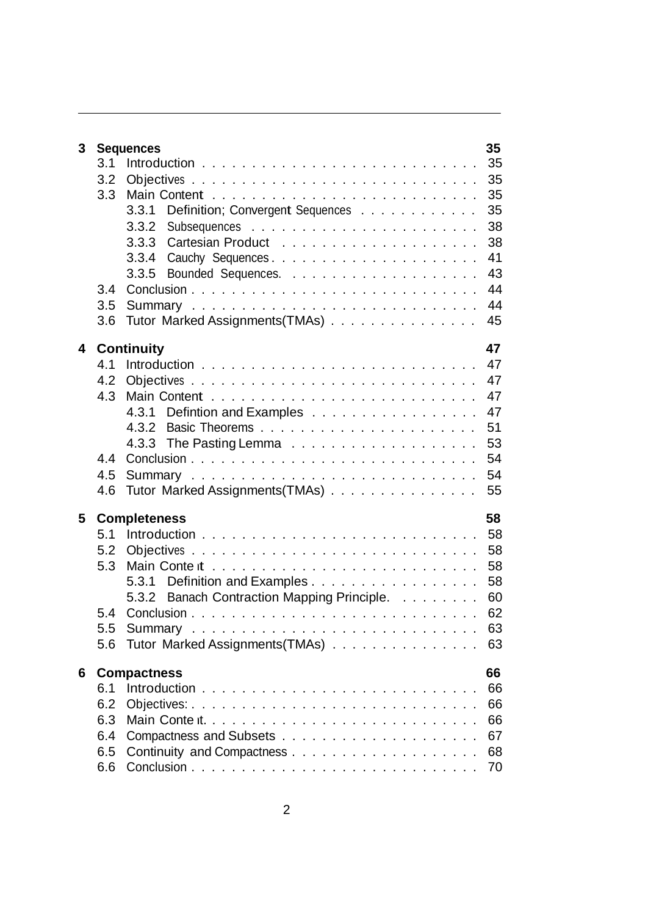**3 Sequences** 35

- 3.1 Introduction . . . . . . . . . . . . . . . . . . . . . . . . . . . 35
- 3.2 Objectives . . . . . . . . . . . . . . . . . . . . . . . . . . . 35
- 3.3 Main Content . . . . . . . . . . . . . . . . . . . . . . . . . . 35
  - 3.3.1 Definition; Convergent Sequences . . . . . . . . . . . . 35
  - 3.3.2 Subsequences . . . . . . . . . . . . . . . . . . . . . . 38
  - 3.3.3 Cartesian Product . . . . . . . . . . . . . . . . . . . 38
  - 3.3.4 Cauchy Sequences . . . . . . . . . . . . . . . . . . . . 41
  - 3.3.5 Bounded Sequences. . . . . . . . . . . . . . . . . . . . 43
- 3.4 Conclusion . . . . . . . . . . . . . . . . . . . . . . . . . . . 44
- 3.5 Summary . . . . . . . . . . . . . . . . . . . . . . . . . . . . 44
- 3.6 Tutor Marked Assignments(TMAs) . . . . . . . . . . . . . . . 45

**4 Continuity** 47

- 4.1 Introduction . . . . . . . . . . . . . . . . . . . . . . . . . . . 47
- 4.2 Objectives . . . . . . . . . . . . . . . . . . . . . . . . . . . 47
- 4.3 Main Content . . . . . . . . . . . . . . . . . . . . . . . . . . 47
  - 4.3.1 Defintion and Examples . . . . . . . . . . . . . . . . . 47
  - 4.3.2 Basic Theorems . . . . . . . . . . . . . . . . . . . . . 51
  - 4.3.3 The Pasting Lemma . . . . . . . . . . . . . . . . . . . 53
- 4.4 Conclusion . . . . . . . . . . . . . . . . . . . . . . . . . . . 54
- 4.5 Summary . . . . . . . . . . . . . . . . . . . . . . . . . . . . 54
- 4.6 Tutor Marked Assignments(TMAs) . . . . . . . . . . . . . . . 55

**5 Completeness** 58

- 5.1 Introduction . . . . . . . . . . . . . . . . . . . . . . . . . . . 58
- 5.2 Objectives . . . . . . . . . . . . . . . . . . . . . . . . . . . 58
- 5.3 Main Content . . . . . . . . . . . . . . . . . . . . . . . . . . 58
  - 5.3.1 Definition and Examples . . . . . . . . . . . . . . . . . 58
  - 5.3.2 Banach Contraction Mapping Principle. . . . . . . . . 60
- 5.4 Conclusion . . . . . . . . . . . . . . . . . . . . . . . . . . . 62
- 5.5 Summary . . . . . . . . . . . . . . . . . . . . . . . . . . . . 63
- 5.6 Tutor Marked Assignments(TMAs) . . . . . . . . . . . . . . . 63

**6 Compactness** 66

- 6.1 Introduction . . . . . . . . . . . . . . . . . . . . . . . . . . . 66
- 6.2 Objectives: . . . . . . . . . . . . . . . . . . . . . . . . . . . 66
- 6.3 Main Content. . . . . . . . . . . . . . . . . . . . . . . . . . . 66
- 6.4 Compactness and Subsets . . . . . . . . . . . . . . . . . . . 67
- 6.5 Continuity and Compactness . . . . . . . . . . . . . . . . . . 68
- 6.6 Conclusion . . . . . . . . . . . . . . . . . . . . . . . . . . . 70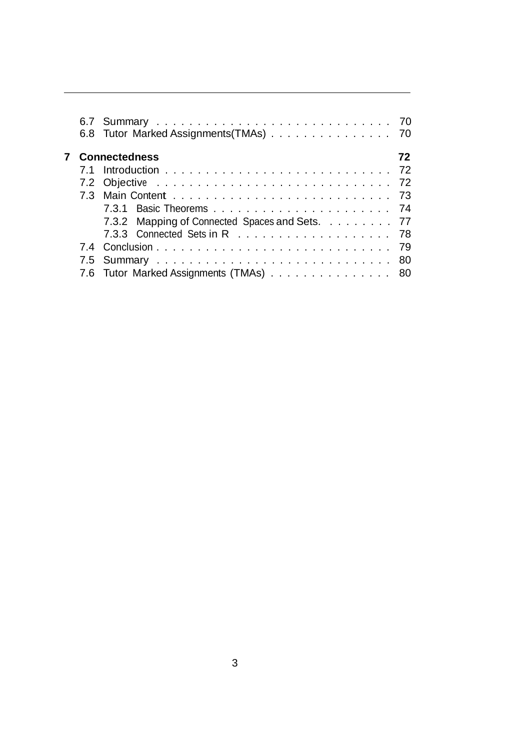6.7 Summary . . . . . . . . . . . . . . . . . . . . . . . . . . . . 70
6.8 Tutor Marked Assignments(TMAs) . . . . . . . . . . . . . . . 70

**7 Connectedness** **72**

7.1 Introduction . . . . . . . . . . . . . . . . . . . . . . . . . . . . 72
7.2 Objective . . . . . . . . . . . . . . . . . . . . . . . . . . . . 72
7.3 Main Content . . . . . . . . . . . . . . . . . . . . . . . . . . . 73
  7.3.1 Basic Theorems . . . . . . . . . . . . . . . . . . . . . . 74
  7.3.2 Mapping of Connected Spaces and Sets. . . . . . . . . 77
  7.3.3 Connected Sets in R . . . . . . . . . . . . . . . . . . . 78
7.4 Conclusion . . . . . . . . . . . . . . . . . . . . . . . . . . . . 79
7.5 Summary . . . . . . . . . . . . . . . . . . . . . . . . . . . . 80
7.6 Tutor Marked Assignments (TMAs) . . . . . . . . . . . . . . . 80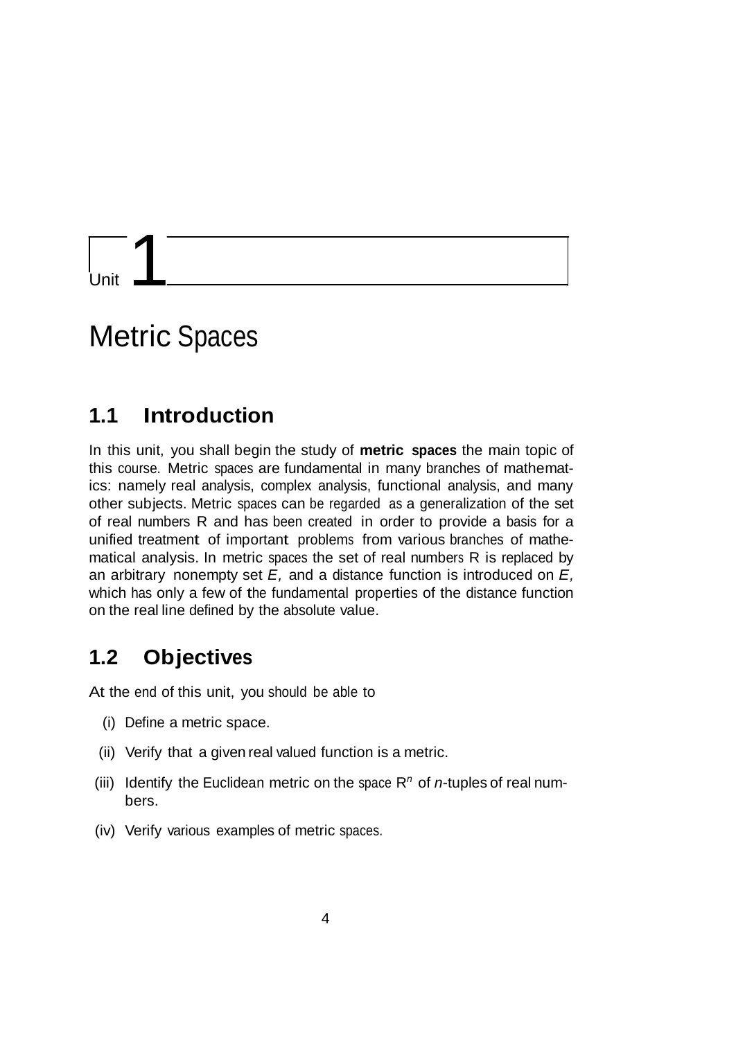# Unit 1

# Metric Spaces

## 1.1 Introduction

In this unit, you shall begin the study of **metric spaces** the main topic of this course. Metric spaces are fundamental in many branches of mathematics: namely real analysis, complex analysis, functional analysis, and many other subjects. Metric spaces can be regarded as a generalization of the set of real numbers R and has been created in order to provide a basis for a unified treatment of important problems from various branches of mathematical analysis. In metric spaces the set of real numbers R is replaced by an arbitrary nonempty set $E$, and a distance function is introduced on $E$, which has only a few of the fundamental properties of the distance function on the real line defined by the absolute value.

## 1.2 Objectives

At the end of this unit, you should be able to

(i) Define a metric space.

(ii) Verify that a given real valued function is a metric.

(iii) Identify the Euclidean metric on the space $R^n$ of $n$-tuples of real numbers.

(iv) Verify various examples of metric spaces.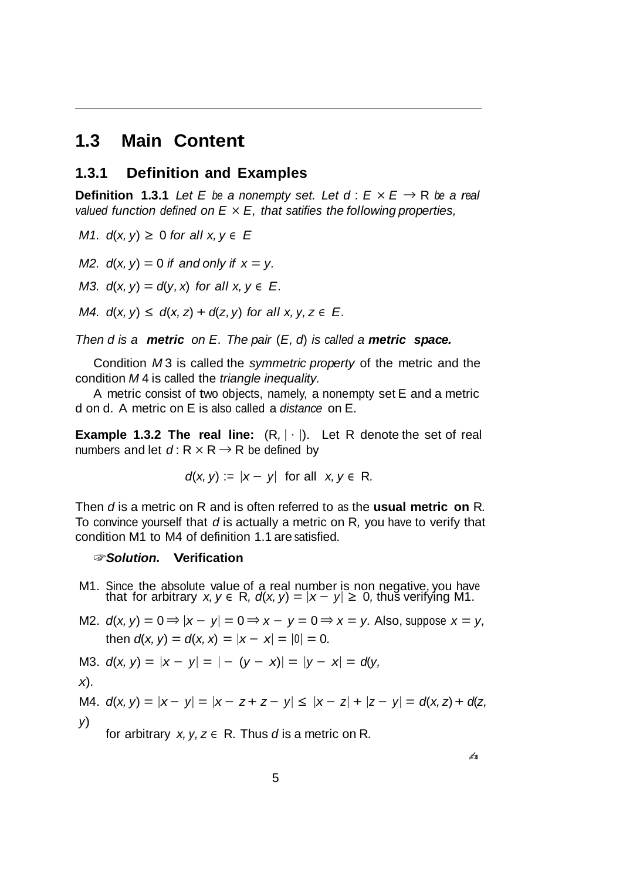## 1.3 Main Content

### 1.3.1 Definition and Examples

**Definition 1.3.1** *Let $E$ be a nonempty set. Let $d : E \times E \to \mathbb{R}$ be a real valued function defined on $E \times E$, that satifies the following properties,*

*M1. $d(x, y) \geq 0$ for all $x, y \in E$*

*M2. $d(x, y) = 0$ if and only if $x = y$.*

*M3. $d(x, y) = d(y, x)$ for all $x, y \in E$.*

*M4. $d(x, y) \leq d(x, z) + d(z, y)$ for all $x, y, z \in E$.*

*Then $d$ is a **metric** on $E$. The pair $(E, d)$ is called a **metric space.***

Condition $M3$ is called the *symmetric property* of the metric and the condition $M4$ is called the *triangle inequality*.

A metric consist of two objects, namely, a nonempty set E and a metric d on d. A metric on E is also called a *distance* on E.

**Example 1.3.2 The real line:** $(\mathbb{R}, |\cdot|)$. Let $\mathbb{R}$ denote the set of real numbers and let $d : \mathbb{R} \times \mathbb{R} \to \mathbb{R}$ be defined by

$$d(x, y) := |x - y| \text{ for all } x, y \in \mathbb{R}.$$

Then $d$ is a metric on $\mathbb{R}$ and is often referred to as the **usual metric on** $\mathbb{R}$. To convince yourself that $d$ is actually a metric on $\mathbb{R}$, you have to verify that condition M1 to M4 of definition 1.1 are satisfied.

☞***Solution.*** **Verification**

M1. Since the absolute value of a real number is non negative, you have that for arbitrary $x, y \in \mathbb{R}$, $d(x, y) = |x - y| \geq 0$, thus verifying M1.

M2. $d(x, y) = 0 \Rightarrow |x - y| = 0 \Rightarrow x - y = 0 \Rightarrow x = y$. Also, suppose $x = y$, then $d(x, y) = d(x, x) = |x - x| = |0| = 0$.

M3. $d(x, y) = |x - y| = |-(y - x)| = |y - x| = d(y, x)$.

M4. $d(x, y) = |x - y| = |x - z + z - y| \leq |x - z| + |z - y| = d(x, z) + d(z, y)$ for arbitrary $x, y, z \in \mathbb{R}$. Thus $d$ is a metric on $\mathbb{R}$.

✍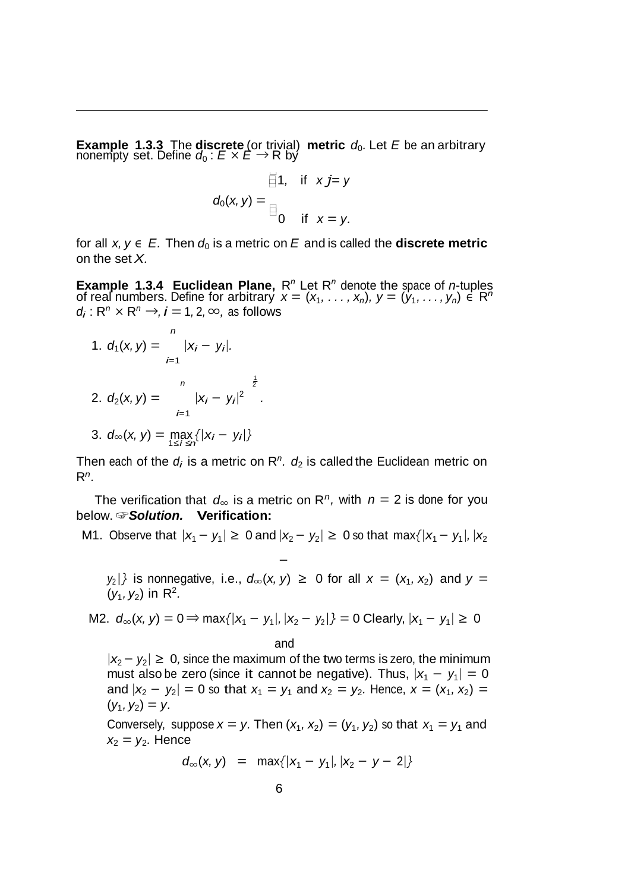**Example 1.3.3** The **discrete** (or trivial) **metric** $d_0$. Let $E$ be an arbitrary nonempty set. Define $d_0 : E \times E \to \mathbb{R}$ by

$$d_0(x, y) = \begin{cases} 1, & \text{if } x \neq y \\ 0 & \text{if } x = y. \end{cases}$$

for all $x, y \in E$. Then $d_0$ is a metric on $E$ and is called the **discrete metric** on the set $X$.

**Example 1.3.4 Euclidean Plane,** $\mathbb{R}^n$ Let $\mathbb{R}^n$ denote the space of $n$-tuples of real numbers. Define for arbitrary $x = (x_1, \ldots, x_n)$, $y = (y_1, \ldots, y_n) \in \mathbb{R}^n$ $d_i : \mathbb{R}^n \times \mathbb{R}^n \to$, $i = 1, 2, \infty$, as follows

1. $d_1(x, y) = \sum_{i=1}^{n} |x_i - y_i|$.
2. $d_2(x, y) = \left( \sum_{i=1}^{n} |x_i - y_i|^2 \right)^{\frac{1}{2}}$.
3. $d_\infty(x, y) = \max_{1 \leq i \leq n} \{|x_i - y_i|\}$

Then each of the $d_i$ is a metric on $\mathbb{R}^n$. $d_2$ is called the Euclidean metric on $\mathbb{R}^n$.

The verification that $d_\infty$ is a metric on $\mathbb{R}^n$, with $n = 2$ is done for you below. ☞***Solution.*** **Verification:**

M1. Observe that $|x_1 - y_1| \geq 0$ and $|x_2 - y_2| \geq 0$ so that $\max\{|x_1 - y_1|, |x_2 - y_2|\}$ is nonnegative, i.e., $d_\infty(x, y) \geq 0$ for all $x = (x_1, x_2)$ and $y = (y_1, y_2)$ in $\mathbb{R}^2$.

M2. $d_\infty(x, y) = 0 \Rightarrow \max\{|x_1 - y_1|, |x_2 - y_2|\} = 0$ Clearly, $|x_1 - y_1| \geq 0$ and $|x_2 - y_2| \geq 0$, since the maximum of the two terms is zero, the minimum must also be zero (since it cannot be negative). Thus, $|x_1 - y_1| = 0$ and $|x_2 - y_2| = 0$ so that $x_1 = y_1$ and $x_2 = y_2$. Hence, $x = (x_1, x_2) = (y_1, y_2) = y$.

Conversely, suppose $x = y$. Then $(x_1, x_2) = (y_1, y_2)$ so that $x_1 = y_1$ and $x_2 = y_2$. Hence

$$d_\infty(x, y) \;=\; \max\{|x_1 - y_1|, |x_2 - y - 2|\}$$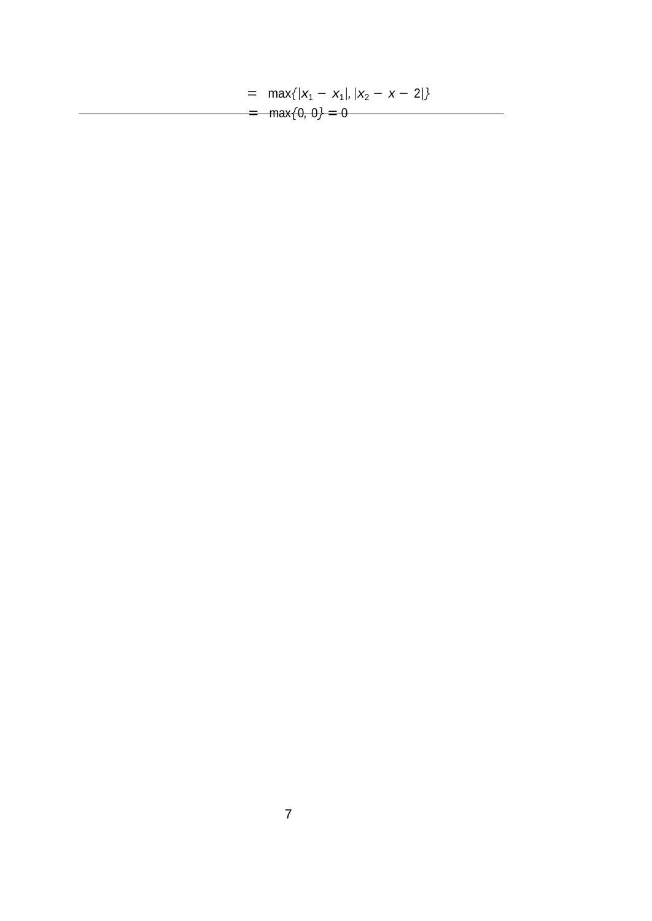$$
\begin{aligned}
&= \max\{|x_1 - x_1|, |x_2 - x - 2|\} \\
&= \max\{0, 0\} = 0
\end{aligned}
$$

---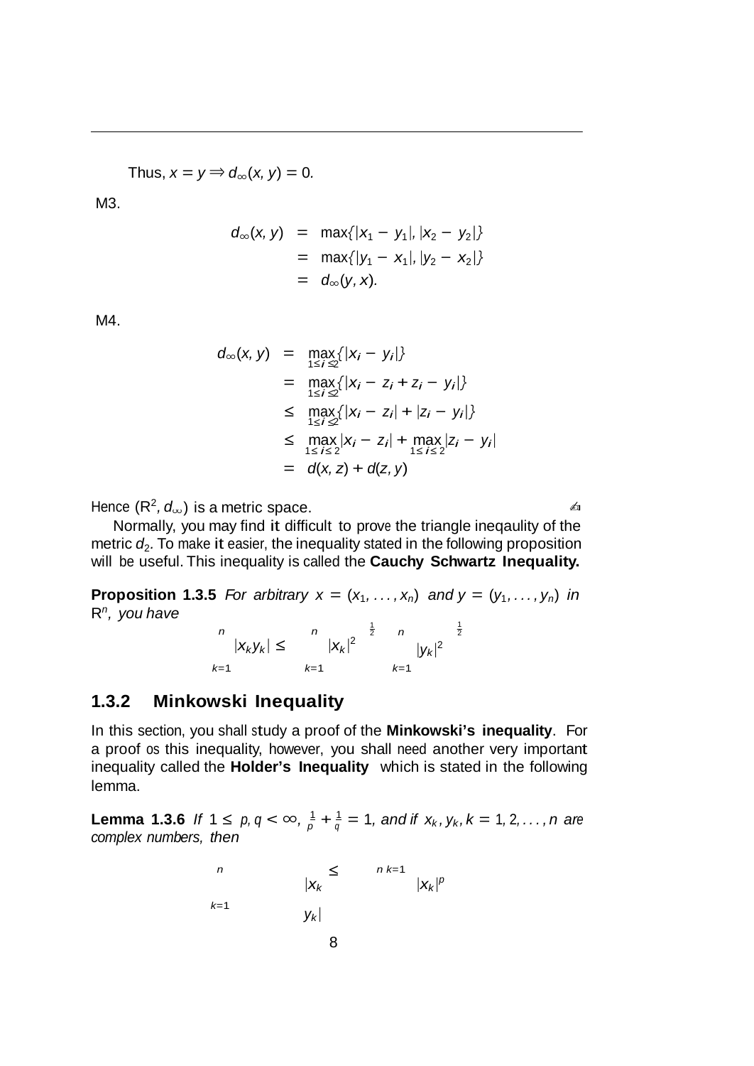Thus, $x = y \Rightarrow d_\infty(x, y) = 0$.

M3.

$$\begin{aligned} d_\infty(x, y) &= \max\{|x_1 - y_1|, |x_2 - y_2|\} \\ &= \max\{|y_1 - x_1|, |y_2 - x_2|\} \\ &= d_\infty(y, x). \end{aligned}$$

M4.

$$\begin{aligned} d_\infty(x, y) &= \max_{1 \le i \le 2}\{|x_i - y_i|\} \\ &= \max_{1 \le i \le 2}\{|x_i - z_i + z_i - y_i|\} \\ &\le \max_{1 \le i \le 2}\{|x_i - z_i| + |z_i - y_i|\} \\ &\le \max_{1 \le i \le 2}|x_i - z_i| + \max_{1 \le i \le 2}|z_i - y_i| \\ &= d(x, z) + d(z, y) \end{aligned}$$

Hence $(\mathbb{R}^2, d_\infty)$ is a metric space. ✍

Normally, you may find it difficult to prove the triangle ineqaulity of the metric $d_2$. To make it easier, the inequality stated in the following proposition will be useful. This inequality is called the **Cauchy Schwartz Inequality.**

**Proposition 1.3.5** *For arbitrary $x = (x_1, \ldots, x_n)$ and $y = (y_1, \ldots, y_n)$ in $\mathbb{R}^n$, you have*

$$\sum_{k=1}^{n} |x_k y_k| \le \left(\sum_{k=1}^{n} |x_k|^2\right)^{\frac{1}{2}} \left(\sum_{k=1}^{n} |y_k|^2\right)^{\frac{1}{2}}$$

### 1.3.2 Minkowski Inequality

In this section, you shall study a proof of the **Minkowski's inequality**. For a proof os this inequality, however, you shall need another very important inequality called the **Holder's Inequality** which is stated in the following lemma.

**Lemma 1.3.6** *If $1 \le p, q < \infty$, $\frac{1}{p} + \frac{1}{q} = 1$, and if $x_k, y_k, k = 1, 2, \ldots, n$ are complex numbers, then*

$$\sum_{k=1}^{n} |x_k y_k| \le \left(\sum_{k=1}^{n} |x_k|^p\right)$$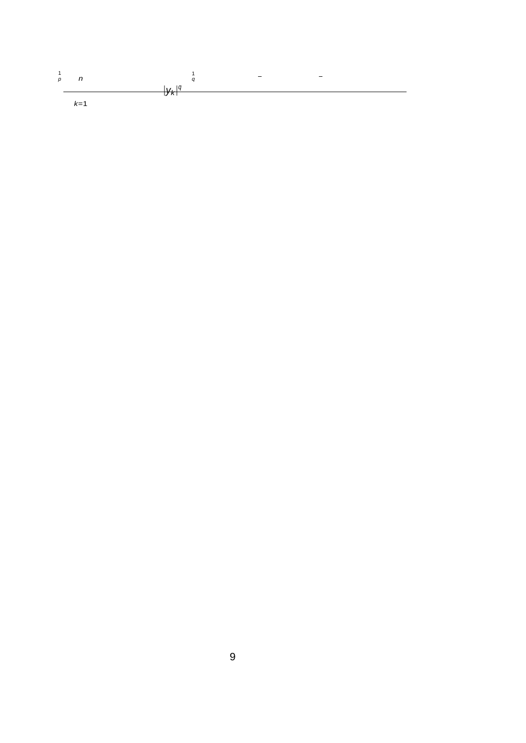$$\frac{1}{p} \quad \sum_{k=1}^{n} |y_k|^q \quad \frac{1}{q}$$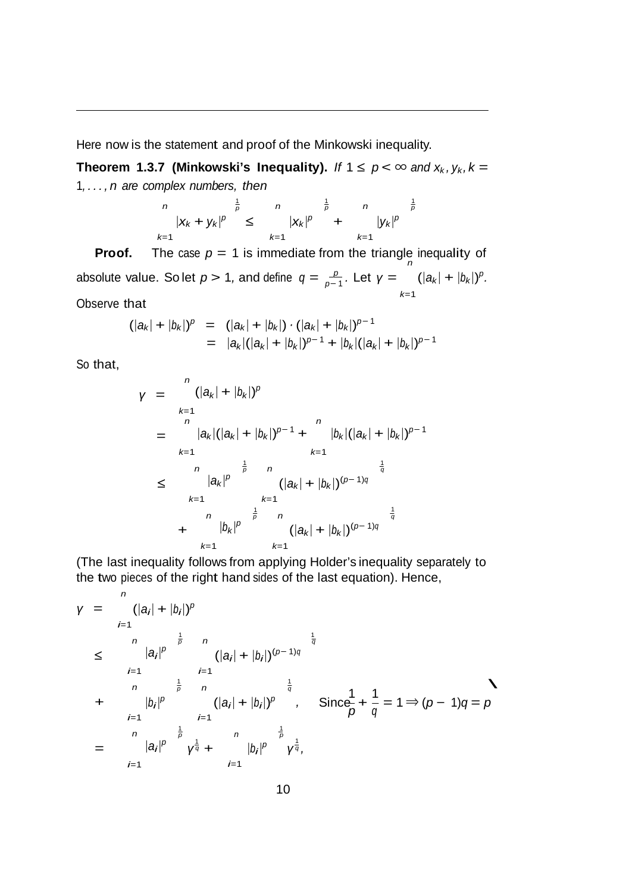---

Here now is the statement and proof of the Minkowski inequality.

**Theorem 1.3.7 (Minkowski's Inequality).** *If $1 \le p < \infty$ and $x_k, y_k, k = 1, \dots, n$ are complex numbers, then*

$$\left(\sum_{k=1}^{n} |x_k + y_k|^p\right)^{\frac{1}{p}} \le \left(\sum_{k=1}^{n} |x_k|^p\right)^{\frac{1}{p}} + \left(\sum_{k=1}^{n} |y_k|^p\right)^{\frac{1}{p}}$$

**Proof.** The case $p = 1$ is immediate from the triangle inequality of absolute value. So let $p > 1$, and define $q = \frac{p}{p-1}$. Let $\gamma = \sum_{k=1}^{n} (|a_k| + |b_k|)^p$. Observe that

$$\begin{aligned}
(|a_k| + |b_k|)^p &= (|a_k| + |b_k|) \cdot (|a_k| + |b_k|)^{p-1} \\
&= |a_k|(|a_k| + |b_k|)^{p-1} + |b_k|(|a_k| + |b_k|)^{p-1}
\end{aligned}$$

So that,

$$\begin{aligned}
\gamma &= \sum_{k=1}^{n} (|a_k| + |b_k|)^p \\
&= \sum_{k=1}^{n} |a_k|(|a_k| + |b_k|)^{p-1} + \sum_{k=1}^{n} |b_k|(|a_k| + |b_k|)^{p-1} \\
&\le \left(\sum_{k=1}^{n} |a_k|^p\right)^{\frac{1}{p}} \left(\sum_{k=1}^{n} (|a_k| + |b_k|)^{(p-1)q}\right)^{\frac{1}{q}} \\
&\quad + \left(\sum_{k=1}^{n} |b_k|^p\right)^{\frac{1}{p}} \left(\sum_{k=1}^{n} (|a_k| + |b_k|)^{(p-1)q}\right)^{\frac{1}{q}}
\end{aligned}$$

(The last inequality follows from applying Holder's inequality separately to the two pieces of the right hand sides of the last equation). Hence,

$$\begin{aligned}
\gamma &= \sum_{i=1}^{n} (|a_i| + |b_i|)^p \\
&\le \left(\sum_{i=1}^{n} |a_i|^p\right)^{\frac{1}{p}} \left(\sum_{i=1}^{n} (|a_i| + |b_i|)^{(p-1)q}\right)^{\frac{1}{q}} \\
&\quad + \left(\sum_{i=1}^{n} |b_i|^p\right)^{\frac{1}{p}} \left(\sum_{i=1}^{n} (|a_i| + |b_i|)^p\right)^{\frac{1}{q}}, \quad \text{Since } \frac{1}{p} + \frac{1}{q} = 1 \Rightarrow (p-1)q = p \\
&= \left(\sum_{i=1}^{n} |a_i|^p\right)^{\frac{1}{p}} \gamma^{\frac{1}{q}} + \left(\sum_{i=1}^{n} |b_i|^p\right)^{\frac{1}{p}} \gamma^{\frac{1}{q}},
\end{aligned}$$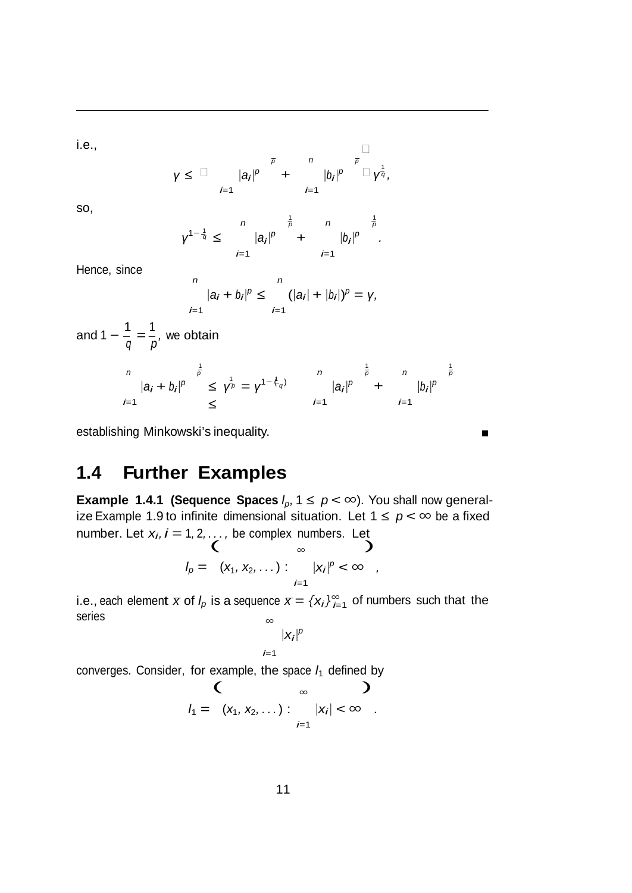i.e.,

$$\gamma \leq \left[ \left( \sum_{i=1}^{n} |a_i|^p \right)^{\frac{1}{p}} + \left( \sum_{i=1}^{n} |b_i|^p \right)^{\frac{1}{p}} \right] \gamma^{\frac{1}{q}},$$

so,

$$\gamma^{1-\frac{1}{q}} \leq \left( \sum_{i=1}^{n} |a_i|^p \right)^{\frac{1}{p}} + \left( \sum_{i=1}^{n} |b_i|^p \right)^{\frac{1}{p}}.$$

Hence, since

$$\sum_{i=1}^{n} |a_i + b_i|^p \leq \sum_{i=1}^{n} (|a_i| + |b_i|)^p = \gamma,$$

and $1 - \dfrac{1}{q} = \dfrac{1}{p}$, we obtain

$$\left( \sum_{i=1}^{n} |a_i + b_i|^p \right)^{\frac{1}{p}} \leq \gamma^{\frac{1}{p}} = \gamma^{1-\left(\frac{1}{q}\right)} \leq \left( \sum_{i=1}^{n} |a_i|^p \right)^{\frac{1}{p}} + \left( \sum_{i=1}^{n} |b_i|^p \right)^{\frac{1}{p}}$$

establishing Minkowski's inequality. ∎

## 1.4 Further Examples

**Example 1.4.1 (Sequence Spaces $l_p$, $1 \leq p < \infty$).** You shall now generalize Example 1.9 to infinite dimensional situation. Let $1 \leq p < \infty$ be a fixed number. Let $x_i, i = 1, 2, \ldots,$ be complex numbers. Let

$$l_p = \left\{ (x_1, x_2, \ldots) : \sum_{i=1}^{\infty} |x_i|^p < \infty \right\},$$

i.e., each element $\bar{x}$ of $l_p$ is a sequence $\bar{x} = \{x_i\}_{i=1}^{\infty}$ of numbers such that the series

$$\sum_{i=1}^{\infty} |x_i|^p$$

converges. Consider, for example, the space $l_1$ defined by

$$l_1 = \left\{ (x_1, x_2, \ldots) : \sum_{i=1}^{\infty} |x_i| < \infty \right\}.$$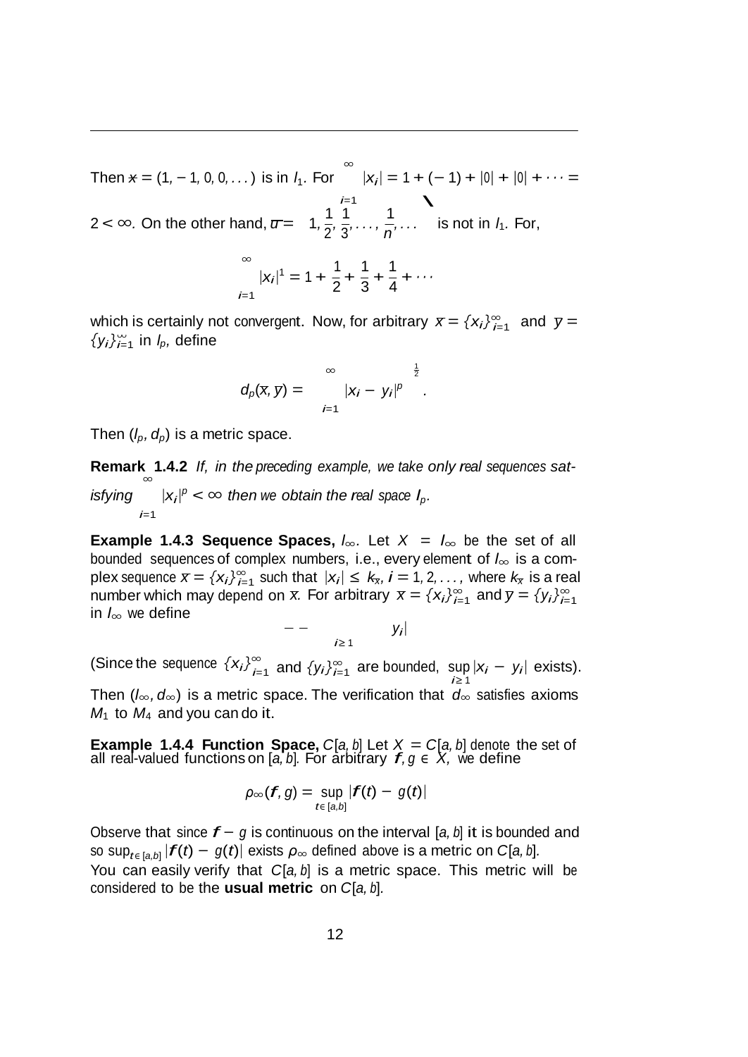Then $x = (1, -1, 0, 0, \dots)$ is in $l_1$. For $\sum_{i=1}^{\infty} |x_i| = 1 + (-1) + |0| + |0| + \cdots = 2 < \infty$. On the other hand, $\overline{u} = \left(1, \frac{1}{2}, \frac{1}{3}, \dots, \frac{1}{n}, \dots\right)$ is not in $l_1$. For,

$$\sum_{i=1}^{\infty} |x_i|^1 = 1 + \frac{1}{2} + \frac{1}{3} + \frac{1}{4} + \cdots$$

which is certainly not convergent. Now, for arbitrary $\overline{x} = \{x_i\}_{i=1}^{\infty}$ and $\overline{y} = \{y_i\}_{i=1}^{\infty}$ in $l_p$, define

$$d_p(\overline{x}, \overline{y}) = \left(\sum_{i=1}^{\infty} |x_i - y_i|^p\right)^{\frac{1}{2}}.$$

Then $(l_p, d_p)$ is a metric space.

**Remark 1.4.2** *If, in the preceding example, we take only real sequences satisfying* $\sum_{i=1}^{\infty} |x_i|^p < \infty$ *then we obtain the real space* $l_p$.

**Example 1.4.3 Sequence Spaces,** $l_\infty$. Let $X = l_\infty$ be the set of all bounded sequences of complex numbers, i.e., every element of $l_\infty$ is a complex sequence $\overline{x} = \{x_i\}_{i=1}^{\infty}$ such that $|x_i| \le k_{\overline{x}}$, $i = 1, 2, \dots,$ where $k_{\overline{x}}$ is a real number which may depend on $\overline{x}$. For arbitrary $\overline{x} = \{x_i\}_{i=1}^{\infty}$ and $\overline{y} = \{y_i\}_{i=1}^{\infty}$ in $l_\infty$ we define

$$d_\infty(\overline{x}, \overline{y}) = \sup_{i \ge 1} |x_i - y_i|$$

(Since the sequence $\{x_i\}_{i=1}^{\infty}$ and $\{y_i\}_{i=1}^{\infty}$ are bounded, $\sup_{i \ge 1} |x_i - y_i|$ exists). Then $(l_\infty, d_\infty)$ is a metric space. The verification that $d_\infty$ satisfies axioms $M_1$ to $M_4$ and you can do it.

**Example 1.4.4 Function Space,** $C[a, b]$ Let $X = C[a, b]$ denote the set of all real-valued functions on $[a, b]$. For arbitrary $f, g \in X$, we define

$$\rho_\infty(f, g) = \sup_{t \in [a,b]} |f(t) - g(t)|$$

Observe that since $f - g$ is continuous on the interval $[a, b]$ it is bounded and so $\sup_{t \in [a,b]} |f(t) - g(t)|$ exists $\rho_\infty$ defined above is a metric on $C[a, b]$.
You can easily verify that $C[a, b]$ is a metric space. This metric will be considered to be the **usual metric** on $C[a, b]$.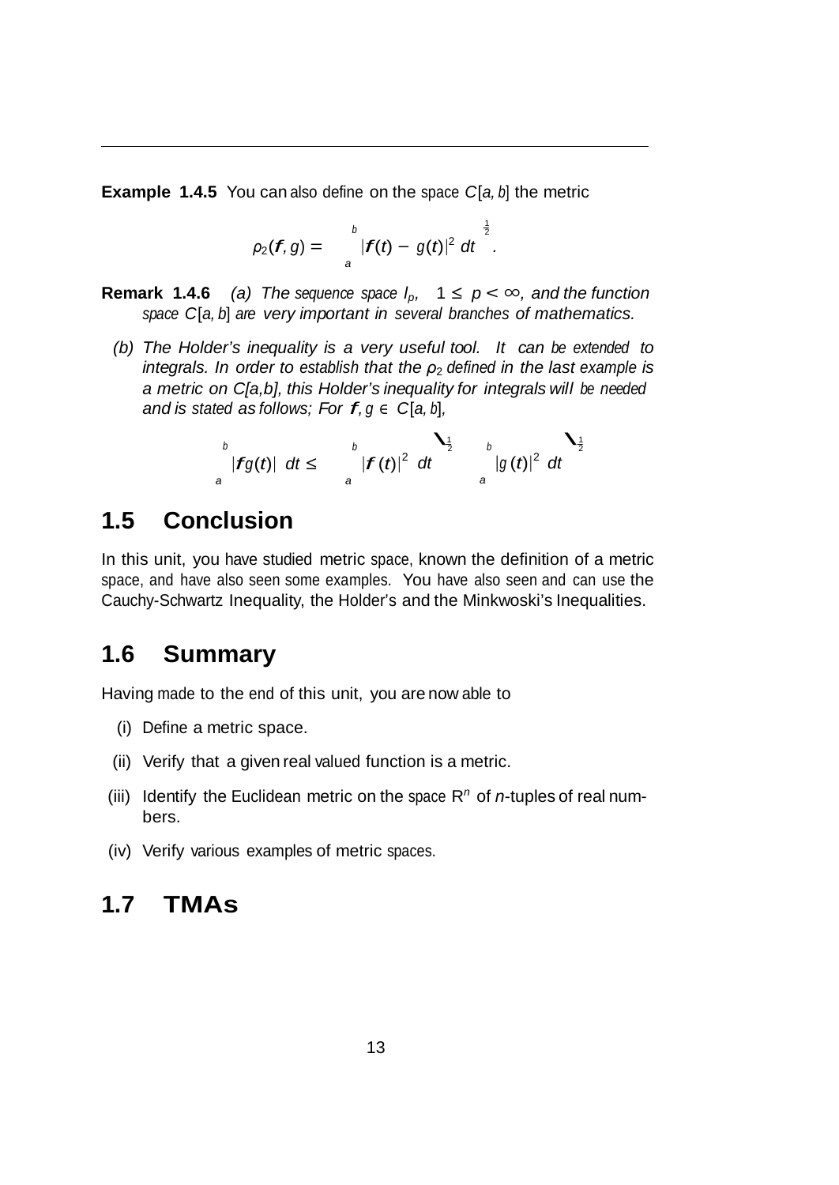**Example 1.4.5** You can also define on the space $C[a,b]$ the metric

$$\rho_2(f,g) = \left(\int_a^b |f(t) - g(t)|^2 \, dt\right)^{\frac{1}{2}}.$$

**Remark 1.4.6** *(a) The sequence space $l_p$, $1 \leq p < \infty$, and the function space $C[a,b]$ are very important in several branches of mathematics.*

*(b) The Holder's inequality is a very useful tool. It can be extended to integrals. In order to establish that the $\rho_2$ defined in the last example is a metric on C[a,b], this Holder's inequality for integrals will be needed and is stated as follows; For $f, g \in C[a,b]$,*

$$\int_a^b |fg(t)| \, dt \leq \left(\int_a^b |f(t)|^2 \, dt\right)^{\frac{1}{2}} \left(\int_a^b |g(t)|^2 \, dt\right)^{\frac{1}{2}}$$

## 1.5 Conclusion

In this unit, you have studied metric space, known the definition of a metric space, and have also seen some examples. You have also seen and can use the Cauchy-Schwartz Inequality, the Holder's and the Minkwoski's Inequalities.

## 1.6 Summary

Having made to the end of this unit, you are now able to

(i) Define a metric space.

(ii) Verify that a given real valued function is a metric.

(iii) Identify the Euclidean metric on the space $\mathbb{R}^n$ of $n$-tuples of real numbers.

(iv) Verify various examples of metric spaces.

## 1.7 TMAs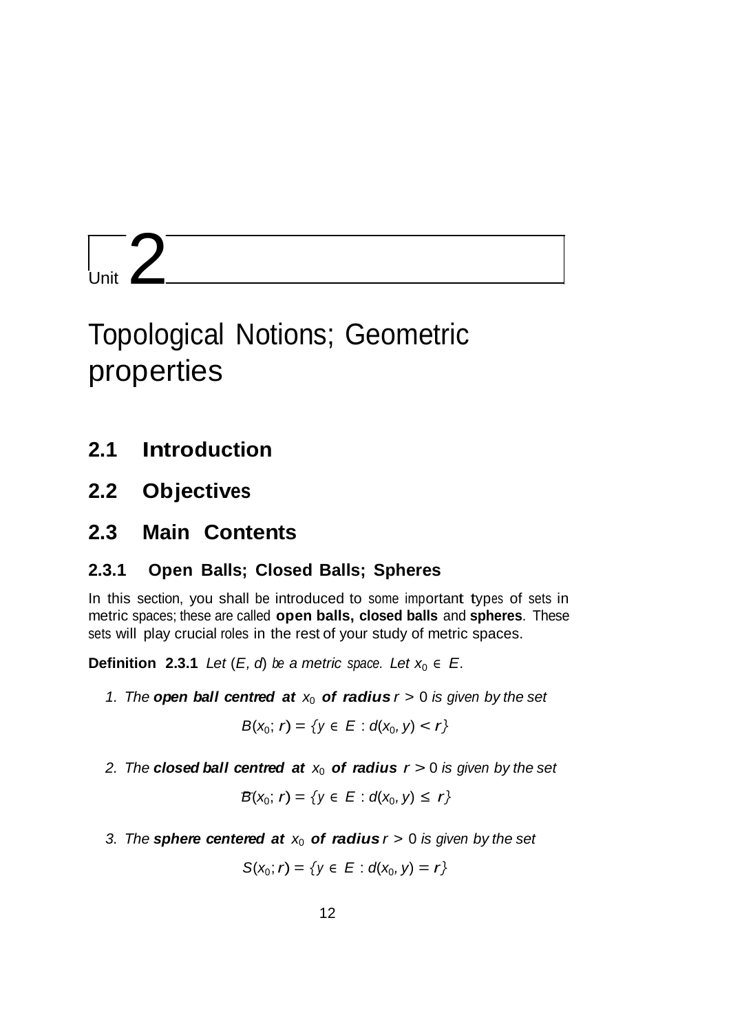Unit 2

# Topological Notions; Geometric properties

## 2.1 Introduction

## 2.2 Objectives

## 2.3 Main Contents

### 2.3.1 Open Balls; Closed Balls; Spheres

In this section, you shall be introduced to some important types of sets in metric spaces; these are called **open balls, closed balls** and **spheres**. These sets will play crucial roles in the rest of your study of metric spaces.

**Definition 2.3.1** *Let $(E, d)$ be a metric space. Let $x_0 \in E$.*

1. *The* ***open ball centred at*** $x_0$ ***of radius*** $r > 0$ *is given by the set*

$$B(x_0; r) = \{y \in E : d(x_0, y) < r\}$$

2. *The* ***closed ball centred at*** $x_0$ ***of radius*** $r > 0$ *is given by the set*

$$\bar{B}(x_0; r) = \{y \in E : d(x_0, y) \leq r\}$$

3. *The* ***sphere centered at*** $x_0$ ***of radius*** $r > 0$ *is given by the set*

$$S(x_0; r) = \{y \in E : d(x_0, y) = r\}$$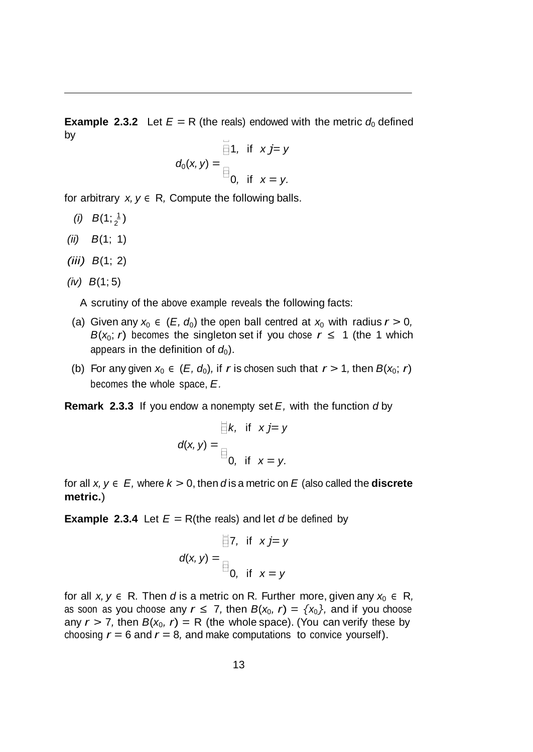**Example 2.3.2** Let $E = \mathbb{R}$ (the reals) endowed with the metric $d_0$ defined by

$$d_0(x, y) = \begin{cases} 1, & \text{if } x \neq y \\ 0, & \text{if } x = y. \end{cases}$$

for arbitrary $x, y \in \mathbb{R}$, Compute the following balls.

*(i)* $B(1; \frac{1}{2})$

*(ii)* $B(1;\ 1)$

*(iii)* $B(1;\ 2)$

*(iv)* $B(1; 5)$

A scrutiny of the above example reveals the following facts:

(a) Given any $x_0 \in (E, d_0)$ the open ball centred at $x_0$ with radius $r > 0$, $B(x_0; r)$ becomes the singleton set if you chose $r \leq 1$ (the 1 which appears in the definition of $d_0$).

(b) For any given $x_0 \in (E, d_0)$, if $r$ is chosen such that $r > 1$, then $B(x_0; r)$ becomes the whole space, $E$.

**Remark 2.3.3** If you endow a nonempty set $E$, with the function $d$ by

$$d(x, y) = \begin{cases} k, & \text{if } x \neq y \\ 0, & \text{if } x = y. \end{cases}$$

for all $x, y \in E$, where $k > 0$, then $d$ is a metric on $E$ (also called the **discrete metric.**)

**Example 2.3.4** Let $E = \mathbb{R}$(the reals) and let $d$ be defined by

$$d(x, y) = \begin{cases} 7, & \text{if } x \neq y \\ 0, & \text{if } x = y \end{cases}$$

for all $x, y \in \mathbb{R}$. Then $d$ is a metric on $\mathbb{R}$. Further more, given any $x_0 \in \mathbb{R}$, as soon as you choose any $r \leq 7$, then $B(x_0, r) = \{x_0\}$, and if you choose any $r > 7$, then $B(x_0, r) = \mathbb{R}$ (the whole space). (You can verify these by choosing $r = 6$ and $r = 8$, and make computations to convice yourself).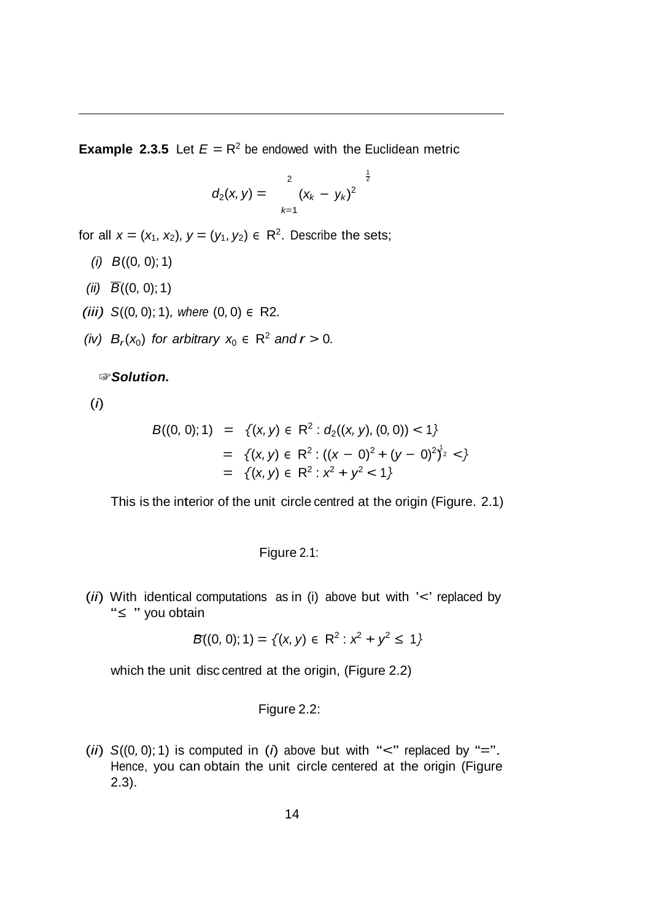**Example 2.3.5** Let $E = \mathbb{R}^2$ be endowed with the Euclidean metric

$$d_2(x, y) = \left( \sum_{k=1}^{2} (x_k - y_k)^2 \right)^{\frac{1}{2}}$$

for all $x = (x_1, x_2), y = (y_1, y_2) \in \mathbb{R}^2$. Describe the sets;

*(i)* $B((0, 0); 1)$

*(ii)* $\overline{B}((0, 0); 1)$

***(iii)*** $S((0, 0); 1)$, *where* $(0, 0) \in$ R2.

*(iv)* $B_r(x_0)$ *for arbitrary* $x_0 \in \mathbb{R}^2$ *and* $r > 0$.

☞***Solution.***

(*i*)

$$\begin{aligned} B((0, 0); 1) &= \{(x, y) \in \mathbb{R}^2 : d_2((x, y), (0, 0)) < 1\} \\ &= \{(x, y) \in \mathbb{R}^2 : ((x - 0)^2 + (y - 0)^2)^{\frac{1}{2}} <\} \\ &= \{(x, y) \in \mathbb{R}^2 : x^2 + y^2 < 1\} \end{aligned}$$

This is the interior of the unit circle centred at the origin (Figure. 2.1)

Figure 2.1:

(*ii*) With identical computations as in (i) above but with '$<$' replaced by "$\leq$ " you obtain

$$\overline{B}((0, 0); 1) = \{(x, y) \in \mathbb{R}^2 : x^2 + y^2 \leq 1\}$$

which the unit disc centred at the origin, (Figure 2.2)

Figure 2.2:

(*ii*) $S((0, 0); 1)$ is computed in (*i*) above but with "$<$" replaced by "$=$". Hence, you can obtain the unit circle centered at the origin (Figure 2.3).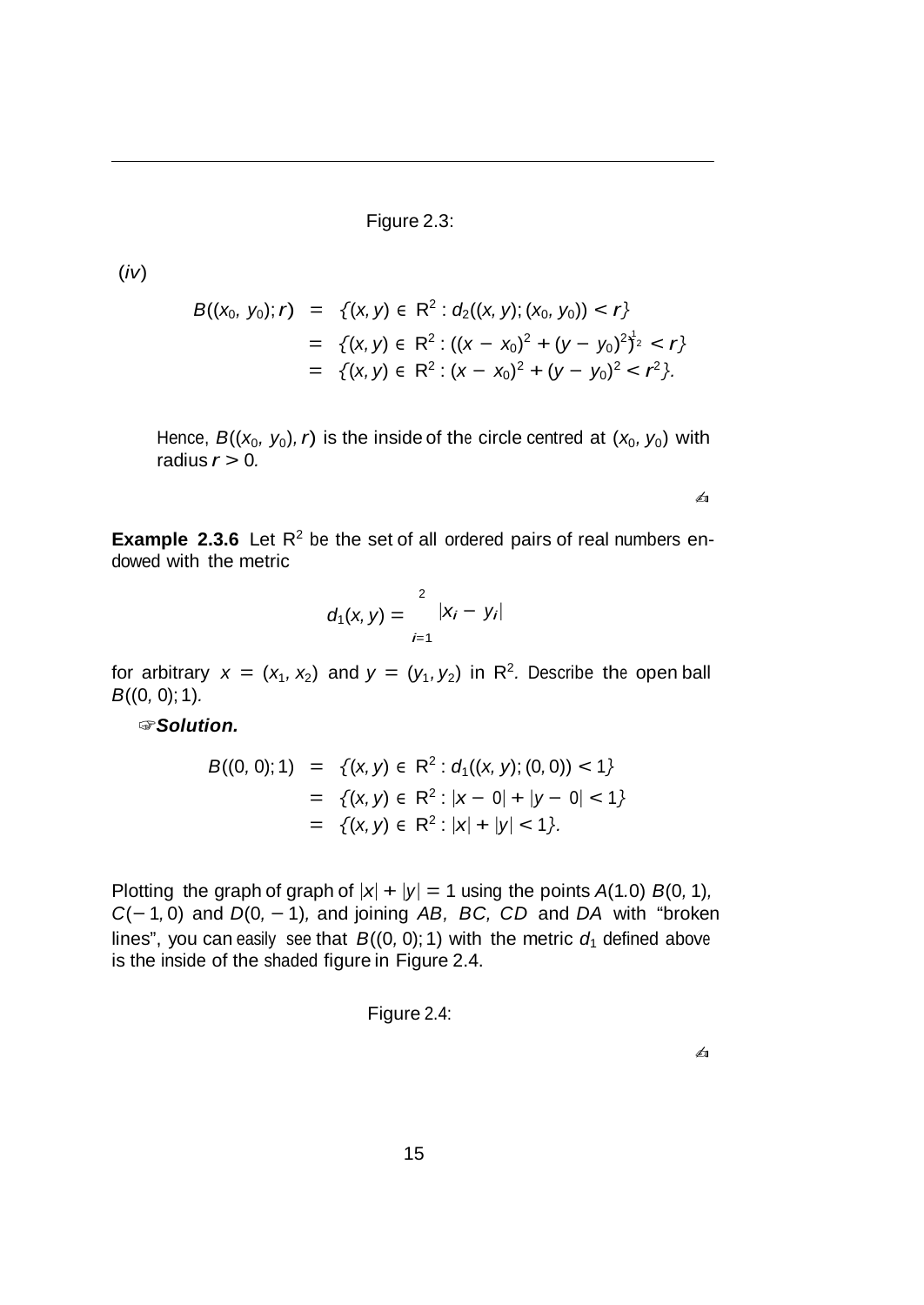Figure 2.3:

(*iv*)

$$
\begin{aligned}
B((x_0, y_0); r) &= \{(x, y) \in \mathbb{R}^2 : d_2((x, y); (x_0, y_0)) < r\} \\
&= \{(x, y) \in \mathbb{R}^2 : ((x - x_0)^2 + (y - y_0)^2)^{\frac{1}{2}} < r\} \\
&= \{(x, y) \in \mathbb{R}^2 : (x - x_0)^2 + (y - y_0)^2 < r^2\}.
\end{aligned}
$$

Hence, $B((x_0, y_0), r)$ is the inside of the circle centred at $(x_0, y_0)$ with radius $r > 0$.

✍

**Example 2.3.6** Let $\mathbb{R}^2$ be the set of all ordered pairs of real numbers endowed with the metric

$$
d_1(x, y) = \sum_{i=1}^{2} |x_i - y_i|
$$

for arbitrary $x = (x_1, x_2)$ and $y = (y_1, y_2)$ in $\mathbb{R}^2$. Describe the open ball $B((0, 0); 1)$.

☞***Solution.***

$$
\begin{aligned}
B((0, 0); 1) &= \{(x, y) \in \mathbb{R}^2 : d_1((x, y); (0, 0)) < 1\} \\
&= \{(x, y) \in \mathbb{R}^2 : |x - 0| + |y - 0| < 1\} \\
&= \{(x, y) \in \mathbb{R}^2 : |x| + |y| < 1\}.
\end{aligned}
$$

Plotting the graph of graph of $|x| + |y| = 1$ using the points $A(1.0)$ $B(0, 1)$, $C(-1, 0)$ and $D(0, -1)$, and joining $AB$, $BC$, $CD$ and $DA$ with "broken lines", you can easily see that $B((0, 0); 1)$ with the metric $d_1$ defined above is the inside of the shaded figure in Figure 2.4.

Figure 2.4:

✍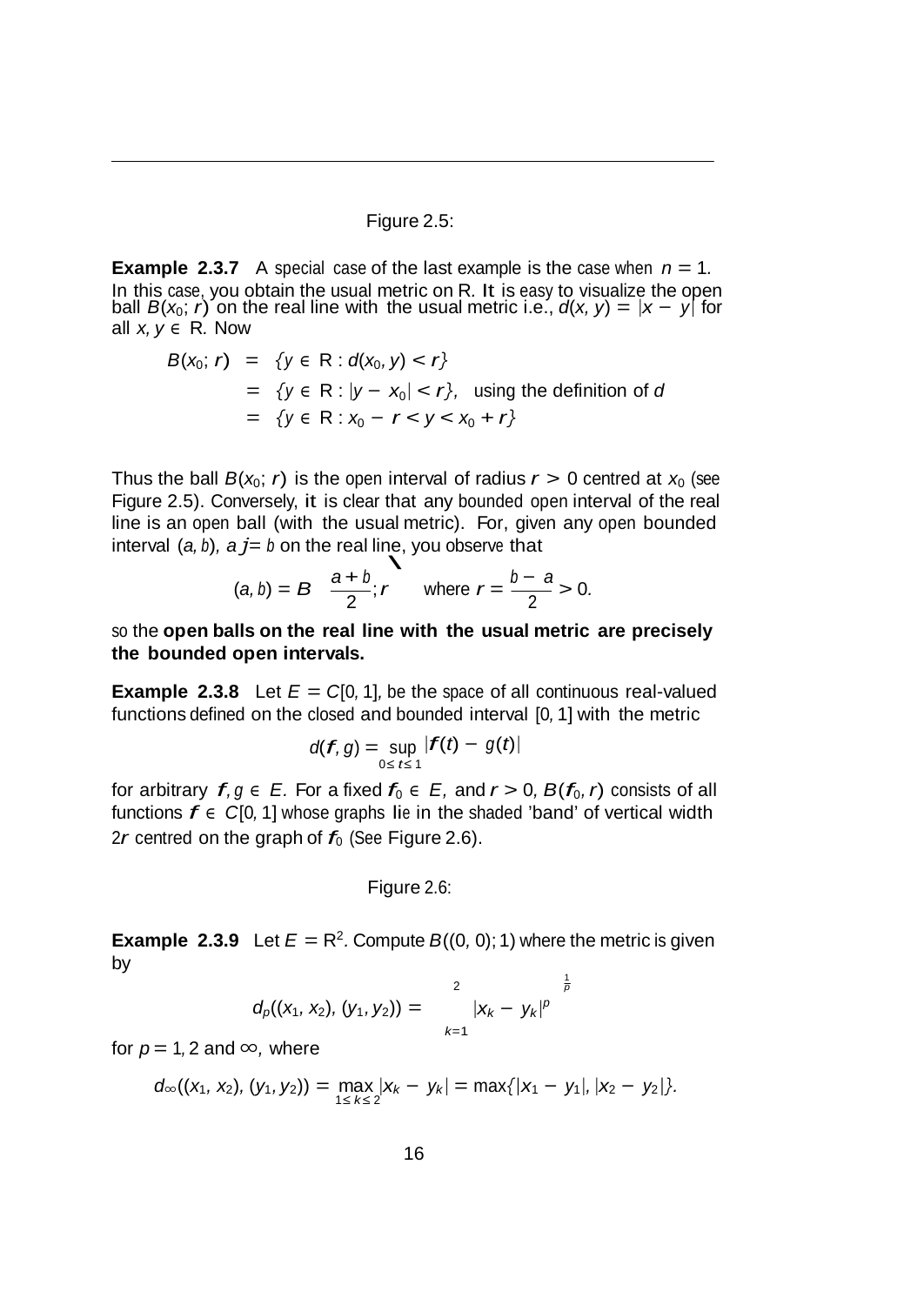Figure 2.5:

**Example 2.3.7** A special case of the last example is the case when $n = 1$. In this case, you obtain the usual metric on $\mathbb{R}$. It is easy to visualize the open ball $B(x_0; r)$ on the real line with the usual metric i.e., $d(x, y) = |x - y|$ for all $x, y \in \mathbb{R}$. Now

$$
\begin{aligned}
B(x_0; r) &= \{y \in \mathbb{R} : d(x_0, y) < r\} \\
&= \{y \in \mathbb{R} : |y - x_0| < r\}, \quad \text{using the definition of } d \\
&= \{y \in \mathbb{R} : x_0 - r < y < x_0 + r\}
\end{aligned}
$$

Thus the ball $B(x_0; r)$ is the open interval of radius $r > 0$ centred at $x_0$ (see Figure 2.5). Conversely, it is clear that any bounded open interval of the real line is an open ball (with the usual metric). For, given any open bounded interval $(a, b)$, $a \neq b$ on the real line, you observe that

$$
(a, b) = B\left(\frac{a+b}{2}; r\right) \quad \text{where } r = \frac{b-a}{2} > 0.
$$

so the **open balls on the real line with the usual metric are precisely the bounded open intervals.**

**Example 2.3.8** Let $E = C[0, 1]$, be the space of all continuous real-valued functions defined on the closed and bounded interval $[0, 1]$ with the metric

$$
d(f, g) = \sup_{0 \leq t \leq 1} |f(t) - g(t)|
$$

for arbitrary $f, g \in E$. For a fixed $f_0 \in E$, and $r > 0$, $B(f_0, r)$ consists of all functions $f \in C[0, 1]$ whose graphs lie in the shaded 'band' of vertical width $2r$ centred on the graph of $f_0$ (See Figure 2.6).

Figure 2.6:

**Example 2.3.9** Let $E = \mathbb{R}^2$. Compute $B((0, 0); 1)$ where the metric is given by

$$
d_p((x_1, x_2), (y_1, y_2)) = \left(\sum_{k=1}^{2} |x_k - y_k|^p\right)^{\frac{1}{p}}
$$

for $p = 1, 2$ and $\infty$, where

$$
d_\infty((x_1, x_2), (y_1, y_2)) = \max_{1 \leq k \leq 2} |x_k - y_k| = \max\{|x_1 - y_1|, |x_2 - y_2|\}.
$$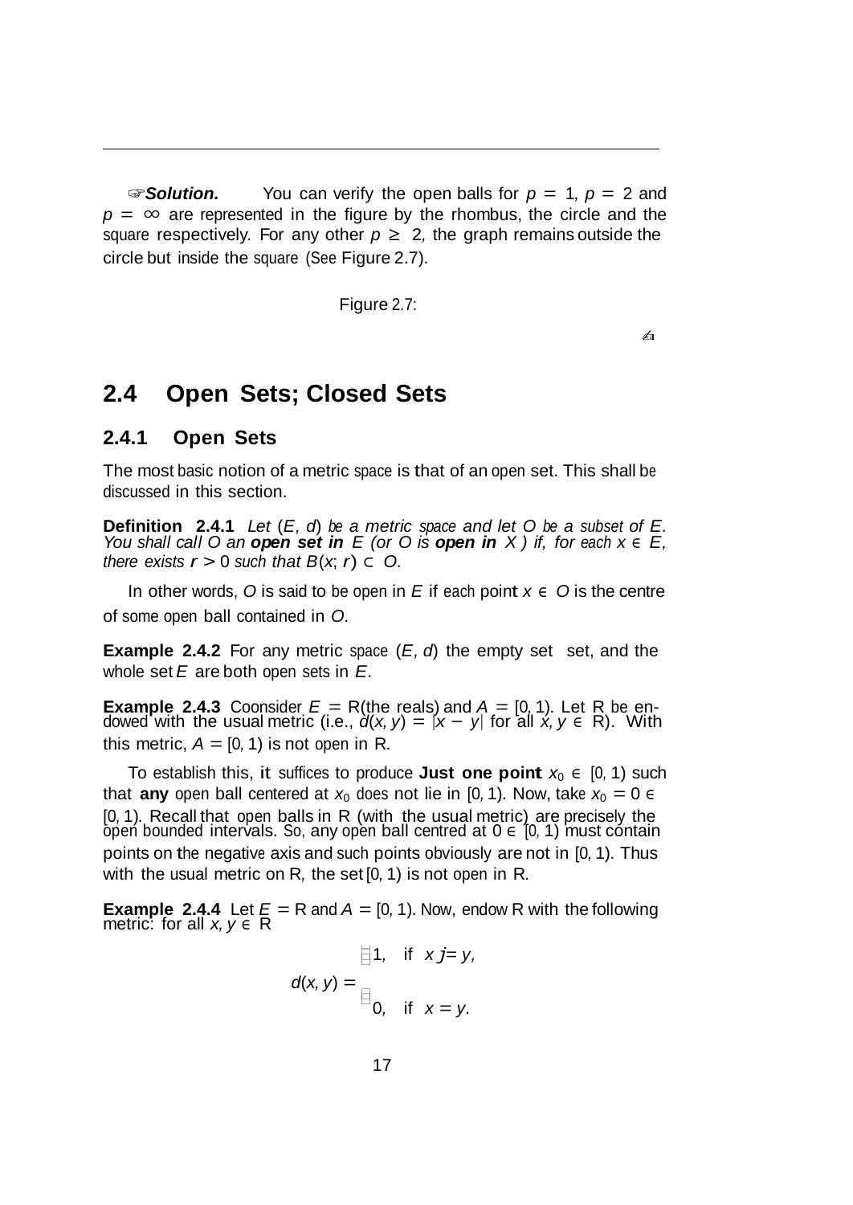☞***Solution.*** You can verify the open balls for $p = 1$, $p = 2$ and $p = \infty$ are represented in the figure by the rhombus, the circle and the square respectively. For any other $p \geq 2$, the graph remains outside the circle but inside the square (See Figure 2.7).

Figure 2.7:

✍

## 2.4 Open Sets; Closed Sets

### 2.4.1 Open Sets

The most basic notion of a metric space is that of an open set. This shall be discussed in this section.

**Definition 2.4.1** *Let $(E, d)$ be a metric space and let $O$ be a subset of $E$. You shall call $O$ an **open set in** $E$ (or $O$ is **open in** $X$ ) if, for each $x \in E$, there exists $r > 0$ such that $B(x; r) \subset O$.*

In other words, $O$ is said to be open in $E$ if each point $x \in O$ is the centre of some open ball contained in $O$.

**Example 2.4.2** For any metric space $(E, d)$ the empty set set, and the whole set $E$ are both open sets in $E$.

**Example 2.4.3** Coonsider $E = \mathbb{R}$(the reals) and $A = [0, 1)$. Let $\mathbb{R}$ be endowed with the usual metric (i.e., $d(x, y) = |x - y|$ for all $x, y \in \mathbb{R}$). With this metric, $A = [0, 1)$ is not open in $\mathbb{R}$.

To establish this, it suffices to produce **Just one point** $x_0 \in [0, 1)$ such that **any** open ball centered at $x_0$ does not lie in $[0, 1)$. Now, take $x_0 = 0 \in [0, 1)$. Recall that open balls in $\mathbb{R}$ (with the usual metric) are precisely the open bounded intervals. So, any open ball centred at $0 \in [0, 1)$ must contain points on the negative axis and such points obviously are not in $[0, 1)$. Thus with the usual metric on $\mathbb{R}$, the set $[0, 1)$ is not open in $\mathbb{R}$.

**Example 2.4.4** Let $E = \mathbb{R}$ and $A = [0, 1)$. Now, endow $\mathbb{R}$ with the following metric: for all $x, y \in \mathbb{R}$

$$d(x, y) = \begin{cases} 1, & \text{if } x \neq y, \\ 0, & \text{if } x = y. \end{cases}$$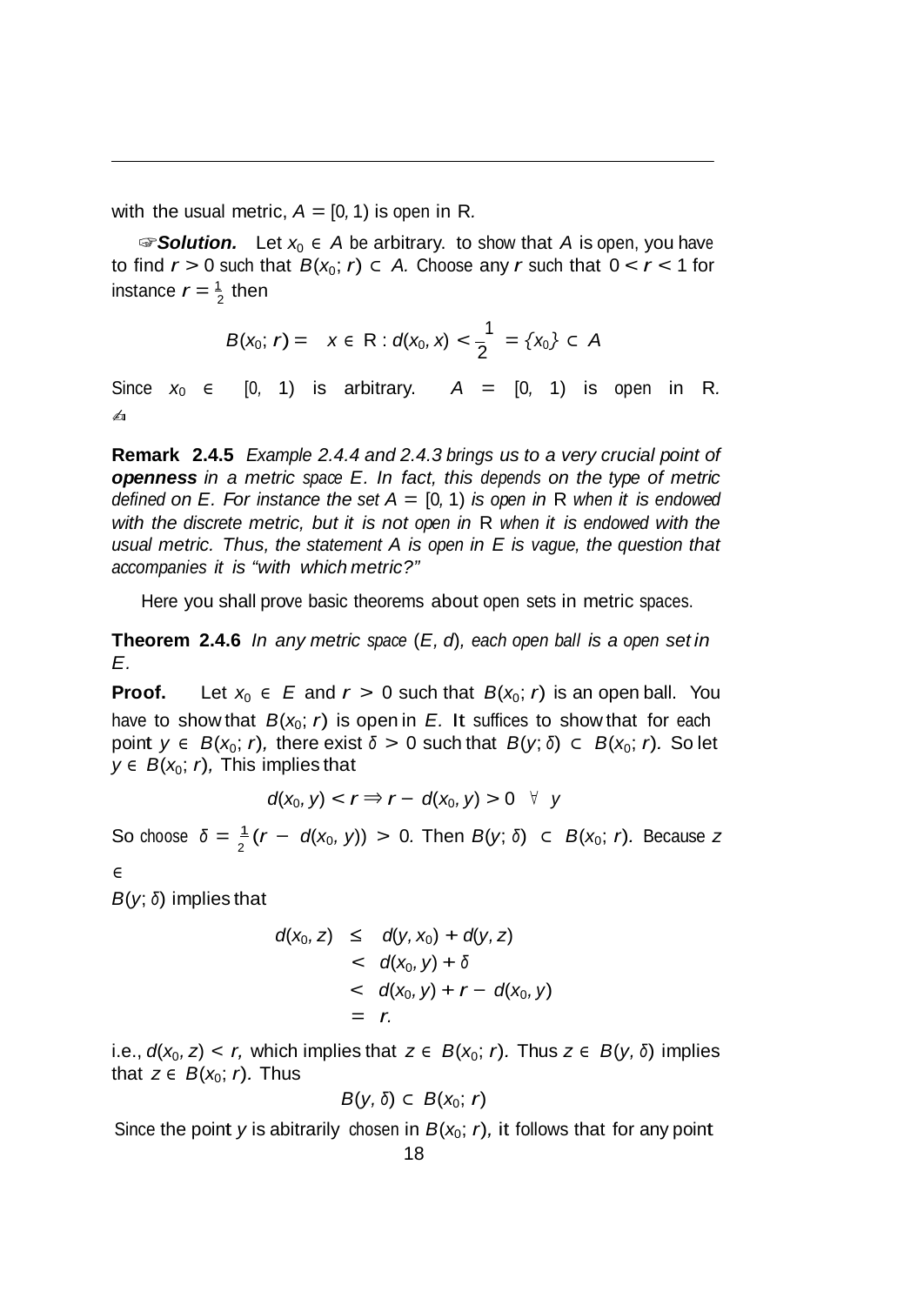with the usual metric, $A = [0, 1)$ is open in R.

☞***Solution.*** Let $x_0 \in A$ be arbitrary. to show that $A$ is open, you have to find $r > 0$ such that $B(x_0; r) \subset A$. Choose any $r$ such that $0 < r < 1$ for instance $r = \frac{1}{2}$ then

$$B(x_0; r) = \left\{ x \in \mathbb{R} : d(x_0, x) < \frac{1}{2} \right\} = \{x_0\} \subset A$$

Since $x_0 \in [0, 1)$ is arbitrary. $A = [0, 1)$ is open in R. ✍

**Remark 2.4.5** *Example 2.4.4 and 2.4.3 brings us to a very crucial point of* ***openness*** *in a metric space $E$. In fact, this depends on the type of metric defined on $E$. For instance the set $A = [0, 1)$ is open in* R *when it is endowed with the discrete metric, but it is not open in* R *when it is endowed with the usual metric. Thus, the statement $A$ is open in $E$ is vague, the question that accompanies it is "with which metric?"*

Here you shall prove basic theorems about open sets in metric spaces.

**Theorem 2.4.6** *In any metric space $(E, d)$, each open ball is a open set in $E$.*

**Proof.** Let $x_0 \in E$ and $r > 0$ such that $B(x_0; r)$ is an open ball. You have to show that $B(x_0; r)$ is open in $E$. It suffices to show that for each point $y \in B(x_0; r)$, there exist $\delta > 0$ such that $B(y; \delta) \subset B(x_0; r)$. So let $y \in B(x_0; r)$, This implies that

$$d(x_0, y) < r \Rightarrow r - d(x_0, y) > 0 \quad \forall \ y$$

So choose $\delta = \frac{1}{2}(r - d(x_0, y)) > 0$. Then $B(y; \delta) \subset B(x_0; r)$. Because $z \in B(y; \delta)$ implies that

$$\begin{aligned} d(x_0, z) &\leq d(y, x_0) + d(y, z) \\ &< d(x_0, y) + \delta \\ &< d(x_0, y) + r - d(x_0, y) \\ &= r. \end{aligned}$$

i.e., $d(x_0, z) < r$, which implies that $z \in B(x_0; r)$. Thus $z \in B(y, \delta)$ implies that $z \in B(x_0; r)$. Thus

$$B(y, \delta) \subset B(x_0; r)$$

Since the point $y$ is abitrarily chosen in $B(x_0; r)$, it follows that for any point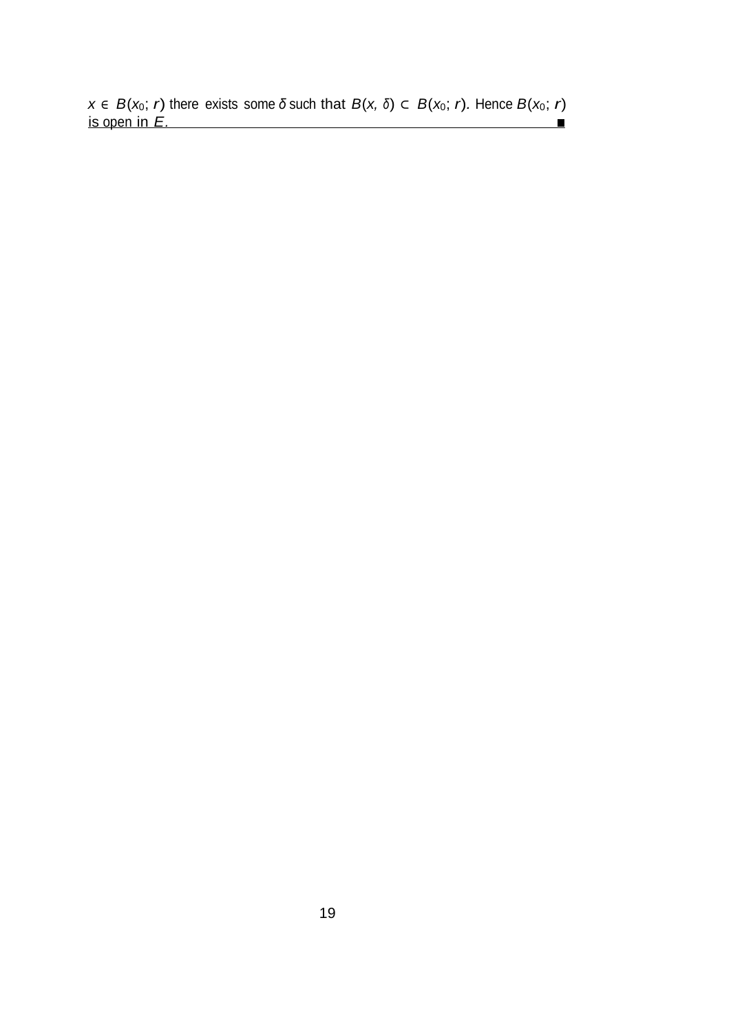$x \in B(x_0; r)$ there exists some $\delta$ such that $B(x, \delta) \subset B(x_0; r)$. Hence $B(x_0; r)$ is open in $E$. ∎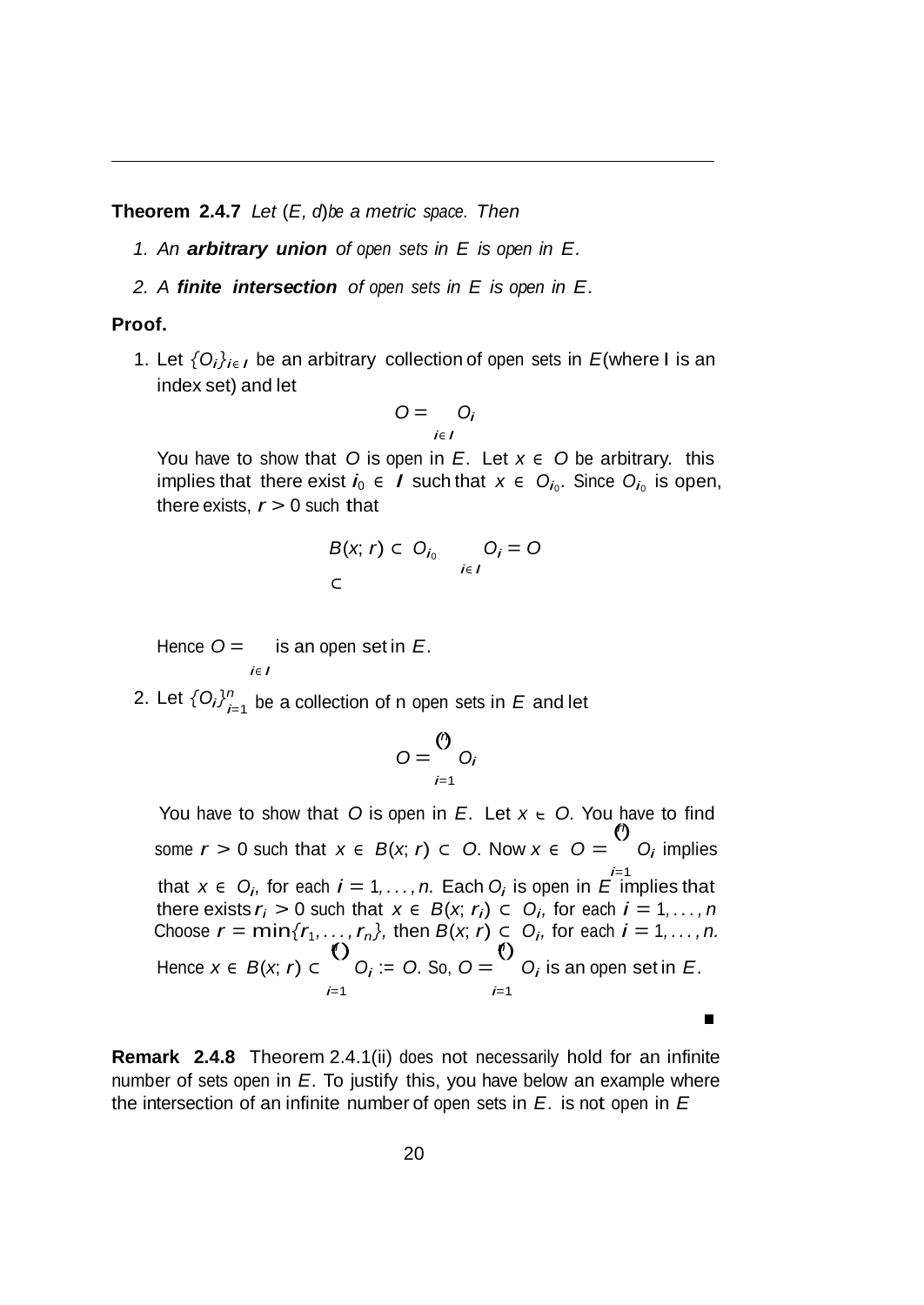**Theorem 2.4.7** *Let* $(E, d)$ *be a metric space. Then*

1. *An* ***arbitrary union*** *of open sets in* $E$ *is open in* $E$*.*
2. *A* ***finite intersection*** *of open sets in* $E$ *is open in* $E$*.*

**Proof.**

1. Let $\{O_i\}_{i\in I}$ be an arbitrary collection of open sets in $E$ (where I is an index set) and let

$$O = \bigcup_{i\in I} O_i$$

You have to show that $O$ is open in $E$. Let $x \in O$ be arbitrary. this implies that there exist $i_0 \in I$ such that $x \in O_{i_0}$. Since $O_{i_0}$ is open, there exists, $r > 0$ such that

$$B(x; r) \subset O_{i_0} \subset \bigcup_{i\in I} O_i = O$$

Hence $O = \bigcup_{i\in I}$ is an open set in $E$.

2. Let $\{O_i\}_{i=1}^{n}$ be a collection of n open sets in $E$ and let

$$O = \bigcap_{i=1}^{n} O_i$$

You have to show that $O$ is open in $E$. Let $x \in O$. You have to find some $r > 0$ such that $x \in B(x; r) \subset O$. Now $x \in O = \bigcap_{i=1}^{n} O_i$ implies that $x \in O_i$, for each $i = 1, \ldots, n$. Each $O_i$ is open in $E$ implies that there exists $r_i > 0$ such that $x \in B(x; r_i) \subset O_i$, for each $i = 1, \ldots, n$ Choose $r = \min\{r_1, \ldots, r_n\}$, then $B(x; r) \subset O_i$, for each $i = 1, \ldots, n$. Hence $x \in B(x; r) \subset \bigcap_{i=1}^{n} O_i := O$. So, $O = \bigcap_{i=1}^{n} O_i$ is an open set in $E$.

■

**Remark 2.4.8** Theorem 2.4.1(ii) does not necessarily hold for an infinite number of sets open in $E$. To justify this, you have below an example where the intersection of an infinite number of open sets in $E$. is not open in $E$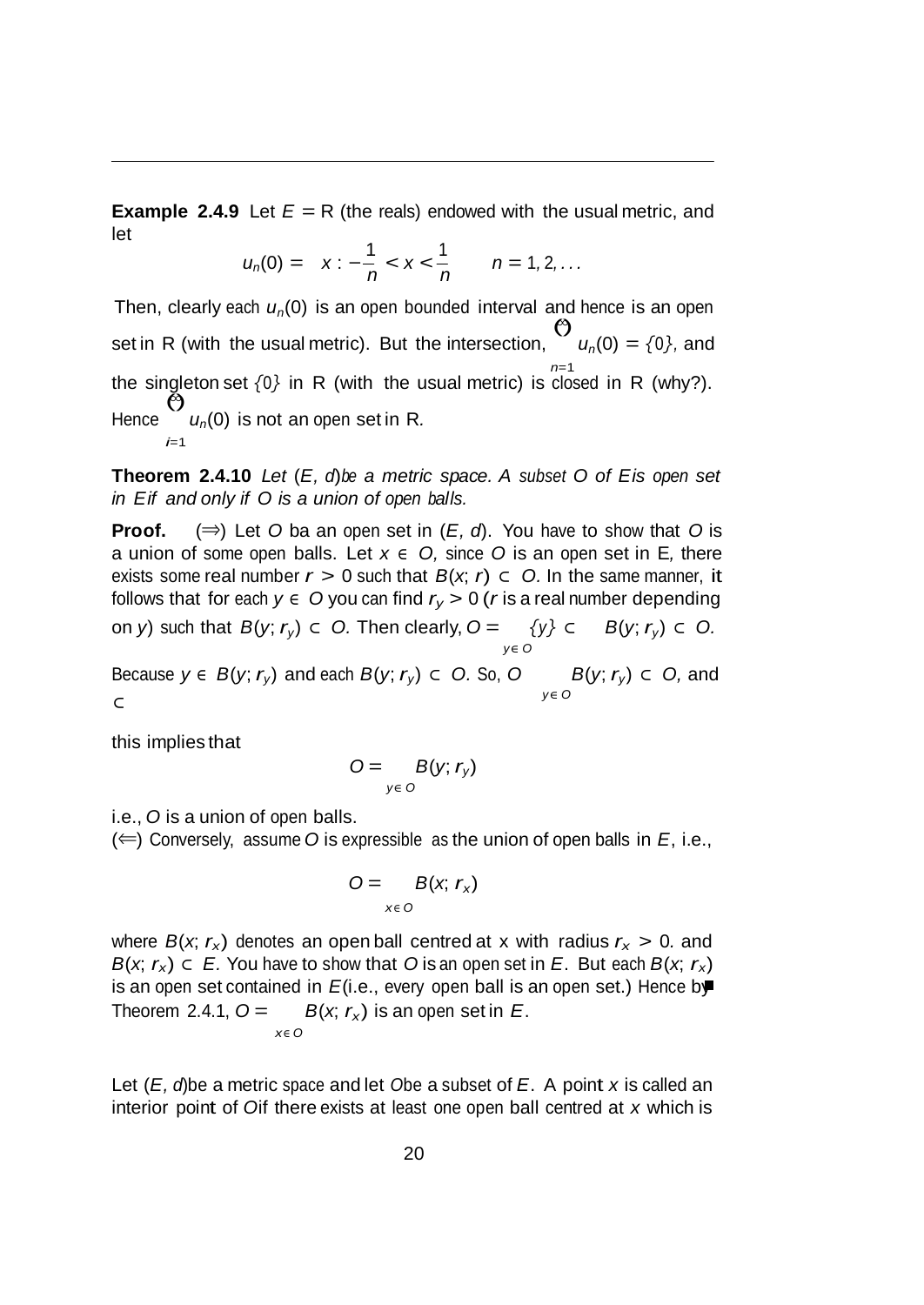**Example 2.4.9** Let $E = \mathbb{R}$ (the reals) endowed with the usual metric, and let

$$u_n(0) = \left\{ x : -\frac{1}{n} < x < \frac{1}{n} \right\} \qquad n = 1, 2, \ldots$$

Then, clearly each $u_n(0)$ is an open bounded interval and hence is an open set in R (with the usual metric). But the intersection, $\bigcap_{n=1}^{\infty} u_n(0) = \{0\}$, and the singleton set $\{0\}$ in R (with the usual metric) is closed in R (why?). Hence $\bigcap_{i=1}^{\infty} u_n(0)$ is not an open set in R.

**Theorem 2.4.10** *Let $(E, d)$ be a metric space. A subset $O$ of $E$ is open set in $E$ if and only if $O$ is a union of open balls.*

**Proof.** $(\Rightarrow)$ Let $O$ ba an open set in $(E, d)$. You have to show that $O$ is a union of some open balls. Let $x \in O$, since $O$ is an open set in E, there exists some real number $r > 0$ such that $B(x; r) \subset O$. In the same manner, it follows that for each $y \in O$ you can find $r_y > 0$ ($r$ is a real number depending on $y$) such that $B(y; r_y) \subset O$. Then clearly, $O = \bigcup_{y \in O} \{y\} \subset \bigcup_{y \in O} B(y; r_y) \subset O$. Because $y \in B(y; r_y)$ and each $B(y; r_y) \subset O$. So, $O \subset \bigcup_{y \in O} B(y; r_y) \subset O$, and

this implies that

$$O = \bigcup_{y \in O} B(y; r_y)$$

i.e., $O$ is a union of open balls.

$(\Leftarrow)$ Conversely, assume $O$ is expressible as the union of open balls in $E$, i.e.,

$$O = \bigcup_{x \in O} B(x; r_x)$$

where $B(x; r_x)$ denotes an open ball centred at x with radius $r_x > 0$. and $B(x; r_x) \subset E$. You have to show that $O$ is an open set in $E$. But each $B(x; r_x)$ is an open set contained in $E$ (i.e., every open ball is an open set.) Hence by Theorem 2.4.1, $O = \bigcup_{x \in O} B(x; r_x)$ is an open set in $E$. ∎

Let $(E, d)$ be a metric space and let $O$ be a subset of $E$. A point $x$ is called an interior point of $O$ if there exists at least one open ball centred at $x$ which is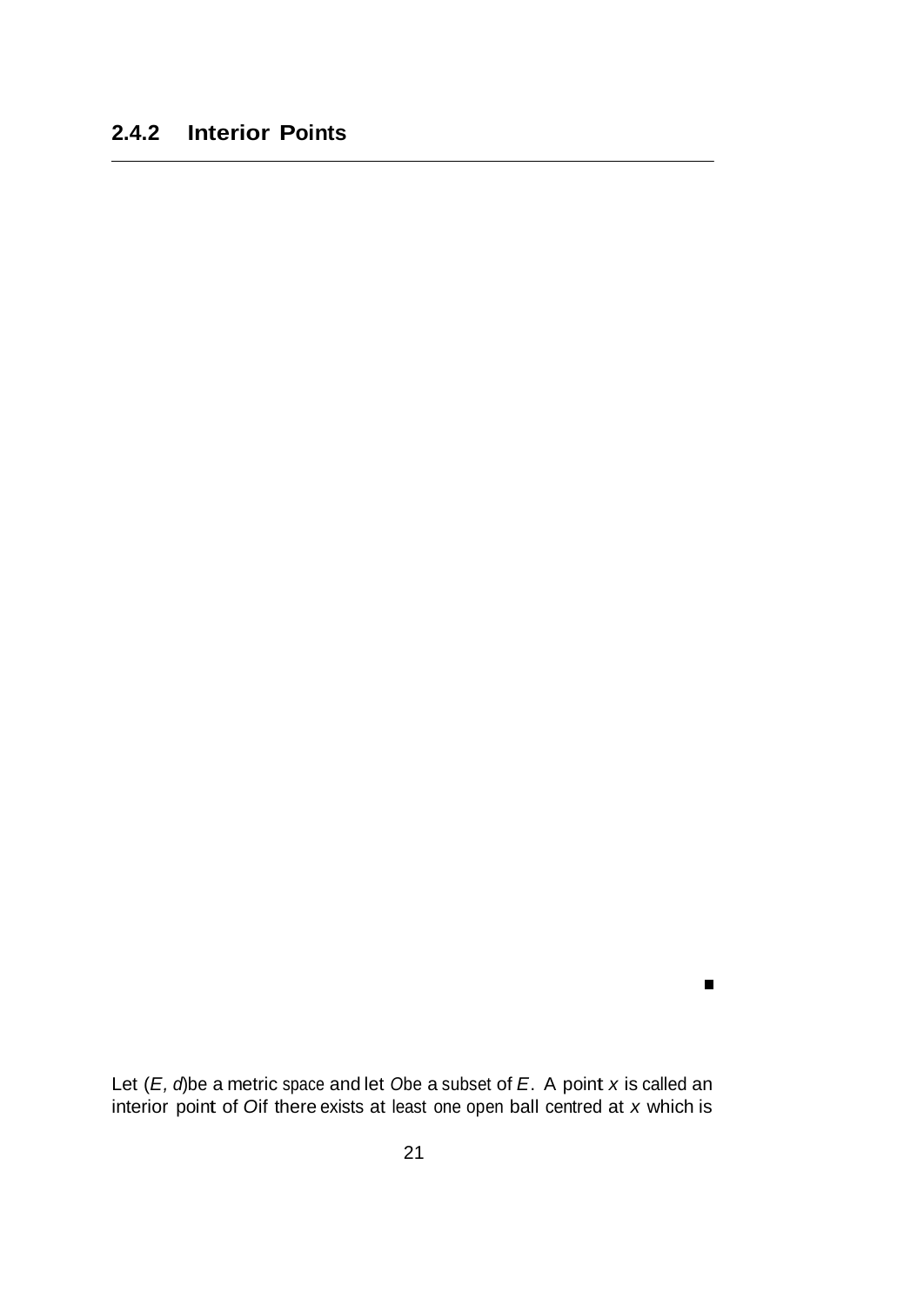### 2.4.2 Interior Points

■

Let $(E, d)$ be a metric space and let $O$ be a subset of $E$. A point $x$ is called an interior point of $O$ if there exists at least one open ball centred at $x$ which is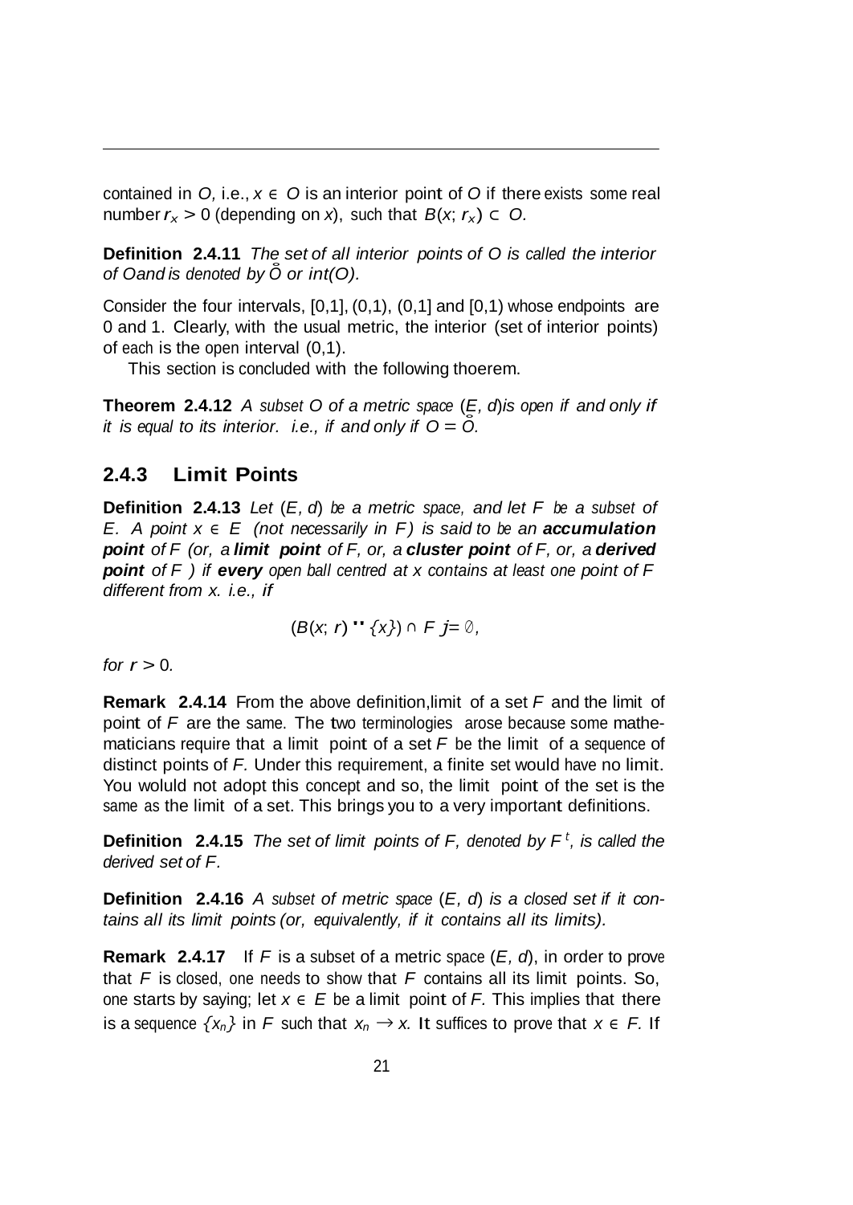contained in $O$, i.e., $x \in O$ is an interior point of $O$ if there exists some real number $r_x > 0$ (depending on $x$), such that $B(x; r_x) \subset O$.

**Definition 2.4.11** *The set of all interior points of $O$ is called the interior of $O$and is denoted by $\mathring{O}$ or $int(O)$.*

Consider the four intervals, [0,1], (0,1), (0,1] and [0,1) whose endpoints are 0 and 1. Clearly, with the usual metric, the interior (set of interior points) of each is the open interval (0,1).

This section is concluded with the following thoerem.

**Theorem 2.4.12** *A subset $O$ of a metric space $(E, d)$is open if and only if it is equal to its interior. i.e., if and only if $O = \mathring{O}$.*

### 2.4.3 Limit Points

**Definition 2.4.13** *Let $(E, d)$ be a metric space, and let $F$ be a subset of $E$. A point $x \in E$ (not necessarily in $F$) is said to be an **accumulation point** of $F$ (or, a **limit point** of $F$, or, a **cluster point** of $F$, or, a **derived point** of $F$ ) if **every** open ball centred at $x$ contains at least one point of $F$ different from $x$. i.e., if*

$$(B(x; r) \setminus \{x\}) \cap F \neq \emptyset,$$

*for $r > 0$.*

**Remark 2.4.14** From the above definition,limit of a set $F$ and the limit of point of $F$ are the same. The two terminologies arose because some mathematicians require that a limit point of a set $F$ be the limit of a sequence of distinct points of $F$. Under this requirement, a finite set would have no limit. You woluld not adopt this concept and so, the limit point of the set is the same as the limit of a set. This brings you to a very important definitions.

**Definition 2.4.15** *The set of limit points of $F$, denoted by $F'$, is called the derived set of $F$.*

**Definition 2.4.16** *A subset of metric space $(E, d)$ is a closed set if it contains all its limit points (or, equivalently, if it contains all its limits).*

**Remark 2.4.17** If $F$ is a subset of a metric space $(E, d)$, in order to prove that $F$ is closed, one needs to show that $F$ contains all its limit points. So, one starts by saying; let $x \in E$ be a limit point of $F$. This implies that there is a sequence $\{x_n\}$ in $F$ such that $x_n \to x$. It suffices to prove that $x \in F$. If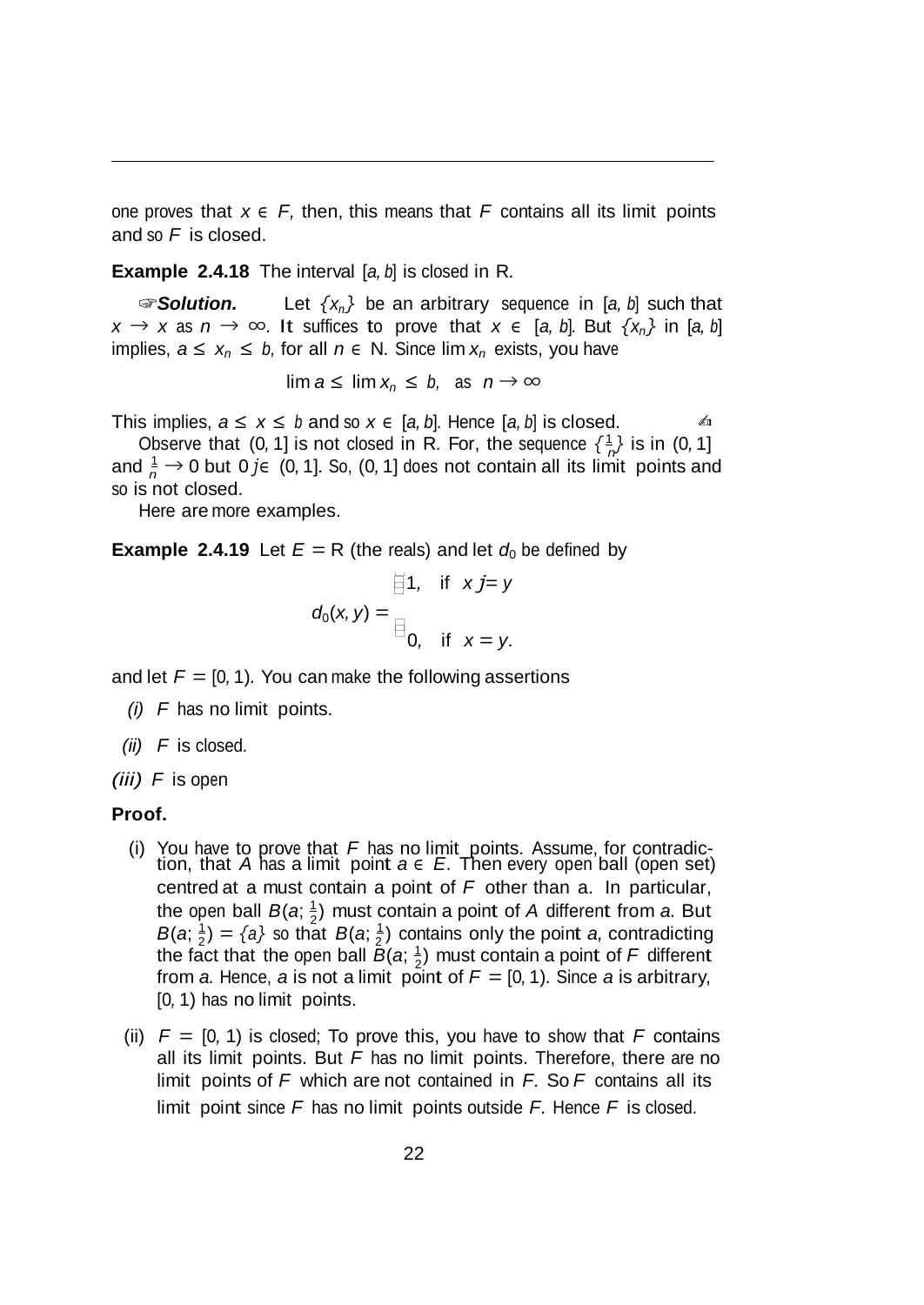one proves that $x \in F$, then, this means that $F$ contains all its limit points and so $F$ is closed.

**Example 2.4.18** The interval $[a, b]$ is closed in R.

☞***Solution.*** Let $\{x_n\}$ be an arbitrary sequence in $[a, b]$ such that $x \to x$ as $n \to \infty$. It suffices to prove that $x \in [a, b]$. But $\{x_n\}$ in $[a, b]$ implies, $a \leq x_n \leq b$, for all $n \in$ N. Since $\lim x_n$ exists, you have

$$\lim a \leq \lim x_n \leq b, \quad \text{as} \quad n \to \infty$$

This implies, $a \leq x \leq b$ and so $x \in [a, b]$. Hence $[a, b]$ is closed. ✍

Observe that $(0, 1]$ is not closed in R. For, the sequence $\{\frac{1}{n}\}$ is in $(0, 1]$ and $\frac{1}{n} \to 0$ but $0 \notin (0, 1]$. So, $(0, 1]$ does not contain all its limit points and so is not closed.

Here are more examples.

**Example 2.4.19** Let $E =$ R (the reals) and let $d_0$ be defined by

$$d_0(x, y) = \begin{cases} 1, & \text{if } x \neq y \\ 0, & \text{if } x = y. \end{cases}$$

and let $F = [0, 1)$. You can make the following assertions

*(i)* $F$ has no limit points.

*(ii)* $F$ is closed.

***(iii)*** $F$ is open

**Proof.**

(i) You have to prove that $F$ has no limit points. Assume, for contradiction, that $A$ has a limit point $a \in E$. Then every open ball (open set) centred at a must contain a point of $F$ other than a. In particular, the open ball $B(a; \frac{1}{2})$ must contain a point of $A$ different from $a$. But $B(a; \frac{1}{2}) = \{a\}$ so that $B(a; \frac{1}{2})$ contains only the point $a$, contradicting the fact that the open ball $B(a; \frac{1}{2})$ must contain a point of $F$ different from $a$. Hence, $a$ is not a limit point of $F = [0, 1)$. Since $a$ is arbitrary, $[0, 1)$ has no limit points.

(ii) $F = [0, 1)$ is closed; To prove this, you have to show that $F$ contains all its limit points. But $F$ has no limit points. Therefore, there are no limit points of $F$ which are not contained in $F$. So $F$ contains all its limit point since $F$ has no limit points outside $F$. Hence $F$ is closed.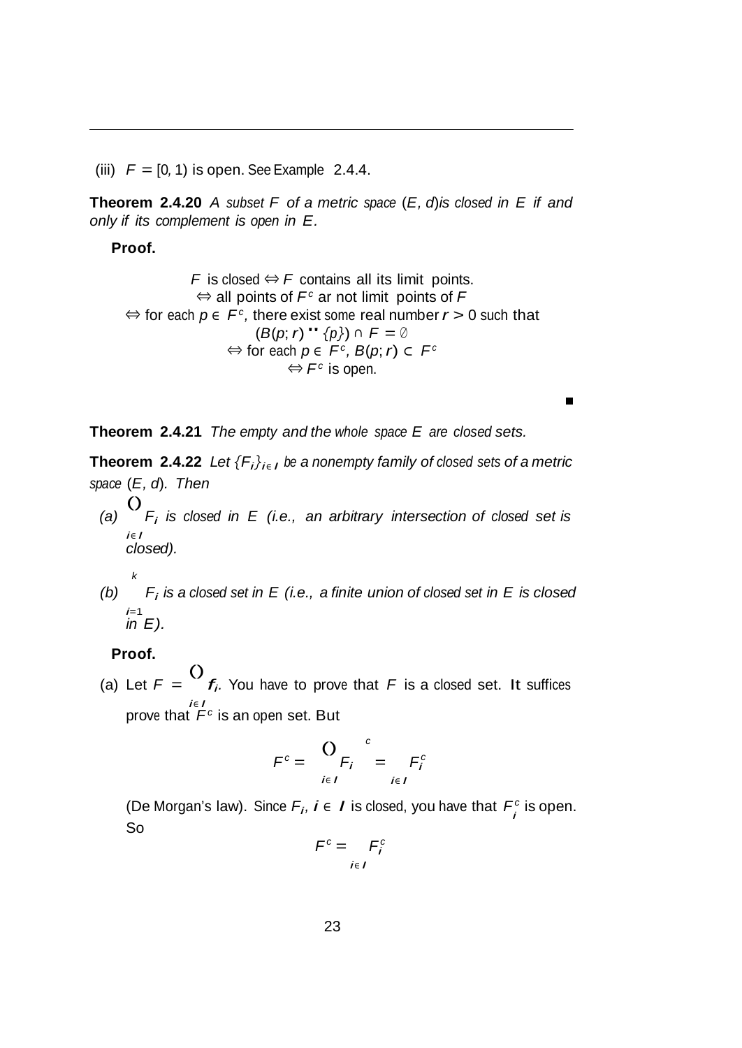(iii) $F = [0, 1)$ is open. See Example 2.4.4.

**Theorem 2.4.20** *A subset $F$ of a metric space $(E, d)$ is closed in $E$ if and only if its complement is open in $E$.*

**Proof.**

$$
\begin{aligned}
F \text{ is closed} &\Leftrightarrow F \text{ contains all its limit points.} \\
&\Leftrightarrow \text{all points of } F^c \text{ ar not limit points of } F \\
&\Leftrightarrow \text{for each } p \in F^c, \text{ there exist some real number } r > 0 \text{ such that } (B(p; r) \setminus \{p\}) \cap F = \emptyset \\
&\Leftrightarrow \text{for each } p \in F^c, B(p; r) \subset F^c \\
&\Leftrightarrow F^c \text{ is open.}
\end{aligned}
$$

■

**Theorem 2.4.21** *The empty and the whole space $E$ are closed sets.*

**Theorem 2.4.22** *Let $\{F_i\}_{i \in I}$ be a nonempty family of closed sets of a metric space $(E, d)$. Then*

*(a) $\bigcap_{i \in I} F_i$ is closed in $E$ (i.e., an arbitrary intersection of closed set is closed).*

*(b) $\bigcup_{i=1}^{k} F_i$ is a closed set in $E$ (i.e., a finite union of closed set in $E$ is closed in $E$).*

**Proof.**

(a) Let $F = \bigcap_{i \in I} f_i$. You have to prove that $F$ is a closed set. It suffices prove that $F^c$ is an open set. But

$$F^c = \left( \bigcap_{i \in I} F_i \right)^c = \bigcup_{i \in I} F_i^c$$

(De Morgan's law). Since $F_i$, $i \in I$ is closed, you have that $F_i^c$ is open. So

$$F^c = \bigcup_{i \in I} F_i^c$$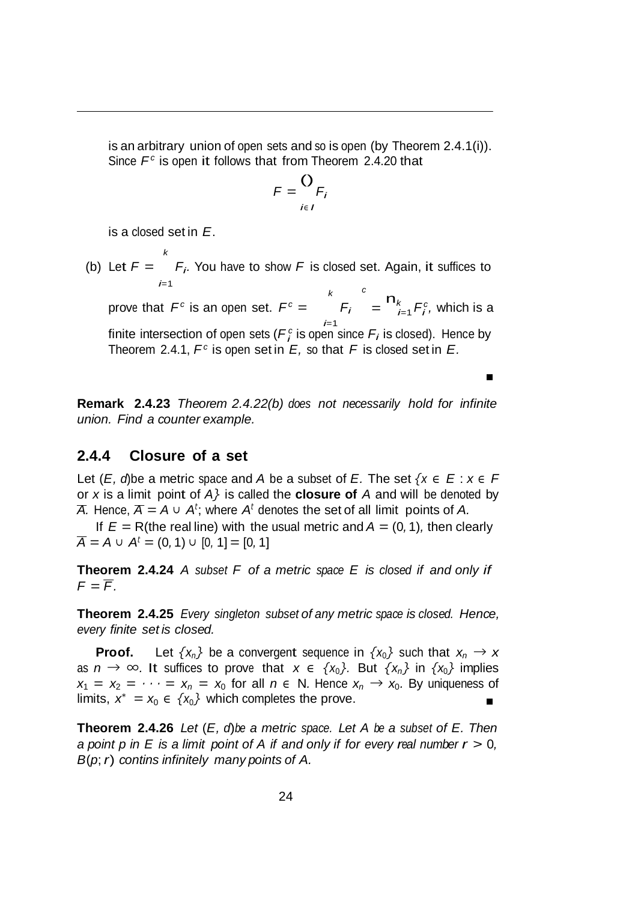is an arbitrary union of open sets and so is open (by Theorem 2.4.1(i)). Since $F^c$ is open it follows that from Theorem 2.4.20 that

$$F = \bigcap_{i \in I} F_i$$

is a closed set in $E$.

(b) Let $F = \bigcup_{i=1}^{k} F_i$. You have to show $F$ is closed set. Again, it suffices to prove that $F^c$ is an open set. $F^c = \left(\bigcup_{i=1}^{k} F_i\right)^c = \bigcap_{i=1}^{k} F_i^c$, which is a finite intersection of open sets ($F_i^c$ is open since $F_i$ is closed). Hence by Theorem 2.4.1, $F^c$ is open set in $E$, so that $F$ is closed set in $E$.

■

**Remark 2.4.23** *Theorem 2.4.22(b) does not necessarily hold for infinite union. Find a counter example.*

### 2.4.4 Closure of a set

Let $(E, d)$ be a metric space and $A$ be a subset of $E$. The set $\{x \in E : x \in F$ or $x$ is a limit point of $A\}$ is called the **closure of** $A$ and will be denoted by $\overline{A}$. Hence, $\overline{A} = A \cup A^t$; where $A^t$ denotes the set of all limit points of $A$.

If $E = \mathbb{R}$(the real line) with the usual metric and $A = (0, 1)$, then clearly $\overline{A} = A \cup A^t = (0, 1) \cup [0, 1] = [0, 1]$

**Theorem 2.4.24** *A subset $F$ of a metric space $E$ is closed if and only if $F = \overline{F}$.*

**Theorem 2.4.25** *Every singleton subset of any metric space is closed. Hence, every finite set is closed.*

**Proof.** Let $\{x_n\}$ be a convergent sequence in $\{x_0\}$ such that $x_n \to x$ as $n \to \infty$. It suffices to prove that $x \in \{x_0\}$. But $\{x_n\}$ in $\{x_0\}$ implies $x_1 = x_2 = \cdots = x_n = x_0$ for all $n \in \mathbb{N}$. Hence $x_n \to x_0$. By uniqueness of limits, $x^* = x_0 \in \{x_0\}$ which completes the prove. ■

**Theorem 2.4.26** *Let $(E, d)$ be a metric space. Let $A$ be a subset of $E$. Then a point $p$ in $E$ is a limit point of $A$ if and only if for every real number $r > 0$, $B(p; r)$ contins infinitely many points of $A$.*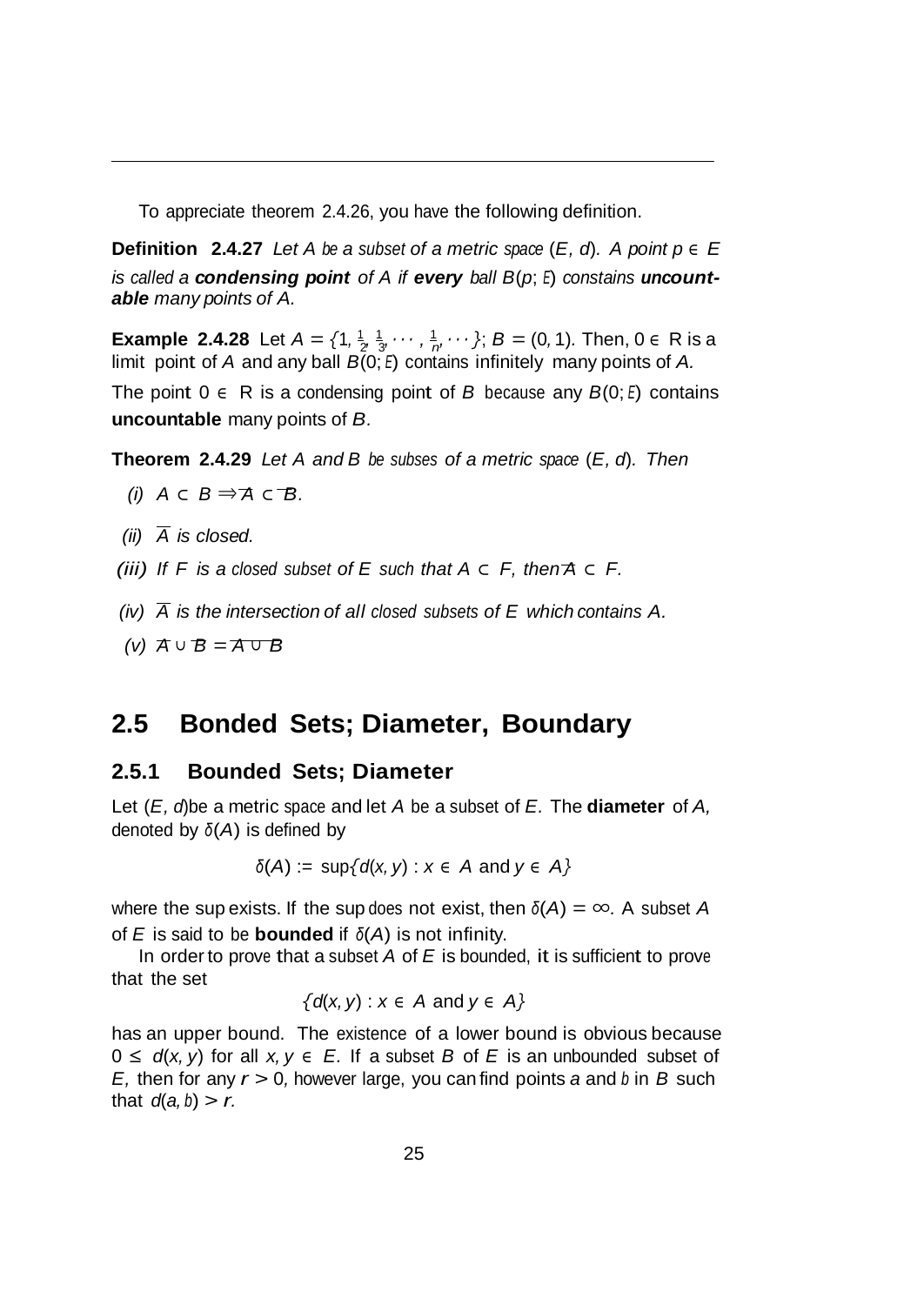To appreciate theorem 2.4.26, you have the following definition.

**Definition 2.4.27** *Let $A$ be a subset of a metric space $(E, d)$. A point $p \in E$ is called a **condensing point** of $A$ if **every** ball $B(p; \varepsilon)$ constains **uncountable** many points of $A$.*

**Example 2.4.28** Let $A = \{1, \frac{1}{2}, \frac{1}{3}, \cdots, \frac{1}{n}, \cdots\}$; $B = (0, 1)$. Then, $0 \in \mathbb{R}$ is a limit point of $A$ and any ball $B(0; \varepsilon)$ contains infinitely many points of $A$.

The point $0 \in \mathbb{R}$ is a condensing point of $B$ because any $B(0; \varepsilon)$ contains **uncountable** many points of $B$.

**Theorem 2.4.29** *Let $A$ and $B$ be subses of a metric space $(E, d)$. Then*

*(i)* $A \subset B \Rightarrow \overline{A} \subset \overline{B}$.

*(ii)* $\overline{A}$ *is closed.*

***(iii)*** *If $F$ is a closed subset of $E$ such that $A \subset F$, then $\overline{A} \subset F$.*

*(iv)* $\overline{A}$ *is the intersection of all closed subsets of $E$ which contains $A$.*

*(v)* $\overline{A} \cup \overline{B} = \overline{A \cup B}$

## 2.5 Bonded Sets; Diameter, Boundary

### 2.5.1 Bounded Sets; Diameter

Let $(E, d)$be a metric space and let $A$ be a subset of $E$. The **diameter** of $A$, denoted by $\delta(A)$ is defined by

$$\delta(A) := \sup\{d(x, y) : x \in A \text{ and } y \in A\}$$

where the sup exists. If the sup does not exist, then $\delta(A) = \infty$. A subset $A$ of $E$ is said to be **bounded** if $\delta(A)$ is not infinity.

In order to prove that a subset $A$ of $E$ is bounded, it is sufficient to prove that the set

$$\{d(x, y) : x \in A \text{ and } y \in A\}$$

has an upper bound. The existence of a lower bound is obvious because $0 \leq d(x, y)$ for all $x, y \in E$. If a subset $B$ of $E$ is an unbounded subset of $E$, then for any $r > 0$, however large, you can find points $a$ and $b$ in $B$ such that $d(a, b) > r$.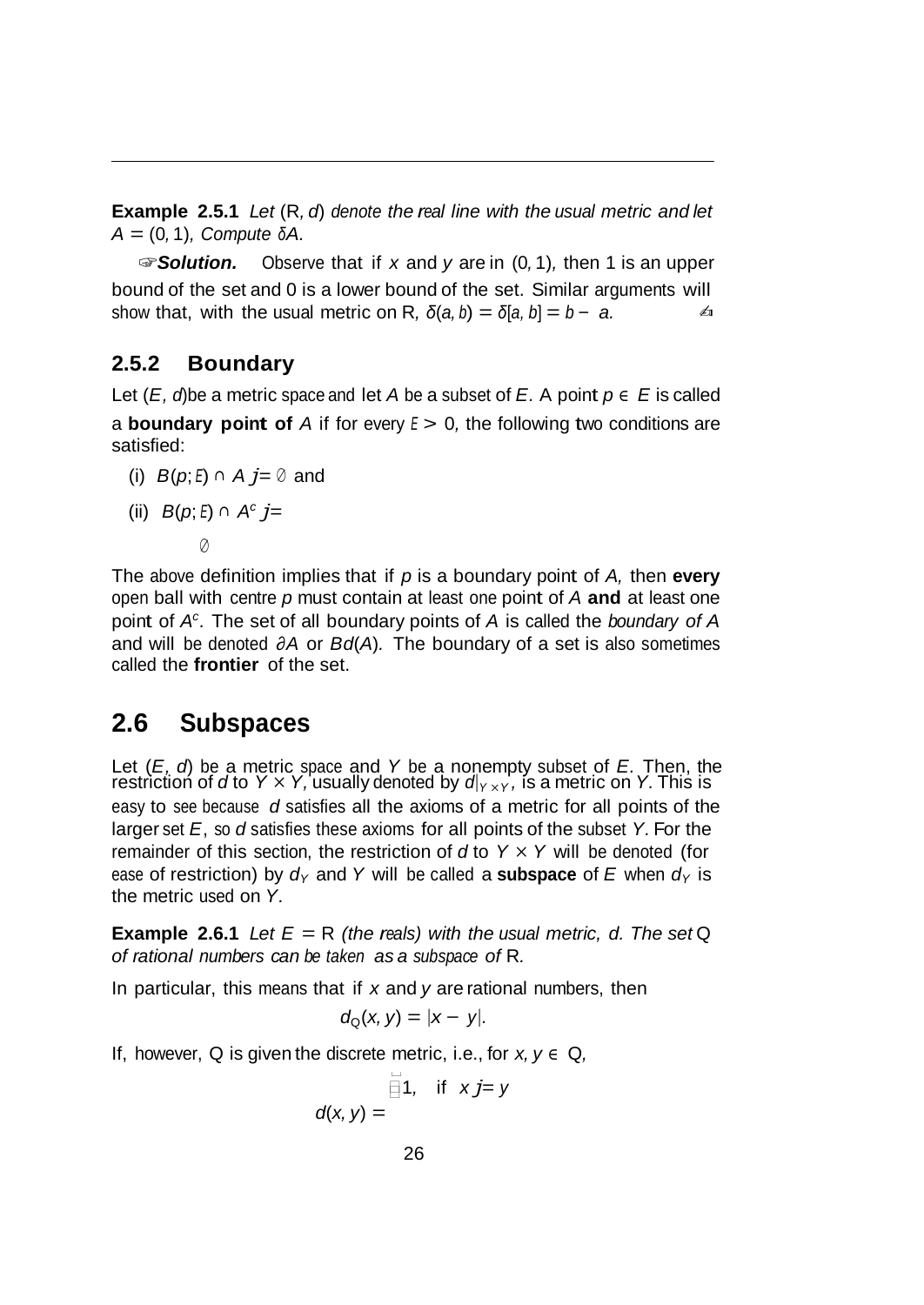**Example 2.5.1** *Let* $(\mathbb{R}, d)$ *denote the real line with the usual metric and let* $A = (0, 1)$*, Compute* $\delta A$.

☞***Solution.*** Observe that if $x$ and $y$ are in $(0, 1)$, then 1 is an upper bound of the set and 0 is a lower bound of the set. Similar arguments will show that, with the usual metric on $\mathbb{R}$, $\delta(a, b) = \delta[a, b] = b - a$. ✍

### 2.5.2 Boundary

Let $(E, d)$be a metric space and let $A$ be a subset of $E$. A point $p \in E$ is called a **boundary point of** $A$ if for every $\varepsilon > 0$, the following two conditions are satisfied:

(i) $B(p; \varepsilon) \cap A \neq \emptyset$ and

(ii) $B(p; \varepsilon) \cap A^c \neq \emptyset$

The above definition implies that if $p$ is a boundary point of $A$, then **every** open ball with centre $p$ must contain at least one point of $A$ **and** at least one point of $A^c$. The set of all boundary points of $A$ is called the *boundary of A* and will be denoted $\partial A$ or $Bd(A)$. The boundary of a set is also sometimes called the **frontier** of the set.

## 2.6 Subspaces

Let $(E, d)$ be a metric space and $Y$ be a nonempty subset of $E$. Then, the restriction of $d$ to $Y \times Y$, usually denoted by $d|_{Y \times Y}$, is a metric on $Y$. This is easy to see because $d$ satisfies all the axioms of a metric for all points of the larger set $E$, so $d$ satisfies these axioms for all points of the subset $Y$. For the remainder of this section, the restriction of $d$ to $Y \times Y$ will be denoted (for ease of restriction) by $d_Y$ and $Y$ will be called a **subspace** of $E$ when $d_Y$ is the metric used on $Y$.

**Example 2.6.1** *Let* $E = \mathbb{R}$ *(the reals) with the usual metric, d. The set* $\mathbb{Q}$ *of rational numbers can be taken as a subspace of* $\mathbb{R}$.

In particular, this means that if $x$ and $y$ are rational numbers, then

$$d_{\mathbb{Q}}(x, y) = |x - y|.$$

If, however, $\mathbb{Q}$ is given the discrete metric, i.e., for $x, y \in \mathbb{Q}$,

$$d(x, y) = \begin{cases} 1, & \text{if } x \neq y \end{cases}$$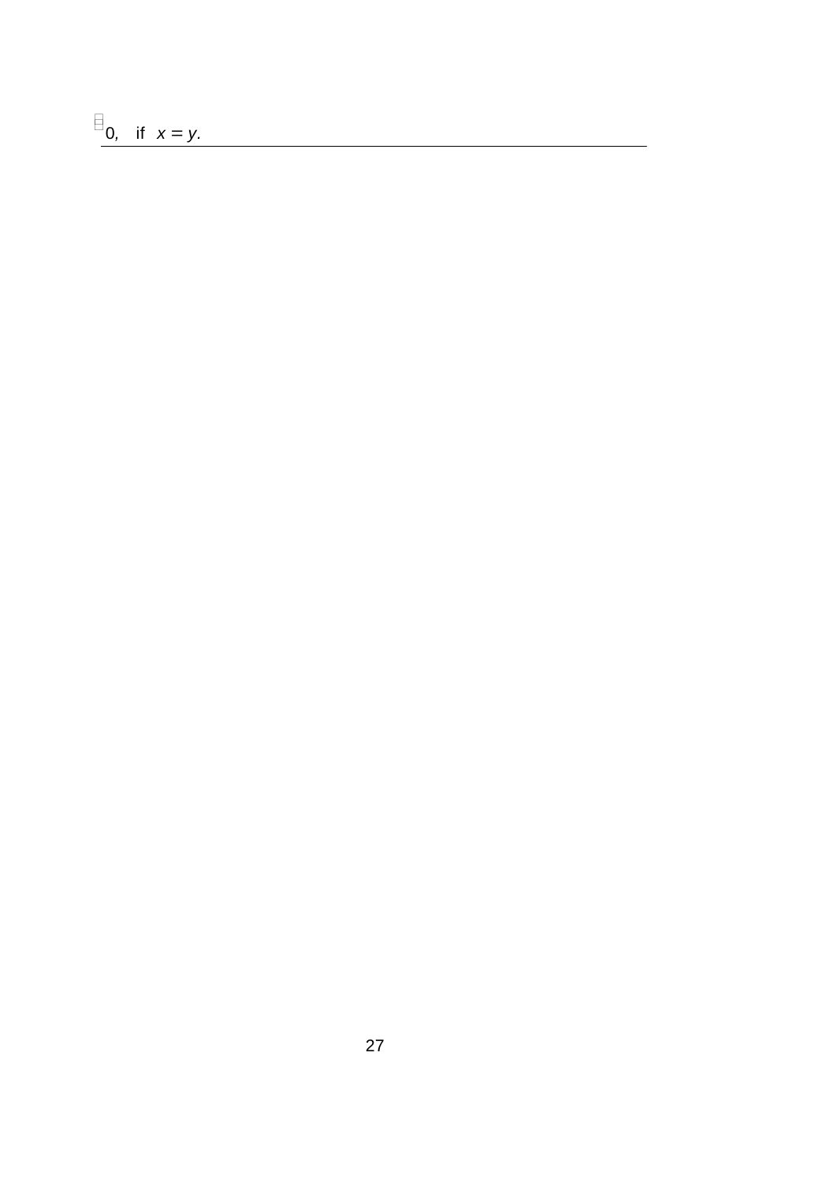$0, \quad \text{if} \quad x = y.$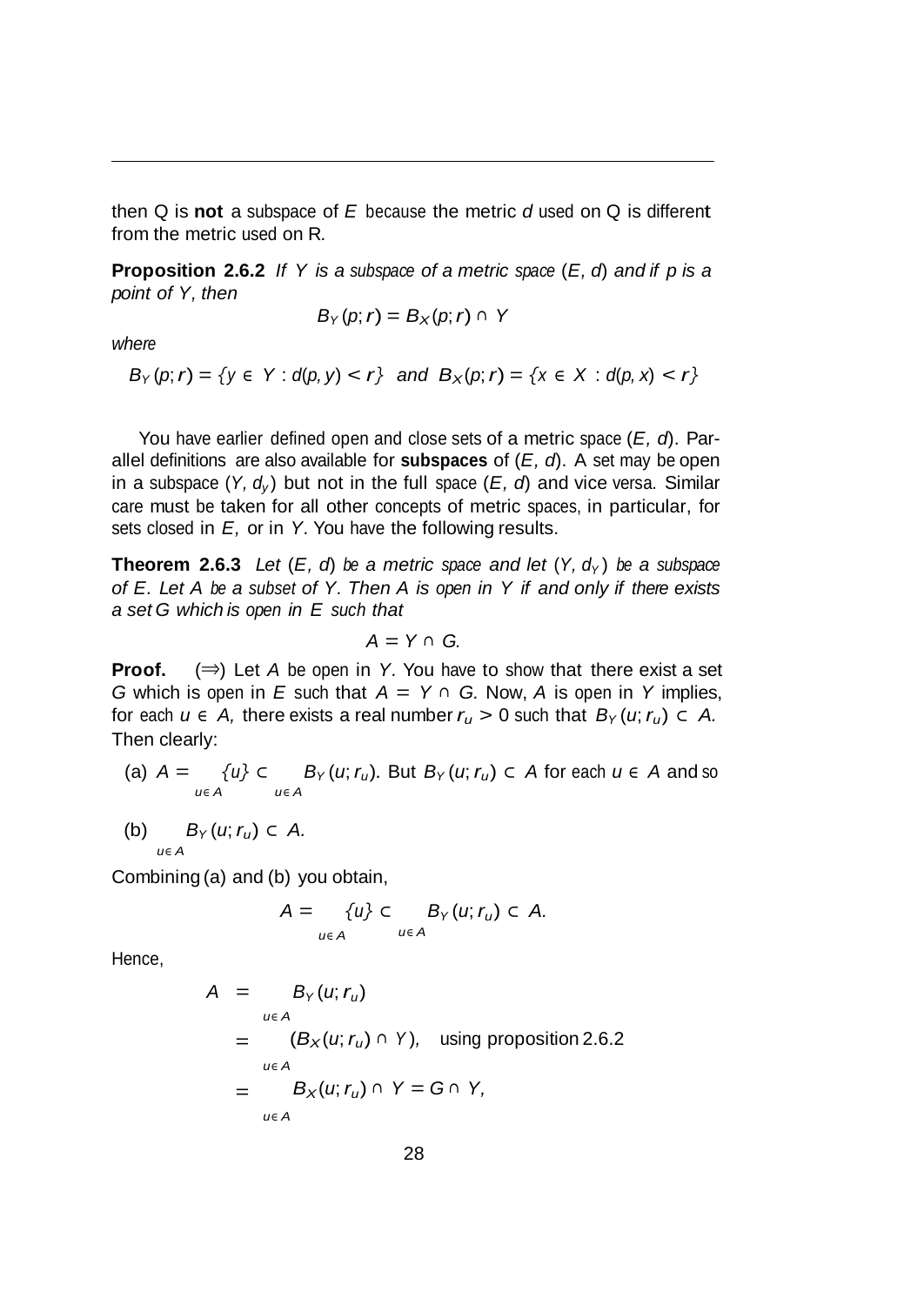then Q is **not** a subspace of $E$ because the metric $d$ used on Q is different from the metric used on R.

**Proposition 2.6.2** *If $Y$ is a subspace of a metric space $(E, d)$ and if $p$ is a point of $Y$, then*

$$B_Y(p;r) = B_X(p;r) \cap Y$$

*where*

$$B_Y(p;r) = \{y \in Y : d(p,y) < r\} \text{ and } B_X(p;r) = \{x \in X : d(p,x) < r\}$$

You have earlier defined open and close sets of a metric space $(E, d)$. Parallel definitions are also available for **subspaces** of $(E, d)$. A set may be open in a subspace $(Y, d_y)$ but not in the full space $(E, d)$ and vice versa. Similar care must be taken for all other concepts of metric spaces, in particular, for sets closed in $E$, or in $Y$. You have the following results.

**Theorem 2.6.3** *Let $(E, d)$ be a metric space and let $(Y, d_Y)$ be a subspace of $E$. Let $A$ be a subset of $Y$. Then $A$ is open in $Y$ if and only if there exists a set $G$ which is open in $E$ such that*

$$A = Y \cap G.$$

**Proof.** ($\Rightarrow$) Let $A$ be open in $Y$. You have to show that there exist a set $G$ which is open in $E$ such that $A = Y \cap G$. Now, $A$ is open in $Y$ implies, for each $u \in A$, there exists a real number $r_u > 0$ such that $B_Y(u;r_u) \subset A$. Then clearly:

(a) $A = \bigcup_{u \in A} \{u\} \subset \bigcup_{u \in A} B_Y(u;r_u)$. But $B_Y(u;r_u) \subset A$ for each $u \in A$ and so

(b) $\bigcup_{u \in A} B_Y(u;r_u) \subset A$.

Combining (a) and (b) you obtain,

$$A = \bigcup_{u \in A} \{u\} \subset \bigcup_{u \in A} B_Y(u;r_u) \subset A.$$

Hence,

$$\begin{aligned} A &= \bigcup_{u \in A} B_Y(u;r_u) \\ &= \bigcup_{u \in A} (B_X(u;r_u) \cap Y), \quad \text{using proposition 2.6.2} \\ &= \bigcup_{u \in A} B_X(u;r_u) \cap Y = G \cap Y, \end{aligned}$$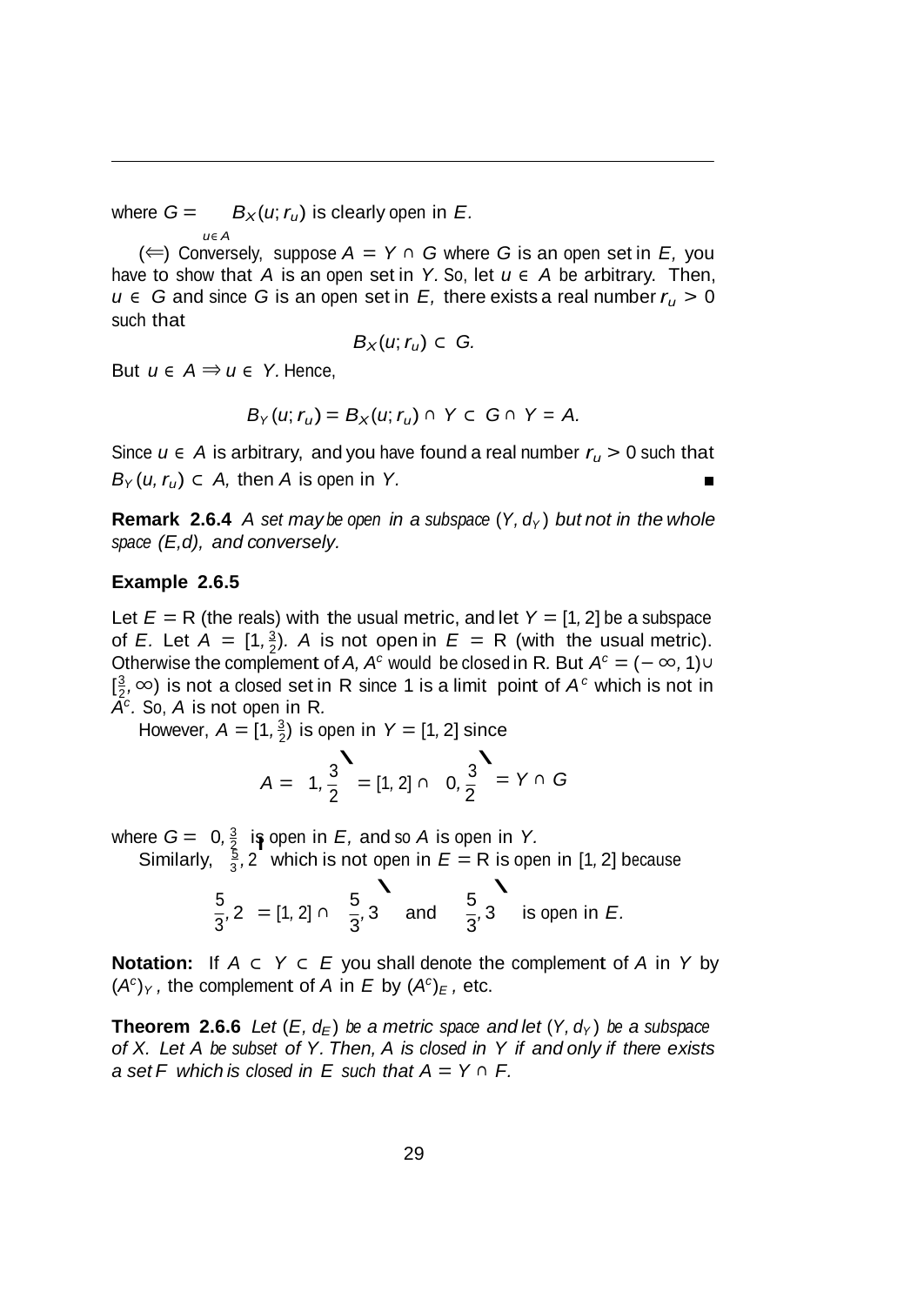where $G = \bigcup_{u \in A} B_X(u; r_u)$ is clearly open in $E$.

($\Leftarrow$) Conversely, suppose $A = Y \cap G$ where $G$ is an open set in $E$, you have to show that $A$ is an open set in $Y$. So, let $u \in A$ be arbitrary. Then, $u \in G$ and since $G$ is an open set in $E$, there exists a real number $r_u > 0$ such that

$$B_X(u; r_u) \subset G.$$

But $u \in A \Rightarrow u \in Y$. Hence,

$$B_Y(u; r_u) = B_X(u; r_u) \cap Y \subset G \cap Y = A.$$

Since $u \in A$ is arbitrary, and you have found a real number $r_u > 0$ such that $B_Y(u, r_u) \subset A$, then $A$ is open in $Y$. ∎

**Remark 2.6.4** *A set may be open in a subspace $(Y, d_Y)$ but not in the whole space (E,d), and conversely.*

**Example 2.6.5**

Let $E = \mathbb{R}$ (the reals) with the usual metric, and let $Y = [1, 2]$ be a subspace of $E$. Let $A = [1, \frac{3}{2})$. $A$ is not open in $E = \mathbb{R}$ (with the usual metric). Otherwise the complement of $A$, $A^c$ would be closed in $\mathbb{R}$. But $A^c = (-\infty, 1) \cup [\frac{3}{2}, \infty)$ is not a closed set in $\mathbb{R}$ since 1 is a limit point of $A^c$ which is not in $A^c$. So, $A$ is not open in $\mathbb{R}$.

However, $A = [1, \frac{3}{2})$ is open in $Y = [1, 2]$ since

$$A = \left[1, \frac{3}{2}\right) = [1, 2] \cap \left(0, \frac{3}{2}\right) = Y \cap G$$

where $G = \left(0, \frac{3}{2}\right)$ is open in $E$, and so $A$ is open in $Y$.

Similarly, $\left(\frac{5}{3}, 2\right]$ which is not open in $E = \mathbb{R}$ is open in $[1, 2]$ because

$$\left(\frac{5}{3}, 2\right] = [1, 2] \cap \left(\frac{5}{3}, 3\right) \quad \text{and} \quad \left(\frac{5}{3}, 3\right) \quad \text{is open in } E.$$

**Notation:** If $A \subset Y \subset E$ you shall denote the complement of $A$ in $Y$ by $(A^c)_Y$, the complement of $A$ in $E$ by $(A^c)_E$, etc.

**Theorem 2.6.6** *Let $(E, d_E)$ be a metric space and let $(Y, d_Y)$ be a subspace of $X$. Let $A$ be subset of $Y$. Then, $A$ is closed in $Y$ if and only if there exists a set $F$ which is closed in $E$ such that $A = Y \cap F$.*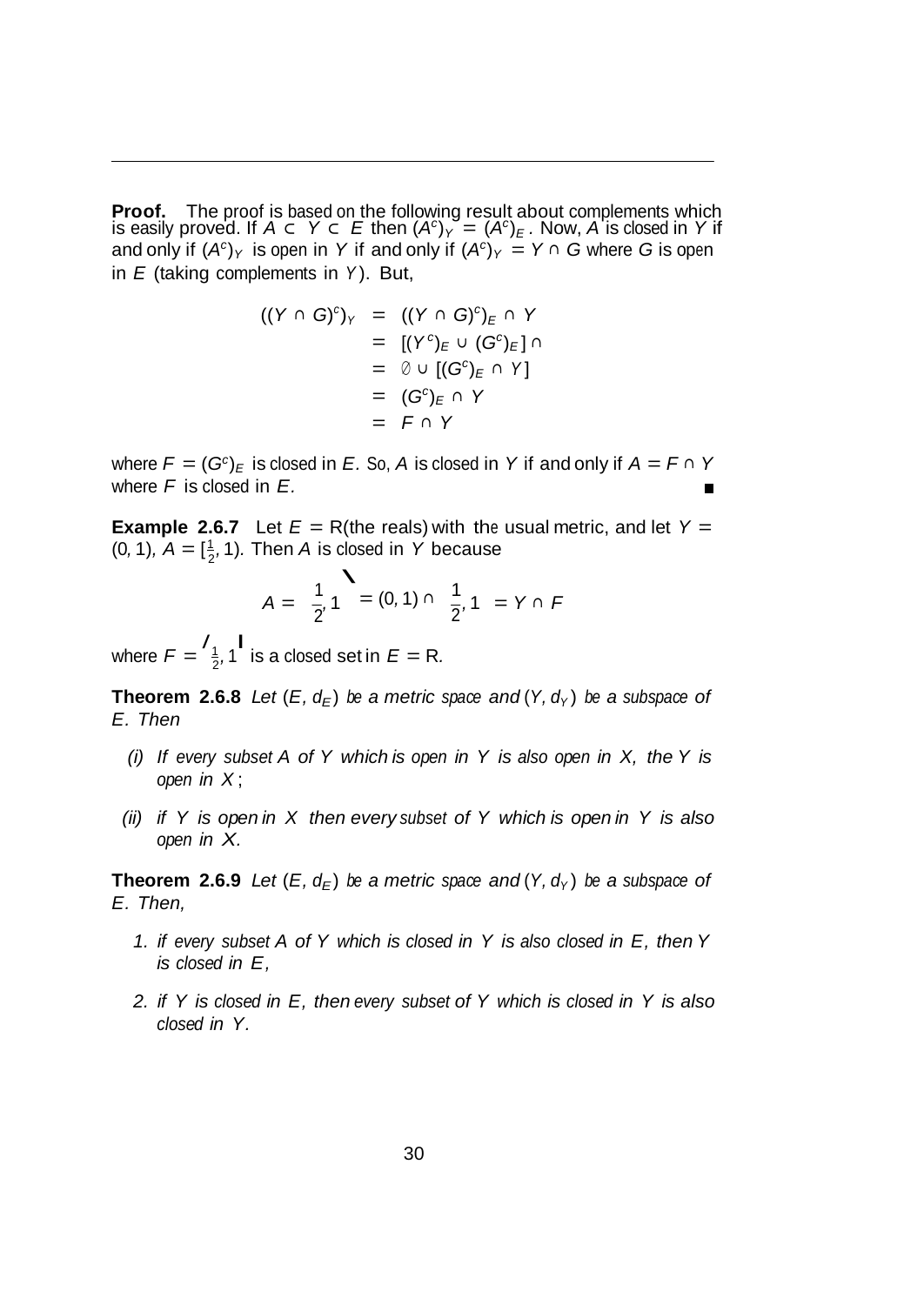**Proof.** The proof is based on the following result about complements which is easily proved. If $A \subset Y \subset E$ then $(A^c)_Y = (A^c)_E$. Now, $A$ is closed in $Y$ if and only if $(A^c)_Y$ is open in $Y$ if and only if $(A^c)_Y = Y \cap G$ where $G$ is open in $E$ (taking complements in $Y$). But,

$$
\begin{aligned}
((Y \cap G)^c)_Y &= ((Y \cap G)^c)_E \cap Y \\
&= [(Y^c)_E \cup (G^c)_E] \cap \\
&= \emptyset \cup [(G^c)_E \cap Y] \\
&= (G^c)_E \cap Y \\
&= F \cap Y
\end{aligned}
$$

where $F = (G^c)_E$ is closed in $E$. So, $A$ is closed in $Y$ if and only if $A = F \cap Y$ where $F$ is closed in $E$. ∎

**Example 2.6.7** Let $E = \mathbb{R}$(the reals) with the usual metric, and let $Y = (0, 1)$, $A = [\frac{1}{2}, 1)$. Then $A$ is closed in $Y$ because

$$
A = \left[\frac{1}{2}, 1\right) = (0, 1) \cap \left[\frac{1}{2}, 1\right] = Y \cap F
$$

where $F = \left[\frac{1}{2}, 1\right]$ is a closed set in $E = \mathbb{R}$.

**Theorem 2.6.8** *Let $(E, d_E)$ be a metric space and $(Y, d_Y)$ be a subspace of $E$. Then*

*(i) If every subset $A$ of $Y$ which is open in $Y$ is also open in $X$, the $Y$ is open in $X$;*

*(ii) if $Y$ is open in $X$ then every subset of $Y$ which is open in $Y$ is also open in $X$.*

**Theorem 2.6.9** *Let $(E, d_E)$ be a metric space and $(Y, d_Y)$ be a subspace of $E$. Then,*

1. *if every subset $A$ of $Y$ which is closed in $Y$ is also closed in $E$, then $Y$ is closed in $E$,*
2. *if $Y$ is closed in $E$, then every subset of $Y$ which is closed in $Y$ is also closed in $Y$.*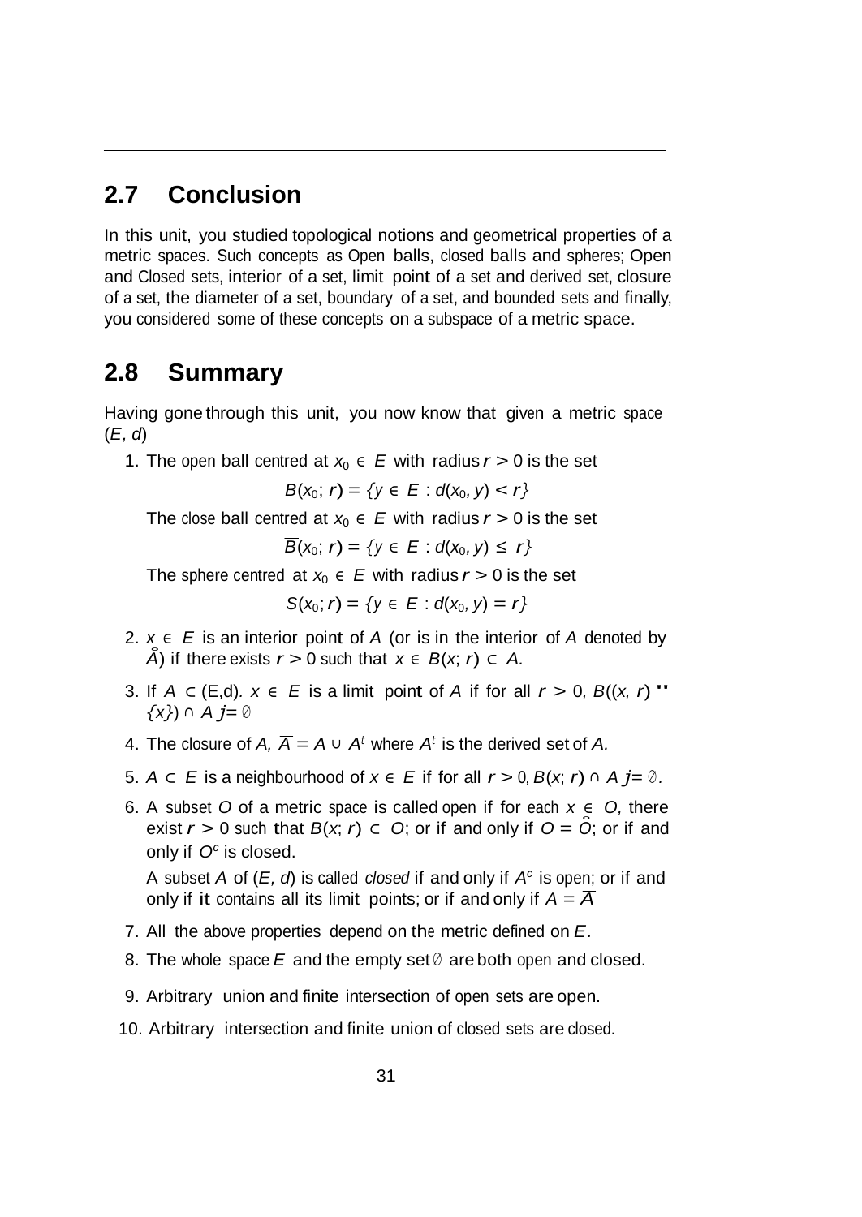## 2.7 Conclusion

In this unit, you studied topological notions and geometrical properties of a metric spaces. Such concepts as Open balls, closed balls and spheres; Open and Closed sets, interior of a set, limit point of a set and derived set, closure of a set, the diameter of a set, boundary of a set, and bounded sets and finally, you considered some of these concepts on a subspace of a metric space.

## 2.8 Summary

Having gone through this unit, you now know that given a metric space $(E, d)$

1. The open ball centred at $x_0 \in E$ with radius $r > 0$ is the set

   $$B(x_0; r) = \{y \in E : d(x_0, y) < r\}$$

   The close ball centred at $x_0 \in E$ with radius $r > 0$ is the set

   $$\overline{B}(x_0; r) = \{y \in E : d(x_0, y) \leq r\}$$

   The sphere centred at $x_0 \in E$ with radius $r > 0$ is the set

   $$S(x_0; r) = \{y \in E : d(x_0, y) = r\}$$

2. $x \in E$ is an interior point of $A$ (or is in the interior of $A$ denoted by $\mathring{A}$) if there exists $r > 0$ such that $x \in B(x; r) \subset A$.

3. If $A \subset (E,d)$. $x \in E$ is a limit point of $A$ if for all $r > 0$, $B((x, r) \setminus \{x\}) \cap A \neq \emptyset$

4. The closure of $A$, $\overline{A} = A \cup A^t$ where $A^t$ is the derived set of $A$.

5. $A \subset E$ is a neighbourhood of $x \in E$ if for all $r > 0$, $B(x; r) \cap A \neq \emptyset$.

6. A subset $O$ of a metric space is called open if for each $x \in O$, there exist $r > 0$ such that $B(x; r) \subset O$; or if and only if $O = \mathring{O}$; or if and only if $O^c$ is closed.

   A subset $A$ of $(E, d)$ is called *closed* if and only if $A^c$ is open; or if and only if it contains all its limit points; or if and only if $A = \overline{A}$

7. All the above properties depend on the metric defined on $E$.

8. The whole space $E$ and the empty set $\emptyset$ are both open and closed.

9. Arbitrary union and finite intersection of open sets are open.

10. Arbitrary intersection and finite union of closed sets are closed.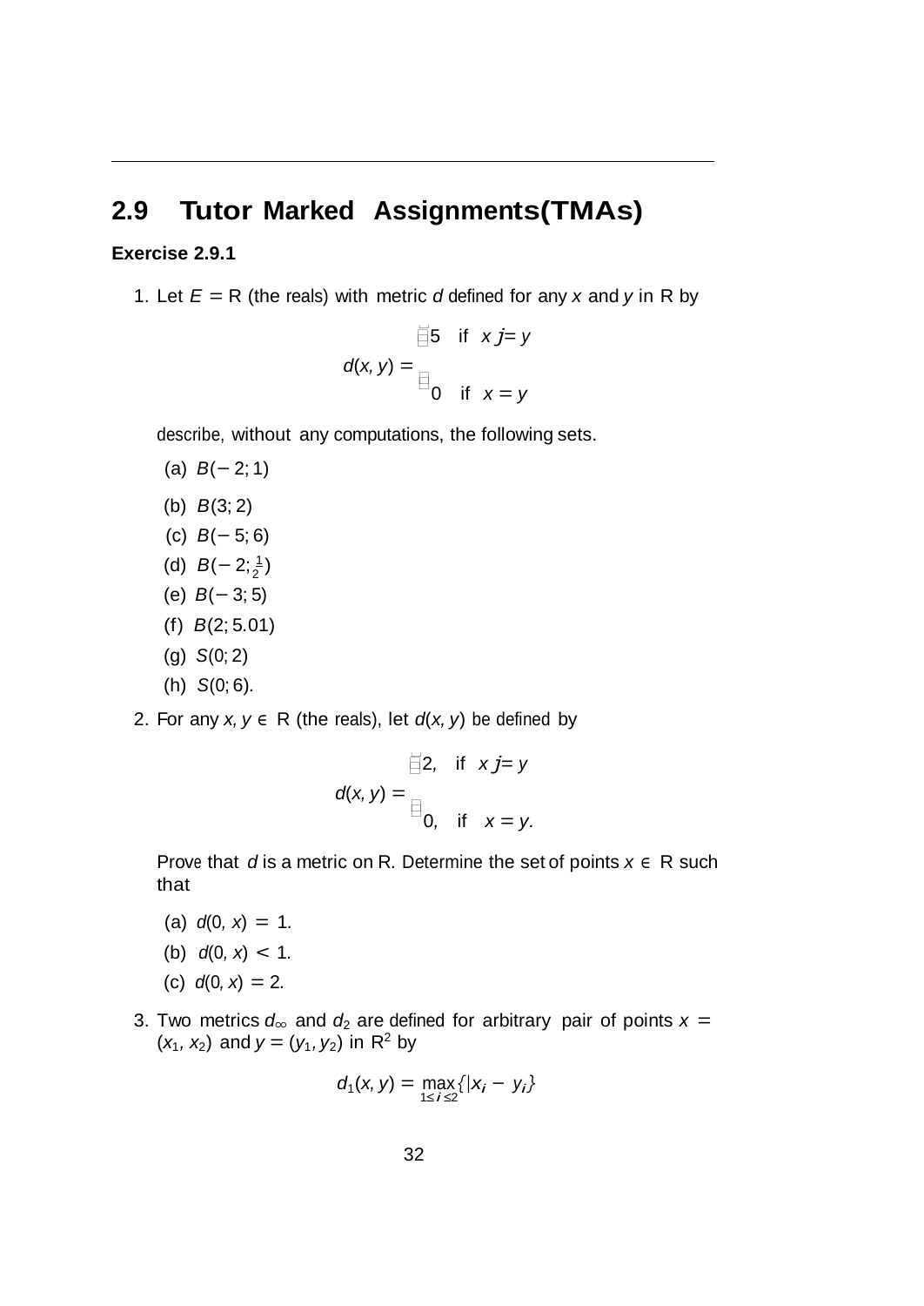## 2.9 Tutor Marked Assignments(TMAs)

**Exercise 2.9.1**

1. Let $E = \mathbb{R}$ (the reals) with metric $d$ defined for any $x$ and $y$ in $\mathbb{R}$ by

$$d(x, y) = \begin{cases} 5 & \text{if } x \neq y \\ 0 & \text{if } x = y \end{cases}$$

   describe, without any computations, the following sets.

   (a) $B(-2; 1)$

   (b) $B(3; 2)$

   (c) $B(-5; 6)$

   (d) $B(-2; \frac{1}{2})$

   (e) $B(-3; 5)$

   (f) $B(2; 5.01)$

   (g) $S(0; 2)$

   (h) $S(0; 6)$.

2. For any $x, y \in \mathbb{R}$ (the reals), let $d(x, y)$ be defined by

$$d(x, y) = \begin{cases} 2, & \text{if } x \neq y \\ 0, & \text{if } x = y. \end{cases}$$

   Prove that $d$ is a metric on $\mathbb{R}$. Determine the set of points $x \in \mathbb{R}$ such that

   (a) $d(0, x) = 1$.

   (b) $d(0, x) < 1$.

   (c) $d(0, x) = 2$.

3. Two metrics $d_\infty$ and $d_2$ are defined for arbitrary pair of points $x = (x_1, x_2)$ and $y = (y_1, y_2)$ in $\mathbb{R}^2$ by

$$d_1(x, y) = \max_{1 \leq i \leq 2} \{|x_i - y_i|\}$$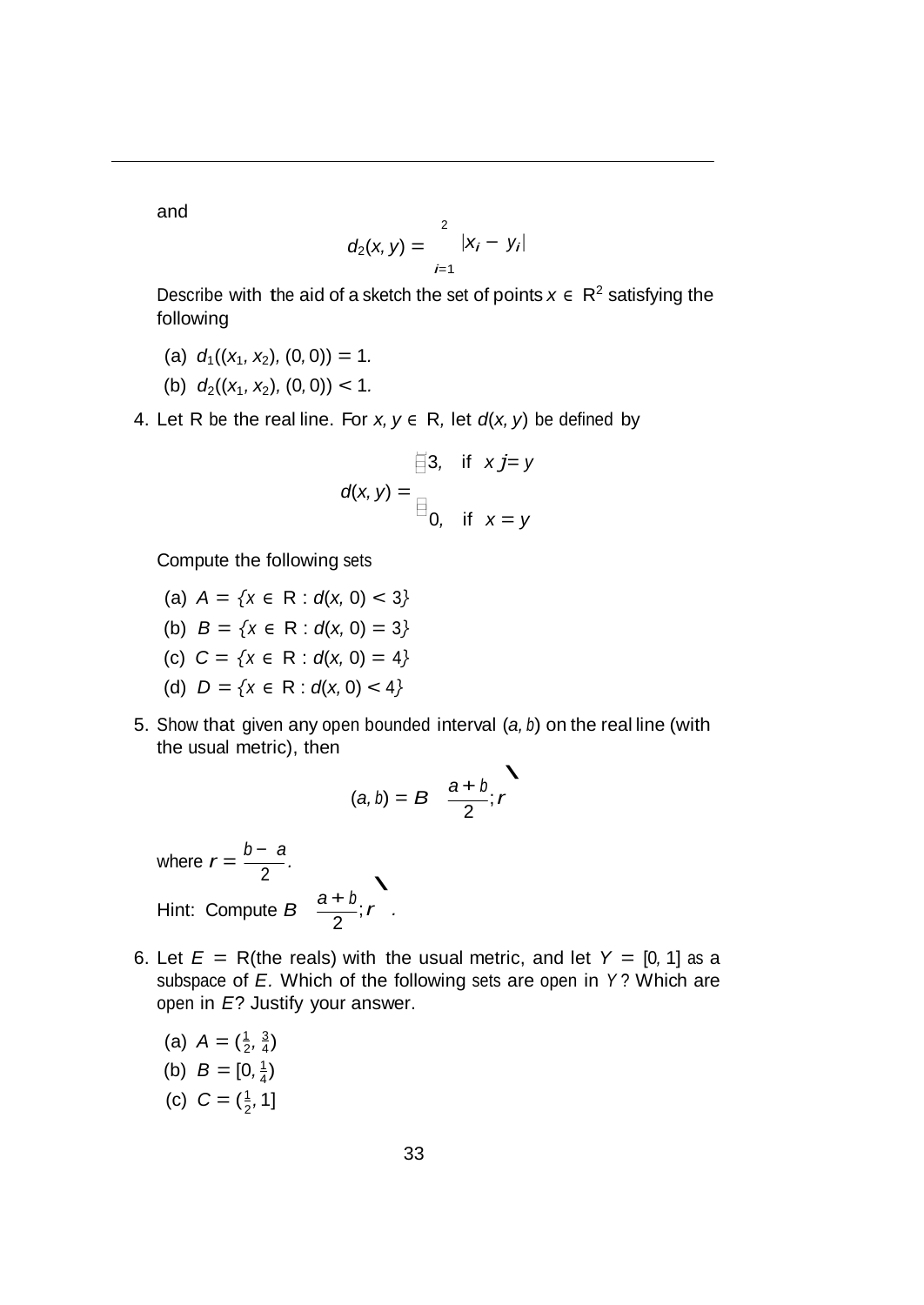and

$$d_2(x, y) = \sum_{i=1}^{2} |x_i - y_i|$$

Describe with the aid of a sketch the set of points $x \in \mathbb{R}^2$ satisfying the following

(a) $d_1((x_1, x_2), (0, 0)) = 1$.

(b) $d_2((x_1, x_2), (0, 0)) < 1$.

4. Let R be the real line. For $x, y \in \mathbb{R}$, let $d(x, y)$ be defined by

$$d(x, y) = \begin{cases} 3, & \text{if } x \neq y \\ 0, & \text{if } x = y \end{cases}$$

Compute the following sets

(a) $A = \{x \in \mathbb{R} : d(x, 0) < 3\}$

(b) $B = \{x \in \mathbb{R} : d(x, 0) = 3\}$

(c) $C = \{x \in \mathbb{R} : d(x, 0) = 4\}$

(d) $D = \{x \in \mathbb{R} : d(x, 0) < 4\}$

5. Show that given any open bounded interval $(a, b)$ on the real line (with the usual metric), then

$$(a, b) = B\left(\frac{a+b}{2}; r\right)$$

where $r = \dfrac{b-a}{2}$.

Hint: Compute $B\left(\frac{a+b}{2}; r\right)$.

6. Let $E = \mathbb{R}$(the reals) with the usual metric, and let $Y = [0, 1]$ as a subspace of $E$. Which of the following sets are open in $Y$? Which are open in $E$? Justify your answer.

(a) $A = (\frac{1}{2}, \frac{3}{4})$

(b) $B = [0, \frac{1}{4})$

(c) $C = (\frac{1}{2}, 1]$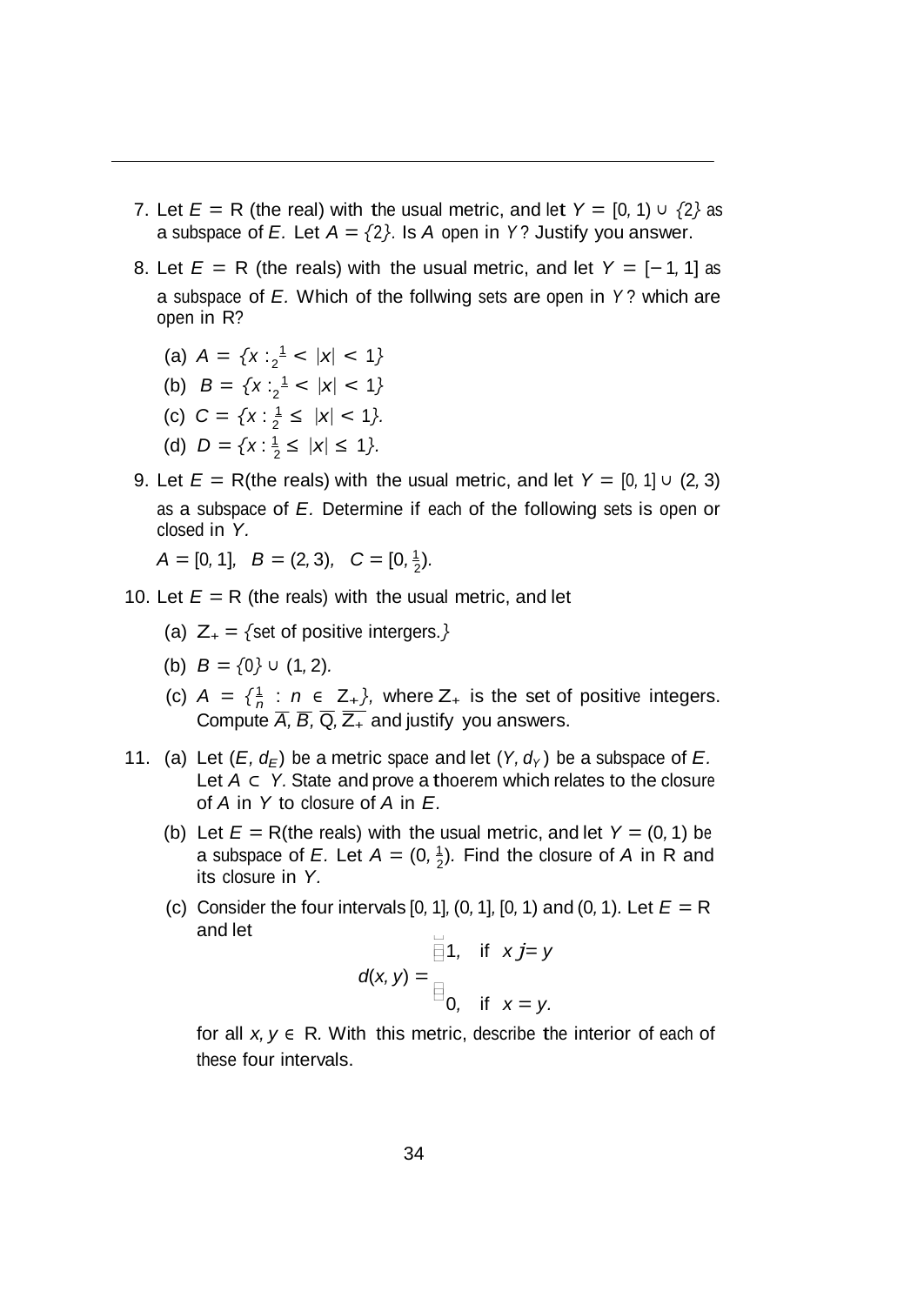7. Let $E = \mathbb{R}$ (the real) with the usual metric, and let $Y = [0, 1) \cup \{2\}$ as a subspace of $E$. Let $A = \{2\}$. Is $A$ open in $Y$? Justify you answer.

8. Let $E = \mathbb{R}$ (the reals) with the usual metric, and let $Y = [-1, 1]$ as a subspace of $E$. Which of the follwing sets are open in $Y$? which are open in $\mathbb{R}$?

   (a) $A = \{x : \frac{1}{2} < |x| < 1\}$

   (b) $B = \{x : \frac{1}{2} < |x| < 1\}$

   (c) $C = \{x : \frac{1}{2} \leq |x| < 1\}$.

   (d) $D = \{x : \frac{1}{2} \leq |x| \leq 1\}$.

9. Let $E = \mathbb{R}$(the reals) with the usual metric, and let $Y = [0, 1] \cup (2, 3)$ as a subspace of $E$. Determine if each of the following sets is open or closed in $Y$.

   $A = [0, 1]$, $B = (2, 3)$, $C = [0, \frac{1}{2})$.

10. Let $E = \mathbb{R}$ (the reals) with the usual metric, and let

    (a) $\mathbb{Z}_+ = \{$set of positive intergers.$\}$

    (b) $B = \{0\} \cup (1, 2)$.

    (c) $A = \{\frac{1}{n} : n \in \mathbb{Z}_+\}$, where $\mathbb{Z}_+$ is the set of positive integers. Compute $\overline{A}, \overline{B}, \overline{\mathbb{Q}}, \overline{\mathbb{Z}_+}$ and justify you answers.

11. (a) Let $(E, d_E)$ be a metric space and let $(Y, d_Y)$ be a subspace of $E$. Let $A \subset Y$. State and prove a thoerem which relates to the closure of $A$ in $Y$ to closure of $A$ in $E$.

    (b) Let $E = \mathbb{R}$(the reals) with the usual metric, and let $Y = (0, 1)$ be a subspace of $E$. Let $A = (0, \frac{1}{2})$. Find the closure of $A$ in $\mathbb{R}$ and its closure in $Y$.

    (c) Consider the four intervals $[0, 1]$, $(0, 1]$, $[0, 1)$ and $(0, 1)$. Let $E = \mathbb{R}$ and let

    $$d(x, y) = \begin{cases} 1, & \text{if } x \neq y \\ 0, & \text{if } x = y. \end{cases}$$

    for all $x, y \in \mathbb{R}$. With this metric, describe the interior of each of these four intervals.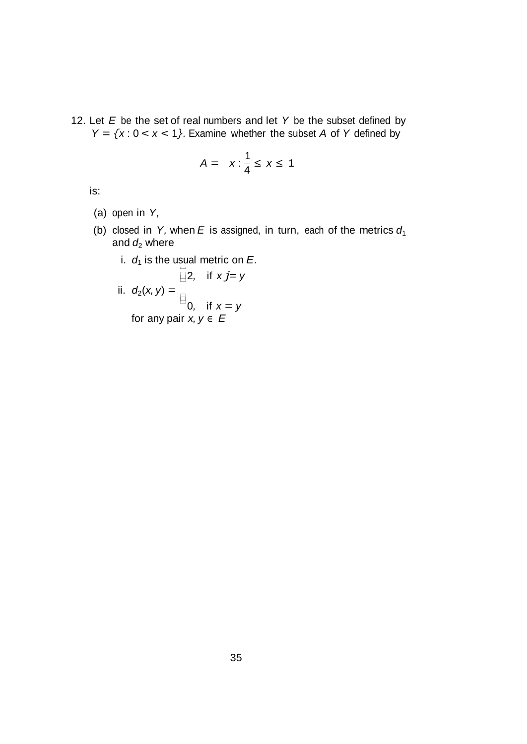12. Let $E$ be the set of real numbers and let $Y$ be the subset defined by $Y = \{x : 0 < x < 1\}$. Examine whether the subset $A$ of $Y$ defined by

$$A = \left\{x : \frac{1}{4} \leq x \leq 1\right\}$$

is:

(a) open in $Y$,

(b) closed in $Y$, when $E$ is assigned, in turn, each of the metrics $d_1$ and $d_2$ where

i. $d_1$ is the usual metric on $E$.

ii. $d_2(x, y) = \begin{cases} 2, & \text{if } x \neq y \\ 0, & \text{if } x = y \end{cases}$

for any pair $x, y \in E$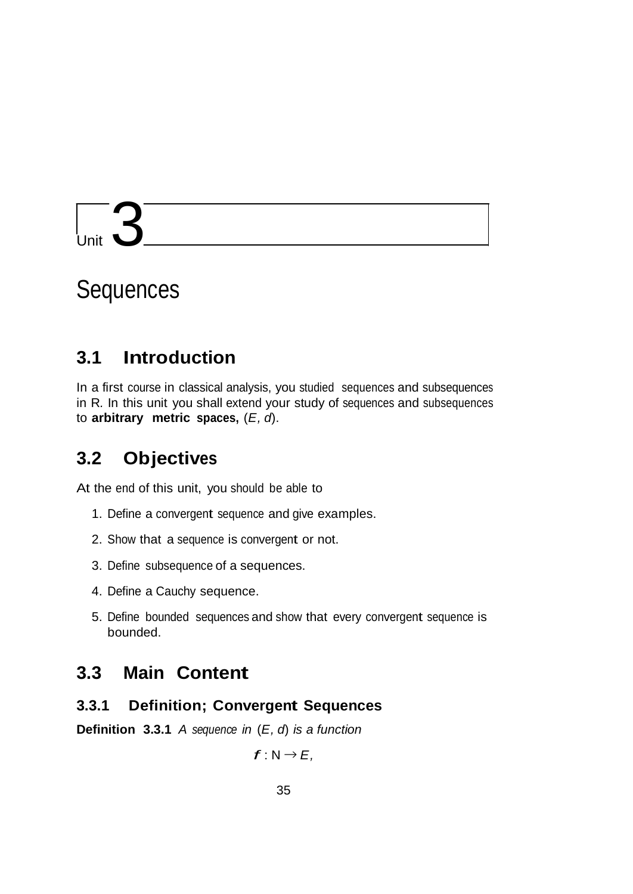# Unit 3

# Sequences

## 3.1 Introduction

In a first course in classical analysis, you studied sequences and subsequences in R. In this unit you shall extend your study of sequences and subsequences to **arbitrary metric spaces,** $(E, d)$.

## 3.2 Objectives

At the end of this unit, you should be able to

1. Define a convergent sequence and give examples.
2. Show that a sequence is convergent or not.
3. Define subsequence of a sequences.
4. Define a Cauchy sequence.
5. Define bounded sequences and show that every convergent sequence is bounded.

## 3.3 Main Content

### 3.3.1 Definition; Convergent Sequences

**Definition 3.3.1** *A sequence in* $(E, d)$ *is a function*

$$\boldsymbol{f} : \mathbb{N} \rightarrow E,$$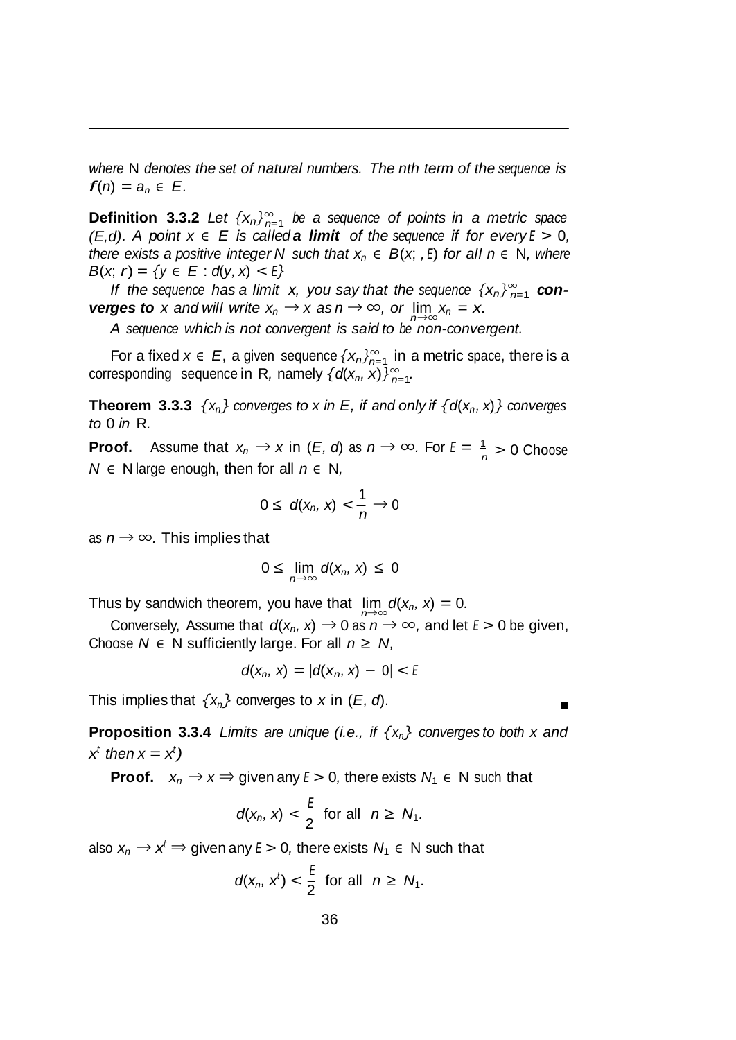*where* N *denotes the set of natural numbers. The nth term of the sequence is* $f(n) = a_n \in E$.

**Definition 3.3.2** *Let* $\{x_n\}_{n=1}^{\infty}$ *be a sequence of points in a metric space* $(E,d)$. *A point* $x \in E$ *is called* ***a limit*** *of the sequence if for every* $\varepsilon > 0$, *there exists a positive integer* $N$ *such that* $x_n \in B(x; ,\varepsilon)$ *for all* $n \in$ N, *where* $B(x; r) = \{y \in E : d(y, x) < \varepsilon\}$

*If the sequence has a limit* $x$, *you say that the sequence* $\{x_n\}_{n=1}^{\infty}$ ***converges to*** $x$ *and will write* $x_n \to x$ *as* $n \to \infty$, *or* $\lim_{n\to\infty} x_n = x$.

*A sequence which is not convergent is said to be non-convergent.*

For a fixed $x \in E$, a given sequence $\{x_n\}_{n=1}^{\infty}$ in a metric space, there is a corresponding sequence in R, namely $\{d(x_n, x)\}_{n=1}^{\infty}$.

**Theorem 3.3.3** $\{x_n\}$ *converges to* $x$ *in* $E$, *if and only if* $\{d(x_n, x)\}$ *converges to* 0 *in* R.

**Proof.** Assume that $x_n \to x$ in $(E, d)$ as $n \to \infty$. For $\varepsilon = \frac{1}{n} > 0$ Choose $N \in$ N large enough, then for all $n \in$ N,

$$0 \leq d(x_n, x) < \frac{1}{n} \to 0$$

as $n \to \infty$. This implies that

$$0 \leq \lim_{n\to\infty} d(x_n, x) \leq 0$$

Thus by sandwich theorem, you have that $\lim_{n\to\infty} d(x_n, x) = 0$.

Conversely, Assume that $d(x_n, x) \to 0$ as $n \to \infty$, and let $\varepsilon > 0$ be given, Choose $N \in$ N sufficiently large. For all $n \geq N$,

$$d(x_n, x) = |d(x_n, x) - 0| < \varepsilon$$

This implies that $\{x_n\}$ converges to $x$ in $(E, d)$. ∎

**Proposition 3.3.4** *Limits are unique (i.e., if* $\{x_n\}$ *converges to both* $x$ *and* $x^t$ *then* $x = x^t$*)*

**Proof.** $x_n \to x \Rightarrow$ given any $\varepsilon > 0$, there exists $N_1 \in$ N such that

$$d(x_n, x) < \frac{\varepsilon}{2} \text{ for all } n \geq N_1.$$

also $x_n \to x^t \Rightarrow$ given any $\varepsilon > 0$, there exists $N_1 \in$ N such that

$$d(x_n, x^t) < \frac{\varepsilon}{2} \text{ for all } n \geq N_1.$$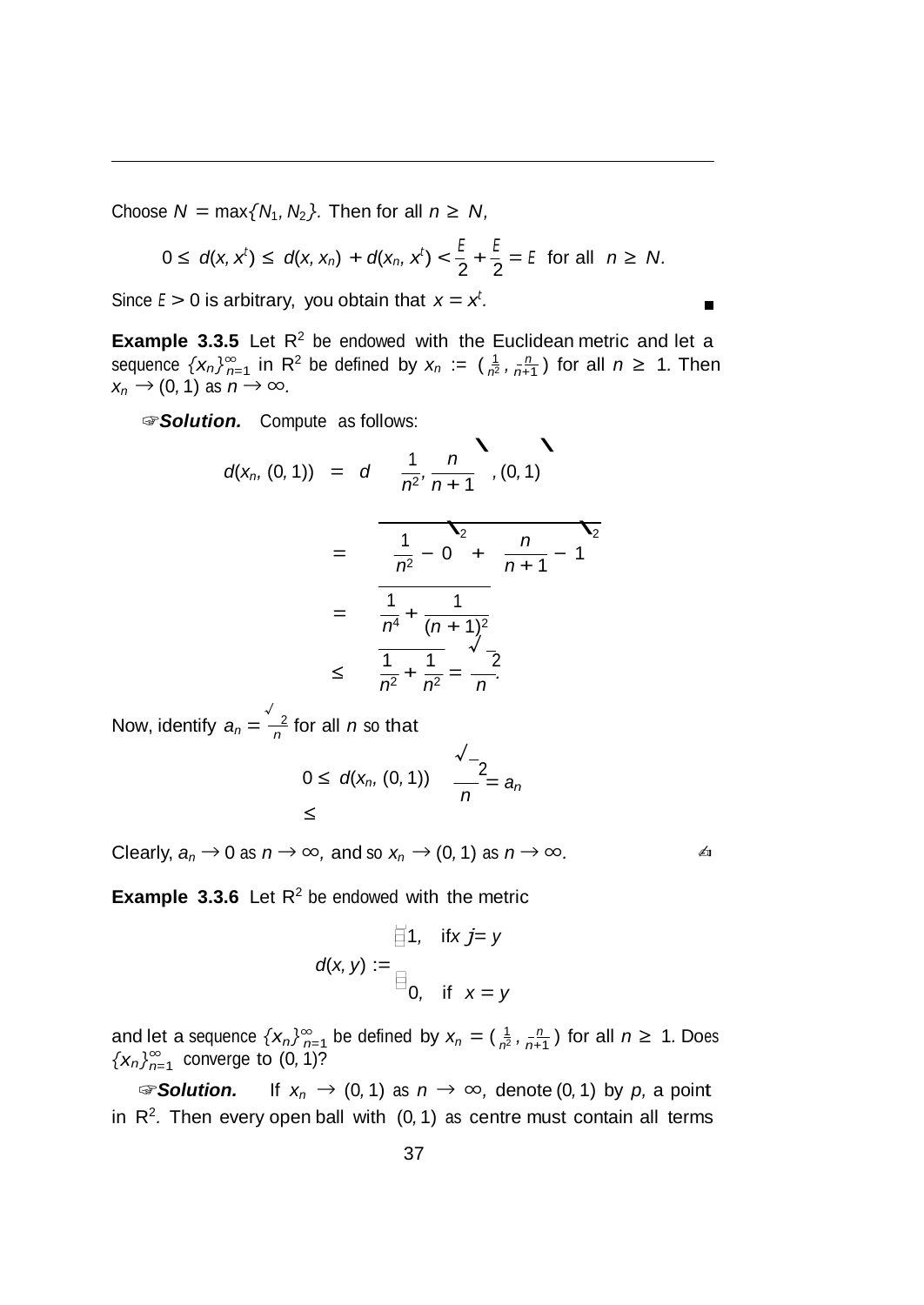Choose $N = \max\{N_1, N_2\}$. Then for all $n \geq N$,

$$0 \leq d(x, x') \leq d(x, x_n) + d(x_n, x') < \frac{\varepsilon}{2} + \frac{\varepsilon}{2} = \varepsilon \text{ for all } n \geq N.$$

Since $\varepsilon > 0$ is arbitrary, you obtain that $x = x'$. ∎

**Example 3.3.5** Let $\mathbb{R}^2$ be endowed with the Euclidean metric and let a sequence $\{x_n\}_{n=1}^{\infty}$ in $\mathbb{R}^2$ be defined by $x_n := \left(\frac{1}{n^2}, \frac{n}{n+1}\right)$ for all $n \geq 1$. Then $x_n \to (0, 1)$ as $n \to \infty$.

☞***Solution.*** Compute as follows:

$$\begin{aligned}
d(x_n, (0,1)) &= d\left(\left(\frac{1}{n^2}, \frac{n}{n+1}\right), (0,1)\right) \\
&= \sqrt{\left(\frac{1}{n^2} - 0\right)^2 + \left(\frac{n}{n+1} - 1\right)^2} \\
&= \sqrt{\frac{1}{n^4} + \frac{1}{(n+1)^2}} \\
&\leq \sqrt{\frac{1}{n^2} + \frac{1}{n^2}} = \frac{\sqrt{2}}{n}.
\end{aligned}$$

Now, identify $a_n = \frac{\sqrt{2}}{n}$ for all $n$ so that

$$0 \leq d(x_n, (0,1)) \leq \frac{\sqrt{2}}{n} = a_n$$

Clearly, $a_n \to 0$ as $n \to \infty$, and so $x_n \to (0, 1)$ as $n \to \infty$. ✍

**Example 3.3.6** Let $\mathbb{R}^2$ be endowed with the metric

$$d(x, y) := \begin{cases} 1, & \text{if } x \neq y \\ 0, & \text{if } x = y \end{cases}$$

and let a sequence $\{x_n\}_{n=1}^{\infty}$ be defined by $x_n = \left(\frac{1}{n^2}, \frac{n}{n+1}\right)$ for all $n \geq 1$. Does $\{x_n\}_{n=1}^{\infty}$ converge to $(0, 1)$?

☞***Solution.*** If $x_n \to (0, 1)$ as $n \to \infty$, denote $(0, 1)$ by $p$, a point in $\mathbb{R}^2$. Then every open ball with $(0, 1)$ as centre must contain all terms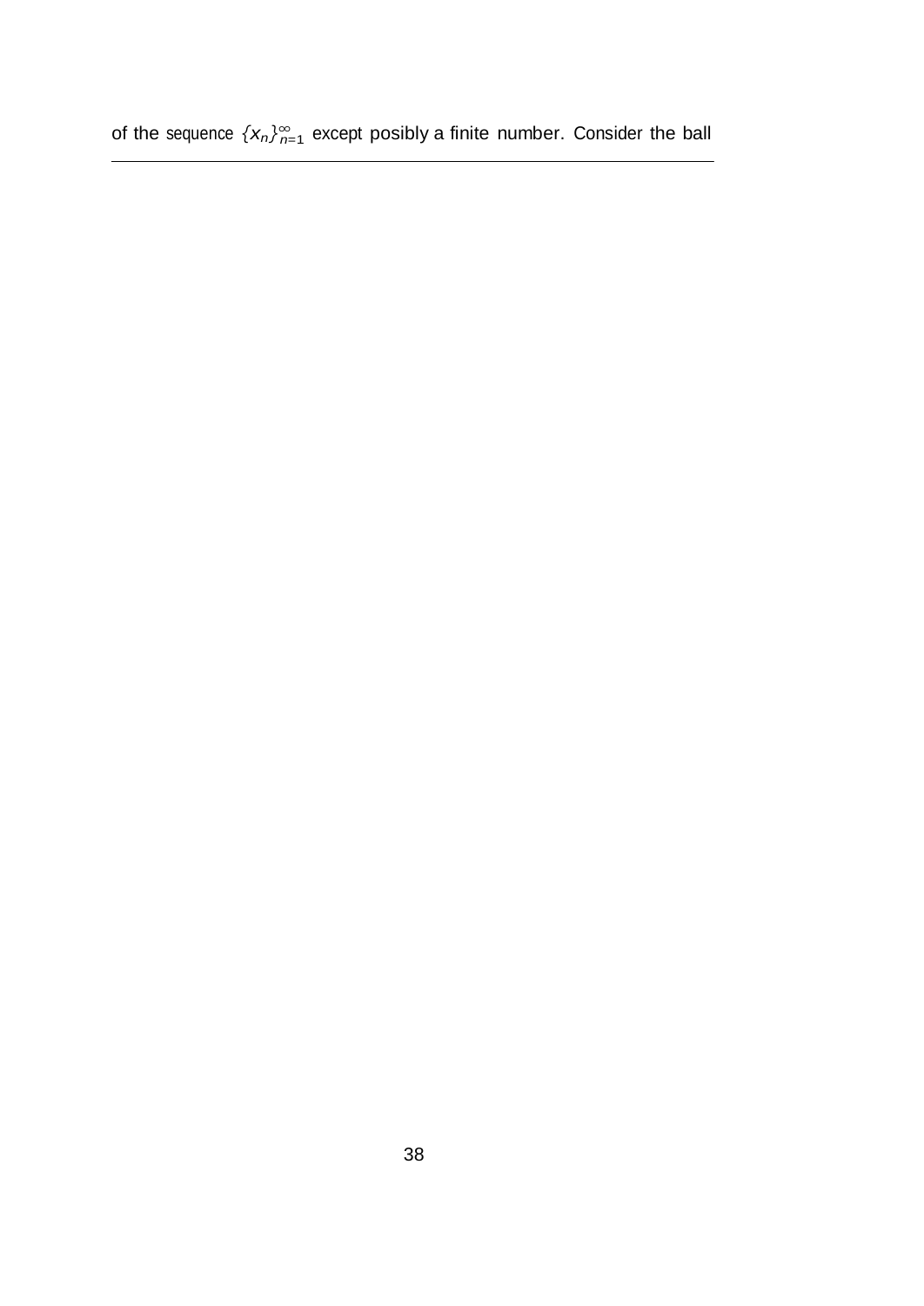of the sequence $\{x_n\}_{n=1}^{\infty}$ except posibly a finite number. Consider the ball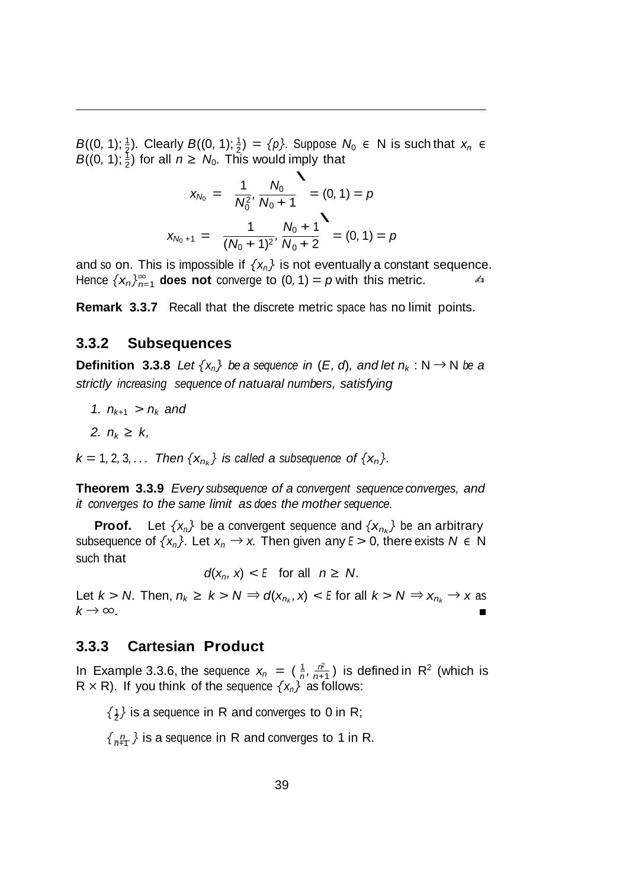$B((0,1); \frac{1}{2})$. Clearly $B((0,1); \frac{1}{2}) = \{p\}$. Suppose $N_0 \in \mathbb{N}$ is such that $x_n \in B((0,1); \frac{1}{2})$ for all $n \geq N_0$. This would imply that

$$x_{N_0} = \left(\frac{1}{N_0^2}, \frac{N_0}{N_0+1}\right) = (0,1) = p$$

$$x_{N_0+1} = \left(\frac{1}{(N_0+1)^2}, \frac{N_0+1}{N_0+2}\right) = (0,1) = p$$

and so on. This is impossible if $\{x_n\}$ is not eventually a constant sequence. Hence $\{x_n\}_{n=1}^{\infty}$ **does not** converge to $(0,1) = p$ with this metric. ✍

**Remark 3.3.7** Recall that the discrete metric space has no limit points.

### 3.3.2 Subsequences

**Definition 3.3.8** *Let $\{x_n\}$ be a sequence in $(E, d)$, and let $n_k : \mathbb{N} \to \mathbb{N}$ be a strictly increasing sequence of natuaral numbers, satisfying*

1. *$n_{k+1} > n_k$ and*
2. *$n_k \geq k$,*

*$k = 1, 2, 3, \ldots$ Then $\{x_{n_k}\}$ is called a subsequence of $\{x_n\}$.*

**Theorem 3.3.9** *Every subsequence of a convergent sequence converges, and it converges to the same limit as does the mother sequence.*

**Proof.** Let $\{x_n\}$ be a convergent sequence and $\{x_{n_k}\}$ be an arbitrary subsequence of $\{x_n\}$. Let $x_n \to x$. Then given any $\varepsilon > 0$, there exists $N \in \mathbb{N}$ such that

$$d(x_n, x) < \varepsilon \quad \text{for all} \quad n \geq N.$$

Let $k > N$. Then, $n_k \geq k > N \Rightarrow d(x_{n_k}, x) < \varepsilon$ for all $k > N \Rightarrow x_{n_k} \to x$ as $k \to \infty$. ■

### 3.3.3 Cartesian Product

In Example 3.3.6, the sequence $x_n = (\frac{1}{n}, \frac{n^2}{n+1})$ is defined in $\mathbb{R}^2$ (which is $\mathbb{R} \times \mathbb{R}$). If you think of the sequence $\{x_n\}$ as follows:

$\{\frac{1}{2}\}$ is a sequence in $\mathbb{R}$ and converges to 0 in $\mathbb{R}$;

$\{\frac{n}{n+1}\}$ is a sequence in $\mathbb{R}$ and converges to 1 in $\mathbb{R}$.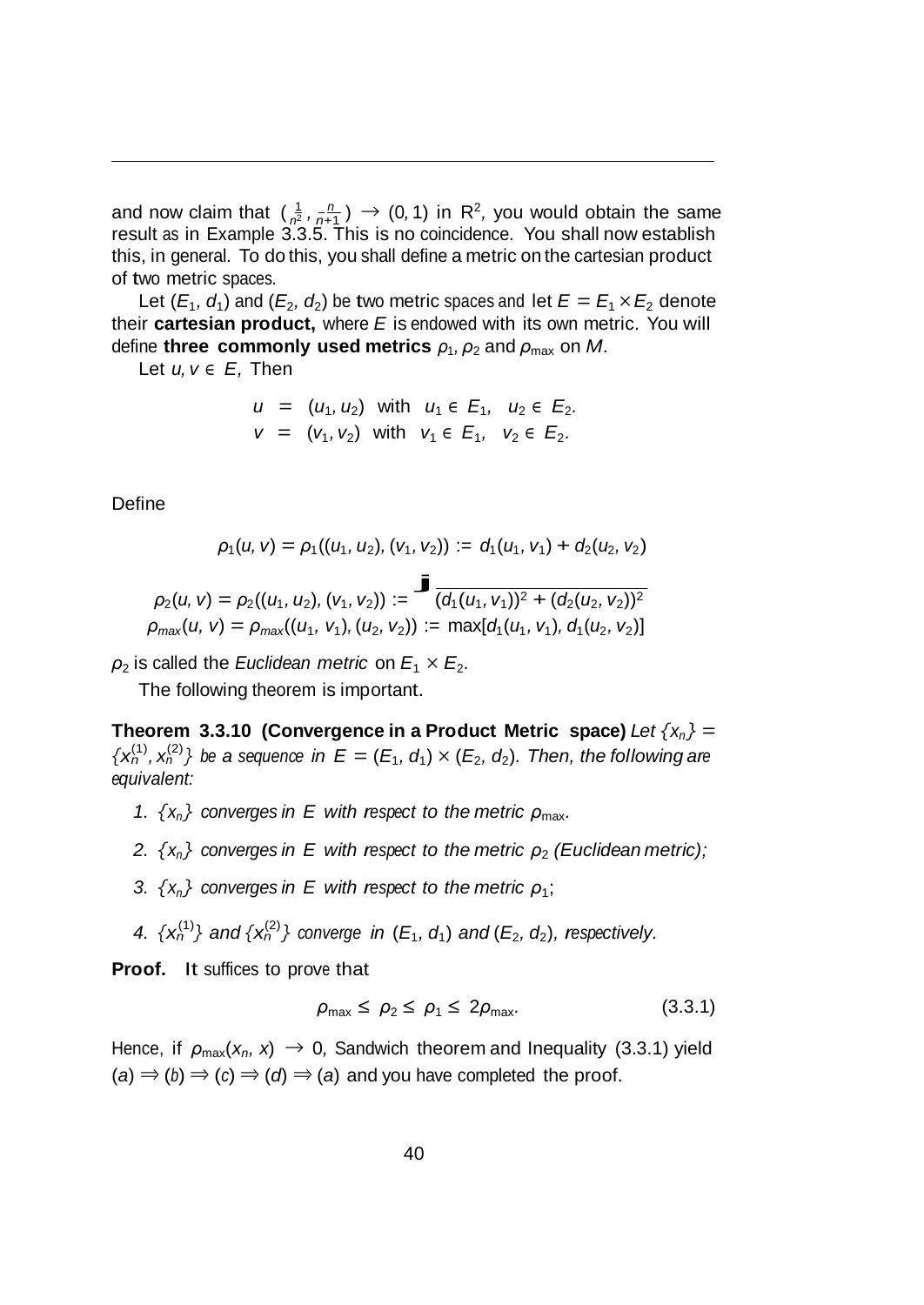and now claim that $\left(\frac{1}{n^2}, \frac{n}{n+1}\right) \to (0, 1)$ in $\mathbb{R}^2$, you would obtain the same result as in Example 3.3.5. This is no coincidence. You shall now establish this, in general. To do this, you shall define a metric on the cartesian product of two metric spaces.

Let $(E_1, d_1)$ and $(E_2, d_2)$ be two metric spaces and let $E = E_1 \times E_2$ denote their **cartesian product,** where $E$ is endowed with its own metric. You will define **three commonly used metrics** $\rho_1, \rho_2$ and $\rho_{\max}$ on $M$.

Let $u, v \in E$, Then

$$
\begin{aligned}
u &= (u_1, u_2) \text{ with } u_1 \in E_1, \quad u_2 \in E_2. \\
v &= (v_1, v_2) \text{ with } v_1 \in E_1, \quad v_2 \in E_2.
\end{aligned}
$$

Define

$$\rho_1(u, v) = \rho_1((u_1, u_2), (v_1, v_2)) := d_1(u_1, v_1) + d_2(u_2, v_2)$$

$$\rho_2(u, v) = \rho_2((u_1, u_2), (v_1, v_2)) := \sqrt{(d_1(u_1, v_1))^2 + (d_2(u_2, v_2))^2}$$

$$\rho_{max}(u, v) = \rho_{max}((u_1, v_1), (u_2, v_2)) := \max[d_1(u_1, v_1), d_1(u_2, v_2)]$$

$\rho_2$ is called the *Euclidean metric* on $E_1 \times E_2$.

The following theorem is important.

**Theorem 3.3.10 (Convergence in a Product Metric space)** *Let $\{x_n\} = \{x_n^{(1)}, x_n^{(2)}\}$ be a sequence in $E = (E_1, d_1) \times (E_2, d_2)$. Then, the following are equivalent:*

1. *$\{x_n\}$ converges in $E$ with respect to the metric $\rho_{\max}$.*
2. *$\{x_n\}$ converges in $E$ with respect to the metric $\rho_2$ (Euclidean metric);*
3. *$\{x_n\}$ converges in $E$ with respect to the metric $\rho_1$;*
4. *$\{x_n^{(1)}\}$ and $\{x_n^{(2)}\}$ converge in $(E_1, d_1)$ and $(E_2, d_2)$, respectively.*

**Proof.** It suffices to prove that

$$\rho_{\max} \leq \rho_2 \leq \rho_1 \leq 2\rho_{\max}. \tag{3.3.1}$$

Hence, if $\rho_{\max}(x_n, x) \to 0$, Sandwich theorem and Inequality (3.3.1) yield $(a) \Rightarrow (b) \Rightarrow (c) \Rightarrow (d) \Rightarrow (a)$ and you have completed the proof.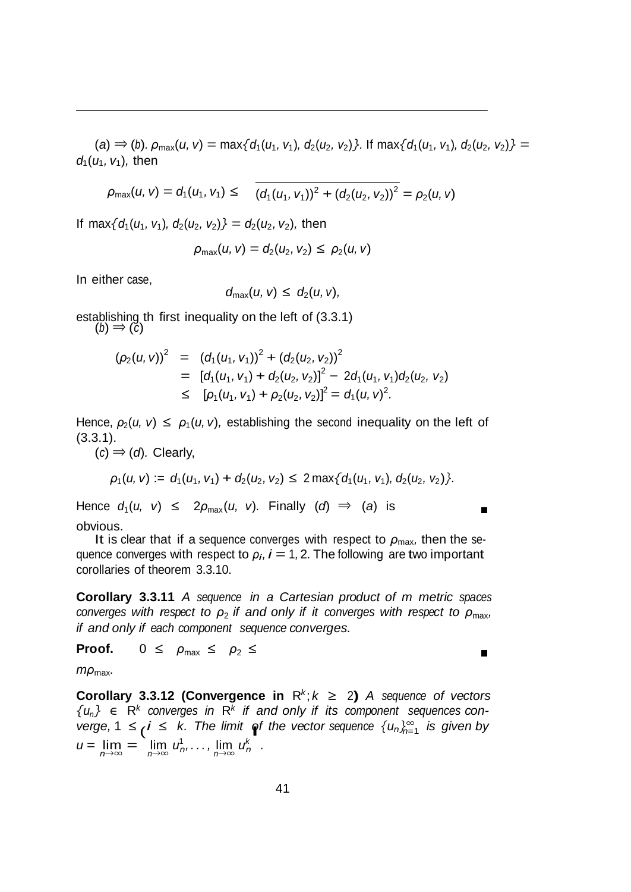$(a) \Rightarrow (b)$. $\rho_{\max}(u, v) = \max\{d_1(u_1, v_1), d_2(u_2, v_2)\}$. If $\max\{d_1(u_1, v_1), d_2(u_2, v_2)\} = d_1(u_1, v_1)$, then

$$\rho_{\max}(u, v) = d_1(u_1, v_1) \leq \sqrt{(d_1(u_1, v_1))^2 + (d_2(u_2, v_2))^2} = \rho_2(u, v)$$

If $\max\{d_1(u_1, v_1), d_2(u_2, v_2)\} = d_2(u_2, v_2)$, then

$$\rho_{\max}(u, v) = d_2(u_2, v_2) \leq \rho_2(u, v)$$

In either case,

$$d_{\max}(u, v) \leq d_2(u, v),$$

establishing th first inequality on the left of (3.3.1)

$(b) \Rightarrow (c)$

$$\begin{aligned}
(\rho_2(u, v))^2 &= (d_1(u_1, v_1))^2 + (d_2(u_2, v_2))^2 \\
&= [d_1(u_1, v_1) + d_2(u_2, v_2)]^2 - 2d_1(u_1, v_1)d_2(u_2, v_2) \\
&\leq [\rho_1(u_1, v_1) + \rho_2(u_2, v_2)]^2 = d_1(u, v)^2.
\end{aligned}$$

Hence, $\rho_2(u, v) \leq \rho_1(u, v)$, establishing the second inequality on the left of (3.3.1).

$(c) \Rightarrow (d)$. Clearly,

$$\rho_1(u, v) := d_1(u_1, v_1) + d_2(u_2, v_2) \leq 2\max\{d_1(u_1, v_1), d_2(u_2, v_2)\}.$$

Hence $d_1(u, v) \leq 2\rho_{\max}(u, v)$. Finally $(d) \Rightarrow (a)$ is obvious. ■

It is clear that if a sequence converges with respect to $\rho_{\max}$, then the sequence converges with respect to $\rho_i$, $i = 1, 2$. The following are two important corollaries of theorem 3.3.10.

**Corollary 3.3.11** *A sequence in a Cartesian product of m metric spaces converges with respect to $\rho_2$ if and only if it converges with respect to $\rho_{\max}$, if and only if each component sequence converges.*

**Proof.** $0 \leq \rho_{\max} \leq \rho_2 \leq m\rho_{\max}$. ■

**Corollary 3.3.12 (Convergence in $\mathbb{R}^k; k \geq 2$)** *A sequence of vectors $\{u_n\} \in \mathbb{R}^k$ converges in $\mathbb{R}^k$ if and only if its component sequences converge, $1 \leq i \leq k$. The limit of the vector sequence $\{u_n\}_{n=1}^{\infty}$ is given by $u = \lim_{n\to\infty} = \left(\lim_{n\to\infty} u_n^1, \ldots, \lim_{n\to\infty} u_n^k\right)$.*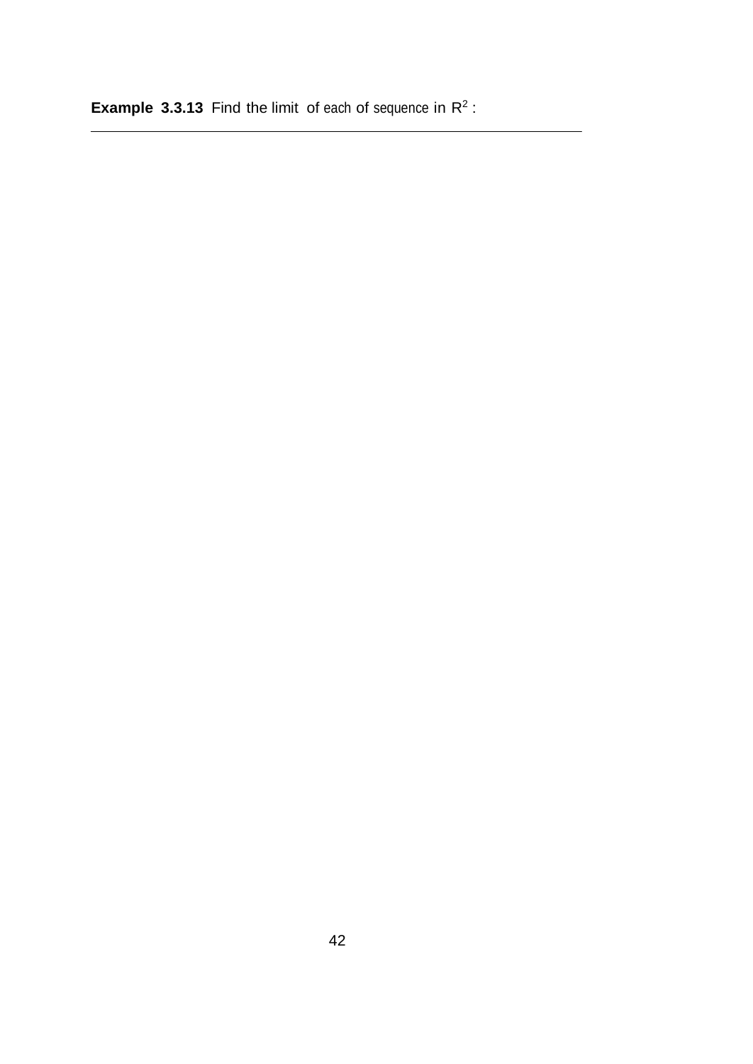**Example 3.3.13** Find the limit of each of sequence in $R^2$ :

---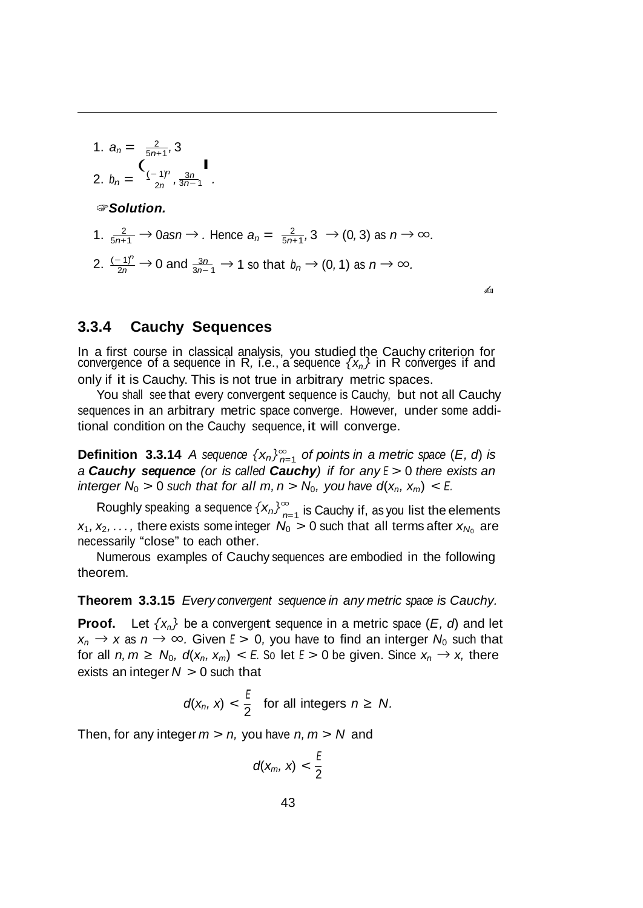1. $a_n = \left(\frac{2}{5n+1}, 3\right)$
2. $b_n = \left(\frac{(-1)^n}{2n}, \frac{3n}{3n-1}\right)$.

☞**Solution.**

1. $\frac{2}{5n+1} \to 0$ as $n \to$ . Hence $a_n = \left(\frac{2}{5n+1}, 3\right) \to (0, 3)$ as $n \to \infty$.

2. $\frac{(-1)^n}{2n} \to 0$ and $\frac{3n}{3n-1} \to 1$ so that $b_n \to (0, 1)$ as $n \to \infty$.

✍

### 3.3.4 Cauchy Sequences

In a first course in classical analysis, you studied the Cauchy criterion for convergence of a sequence in R, i.e., a sequence $\{x_n\}$ in R converges if and only if it is Cauchy. This is not true in arbitrary metric spaces.

You shall see that every convergent sequence is Cauchy, but not all Cauchy sequences in an arbitrary metric space converge. However, under some additional condition on the Cauchy sequence, it will converge.

**Definition 3.3.14** *A sequence $\{x_n\}_{n=1}^{\infty}$ of points in a metric space $(E, d)$ is a **Cauchy sequence** (or is called **Cauchy**) if for any $\varepsilon > 0$ there exists an interger $N_0 > 0$ such that for all $m, n > N_0$, you have $d(x_n, x_m) < \varepsilon$.*

Roughly speaking a sequence $\{x_n\}_{n=1}^{\infty}$ is Cauchy if, as you list the elements $x_1, x_2, \ldots,$ there exists some integer $N_0 > 0$ such that all terms after $x_{N_0}$ are necessarily "close" to each other.

Numerous examples of Cauchy sequences are embodied in the following theorem.

**Theorem 3.3.15** *Every convergent sequence in any metric space is Cauchy.*

**Proof.** Let $\{x_n\}$ be a convergent sequence in a metric space $(E, d)$ and let $x_n \to x$ as $n \to \infty$. Given $\varepsilon > 0$, you have to find an interger $N_0$ such that for all $n, m \geq N_0$, $d(x_n, x_m) < \varepsilon$. So let $\varepsilon > 0$ be given. Since $x_n \to x$, there exists an integer $N > 0$ such that

$$d(x_n, x) < \frac{\varepsilon}{2} \quad \text{for all integers } n \geq N.$$

Then, for any integer $m > n$, you have $n, m > N$ and

$$d(x_m, x) < \frac{\varepsilon}{2}$$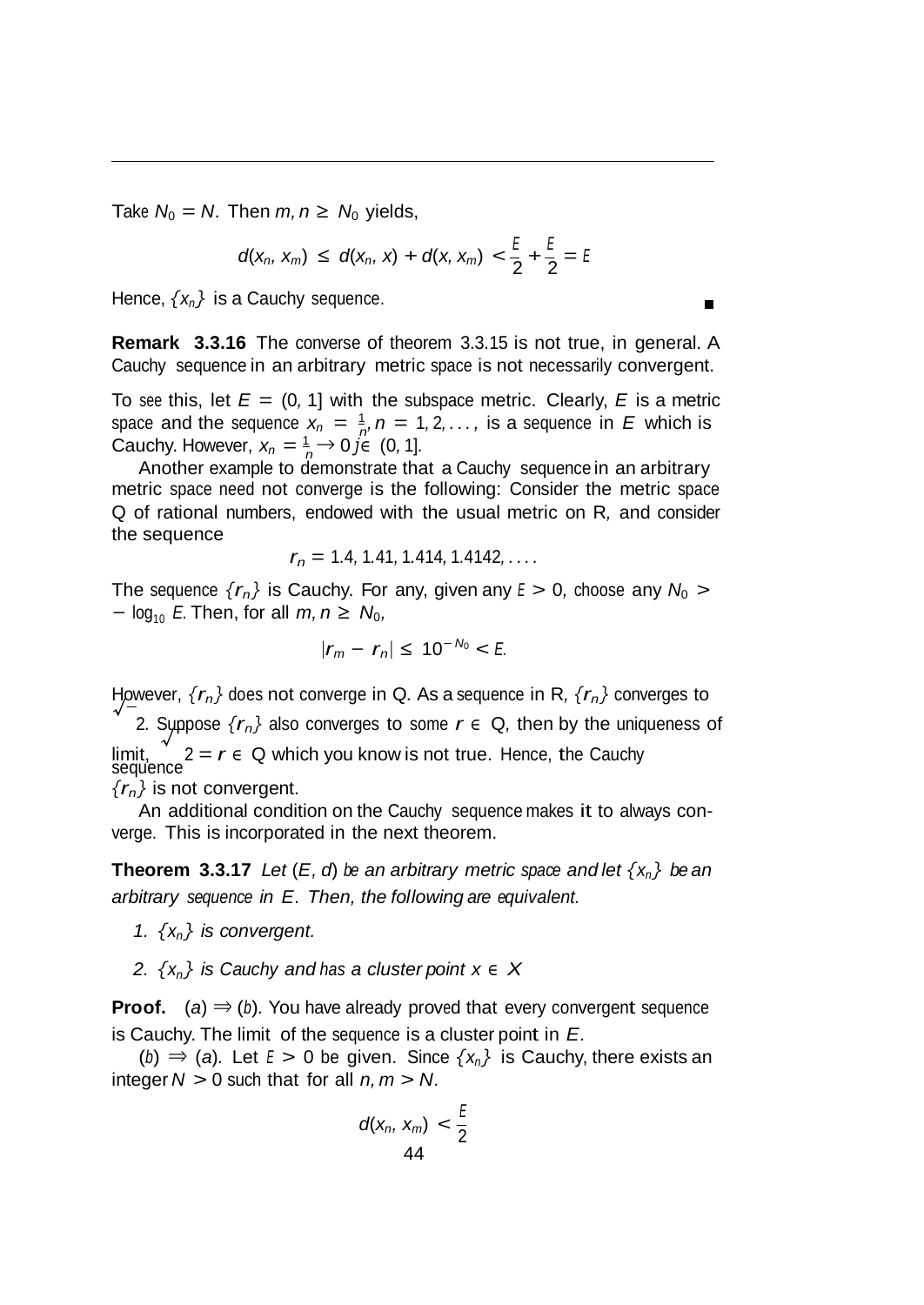Take $N_0 = N$. Then $m, n \geq N_0$ yields,

$$d(x_n, x_m) \leq d(x_n, x) + d(x, x_m) < \frac{\varepsilon}{2} + \frac{\varepsilon}{2} = \varepsilon$$

Hence, $\{x_n\}$ is a Cauchy sequence. ■

**Remark 3.3.16** The converse of theorem 3.3.15 is not true, in general. A Cauchy sequence in an arbitrary metric space is not necessarily convergent.

To see this, let $E = (0, 1]$ with the subspace metric. Clearly, $E$ is a metric space and the sequence $x_n = \frac{1}{n}, n = 1, 2, \ldots,$ is a sequence in $E$ which is Cauchy. However, $x_n = \frac{1}{n} \to 0 \notin (0, 1]$.

Another example to demonstrate that a Cauchy sequence in an arbitrary metric space need not converge is the following: Consider the metric space Q of rational numbers, endowed with the usual metric on R, and consider the sequence

$$r_n = 1.4, 1.41, 1.414, 1.4142, \ldots.$$

The sequence $\{r_n\}$ is Cauchy. For any, given any $\varepsilon > 0$, choose any $N_0 > -\log_{10} \varepsilon$. Then, for all $m, n \geq N_0$,

$$|r_m - r_n| \leq 10^{-N_0} < \varepsilon.$$

However, $\{r_n\}$ does not converge in Q. As a sequence in R, $\{r_n\}$ converges to $\sqrt{2}$. Suppose $\{r_n\}$ also converges to some $r \in$ Q, then by the uniqueness of limit, $\sqrt{2} = r \in$ Q which you know is not true. Hence, the Cauchy sequence $\{r_n\}$ is not convergent.

An additional condition on the Cauchy sequence makes it to always converge. This is incorporated in the next theorem.

**Theorem 3.3.17** *Let $(E, d)$ be an arbitrary metric space and let $\{x_n\}$ be an arbitrary sequence in $E$. Then, the following are equivalent.*

1. *$\{x_n\}$ is convergent.*

2. *$\{x_n\}$ is Cauchy and has a cluster point $x \in X$*

**Proof.** $(a) \Rightarrow (b)$. You have already proved that every convergent sequence is Cauchy. The limit of the sequence is a cluster point in $E$.

$(b) \Rightarrow (a)$. Let $\varepsilon > 0$ be given. Since $\{x_n\}$ is Cauchy, there exists an integer $N > 0$ such that for all $n, m > N$.

$$d(x_n, x_m) < \frac{\varepsilon}{2}$$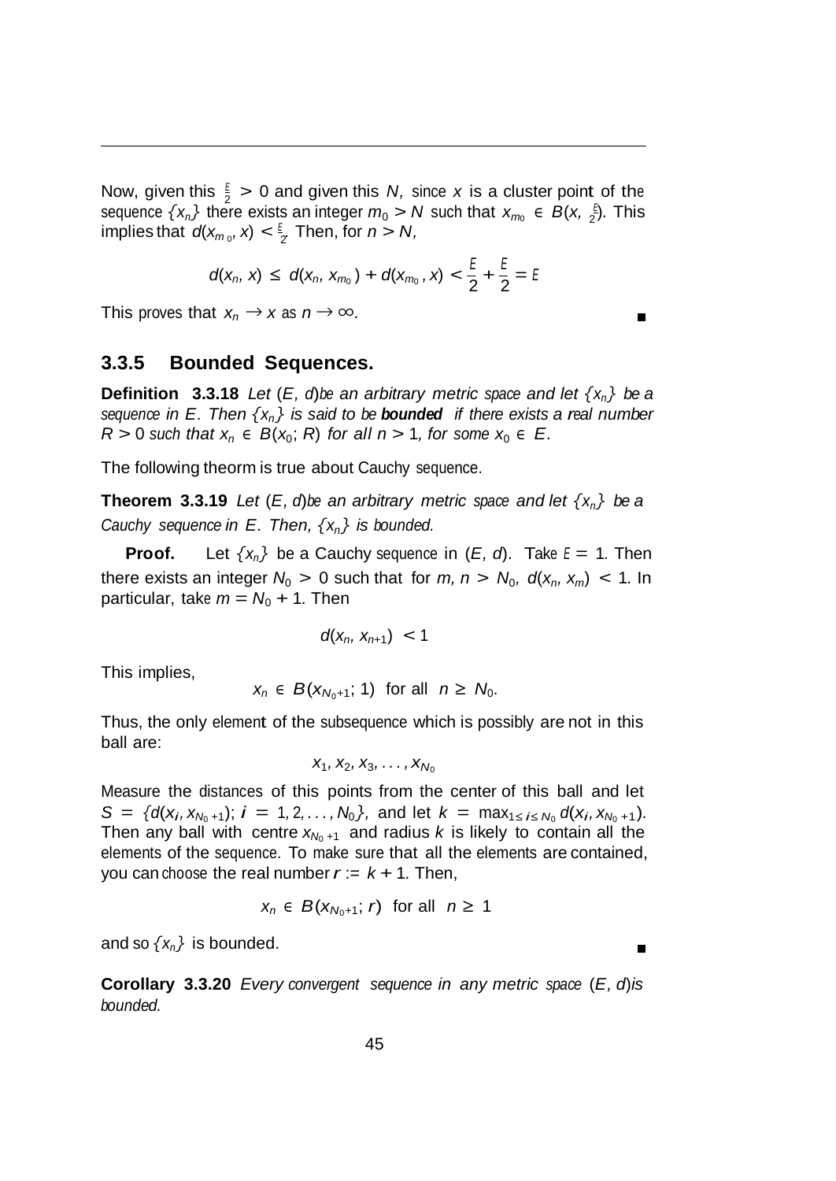Now, given this $\frac{\varepsilon}{2} > 0$ and given this $N$, since $x$ is a cluster point of the sequence $\{x_n\}$ there exists an integer $m_0 > N$ such that $x_{m_0} \in B(x, \frac{\varepsilon}{2})$. This implies that $d(x_{m_0}, x) < \frac{\varepsilon}{2}$. Then, for $n > N$,

$$d(x_n, x) \leq d(x_n, x_{m_0}) + d(x_{m_0}, x) < \frac{\varepsilon}{2} + \frac{\varepsilon}{2} = \varepsilon$$

This proves that $x_n \to x$ as $n \to \infty$. ∎

### 3.3.5 Bounded Sequences.

**Definition 3.3.18** *Let $(E, d)$ be an arbitrary metric space and let $\{x_n\}$ be a sequence in $E$. Then $\{x_n\}$ is said to be **bounded** if there exists a real number $R > 0$ such that $x_n \in B(x_0; R)$ for all $n > 1$, for some $x_0 \in E$.*

The following theorm is true about Cauchy sequence.

**Theorem 3.3.19** *Let $(E, d)$ be an arbitrary metric space and let $\{x_n\}$ be a Cauchy sequence in $E$. Then, $\{x_n\}$ is bounded.*

**Proof.** Let $\{x_n\}$ be a Cauchy sequence in $(E, d)$. Take $\varepsilon = 1$. Then there exists an integer $N_0 > 0$ such that for $m, n > N_0$, $d(x_n, x_m) < 1$. In particular, take $m = N_0 + 1$. Then

$$d(x_n, x_{n+1}) < 1$$

This implies,

$$x_n \in B(x_{N_0+1}; 1) \text{ for all } n \geq N_0.$$

Thus, the only element of the subsequence which is possibly are not in this ball are:

$$x_1, x_2, x_3, \ldots, x_{N_0}$$

Measure the distances of this points from the center of this ball and let $S = \{d(x_i, x_{N_0+1});\ i = 1, 2, \ldots, N_0\}$, and let $k = \max_{1 \leq i \leq N_0} d(x_i, x_{N_0+1})$. Then any ball with centre $x_{N_0+1}$ and radius $k$ is likely to contain all the elements of the sequence. To make sure that all the elements are contained, you can choose the real number $r := k + 1$. Then,

$$x_n \in B(x_{N_0+1}; r) \text{ for all } n \geq 1$$

and so $\{x_n\}$ is bounded. ∎

**Corollary 3.3.20** *Every convergent sequence in any metric space $(E, d)$ is bounded.*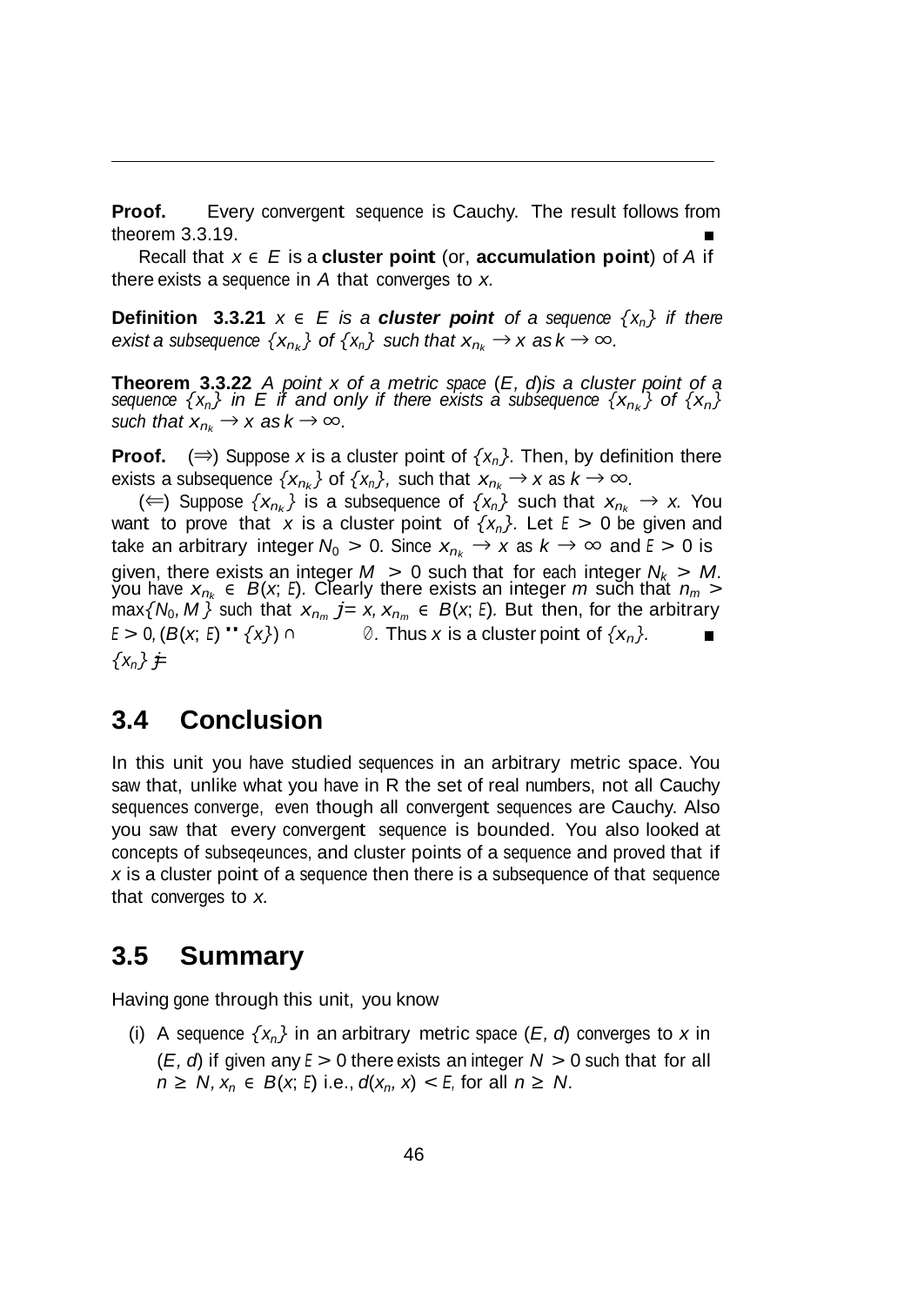**Proof.** Every convergent sequence is Cauchy. The result follows from theorem 3.3.19. ∎

Recall that $x \in E$ is a **cluster point** (or, **accumulation point**) of $A$ if there exists a sequence in $A$ that converges to $x$.

**Definition 3.3.21** *$x \in E$ is a **cluster point** of a sequence $\{x_n\}$ if there exist a subsequence $\{x_{n_k}\}$ of $\{x_n\}$ such that $x_{n_k} \to x$ as $k \to \infty$.*

**Theorem 3.3.22** *A point $x$ of a metric space $(E, d)$ is a cluster point of a sequence $\{x_n\}$ in $E$ if and only if there exists a subsequence $\{x_{n_k}\}$ of $\{x_n\}$ such that $x_{n_k} \to x$ as $k \to \infty$.*

**Proof.** ($\Rightarrow$) Suppose $x$ is a cluster point of $\{x_n\}$. Then, by definition there exists a subsequence $\{x_{n_k}\}$ of $\{x_n\}$, such that $x_{n_k} \to x$ as $k \to \infty$.

($\Leftarrow$) Suppose $\{x_{n_k}\}$ is a subsequence of $\{x_n\}$ such that $x_{n_k} \to x$. You want to prove that $x$ is a cluster point of $\{x_n\}$. Let $\varepsilon > 0$ be given and take an arbitrary integer $N_0 > 0$. Since $x_{n_k} \to x$ as $k \to \infty$ and $\varepsilon > 0$ is given, there exists an integer $M > 0$ such that for each integer $N_k > M$, you have $x_{n_k} \in B(x; \varepsilon)$. Clearly there exists an integer $m$ such that $n_m > \max\{N_0, M\}$ such that $x_{n_m} \neq x$, $x_{n_m} \in B(x; \varepsilon)$. But then, for the arbitrary $\varepsilon > 0$, $(B(x; \varepsilon) \setminus \{x\}) \cap \{x_n\} \neq \emptyset$. Thus $x$ is a cluster point of $\{x_n\}$. ∎

## 3.4 Conclusion

In this unit you have studied sequences in an arbitrary metric space. You saw that, unlike what you have in R the set of real numbers, not all Cauchy sequences converge, even though all convergent sequences are Cauchy. Also you saw that every convergent sequence is bounded. You also looked at concepts of subseqeunces, and cluster points of a sequence and proved that if $x$ is a cluster point of a sequence then there is a subsequence of that sequence that converges to $x$.

## 3.5 Summary

Having gone through this unit, you know

(i) A sequence $\{x_n\}$ in an arbitrary metric space $(E, d)$ converges to $x$ in $(E, d)$ if given any $\varepsilon > 0$ there exists an integer $N > 0$ such that for all $n \geq N$, $x_n \in B(x; \varepsilon)$ i.e., $d(x_n, x) < \varepsilon$, for all $n \geq N$.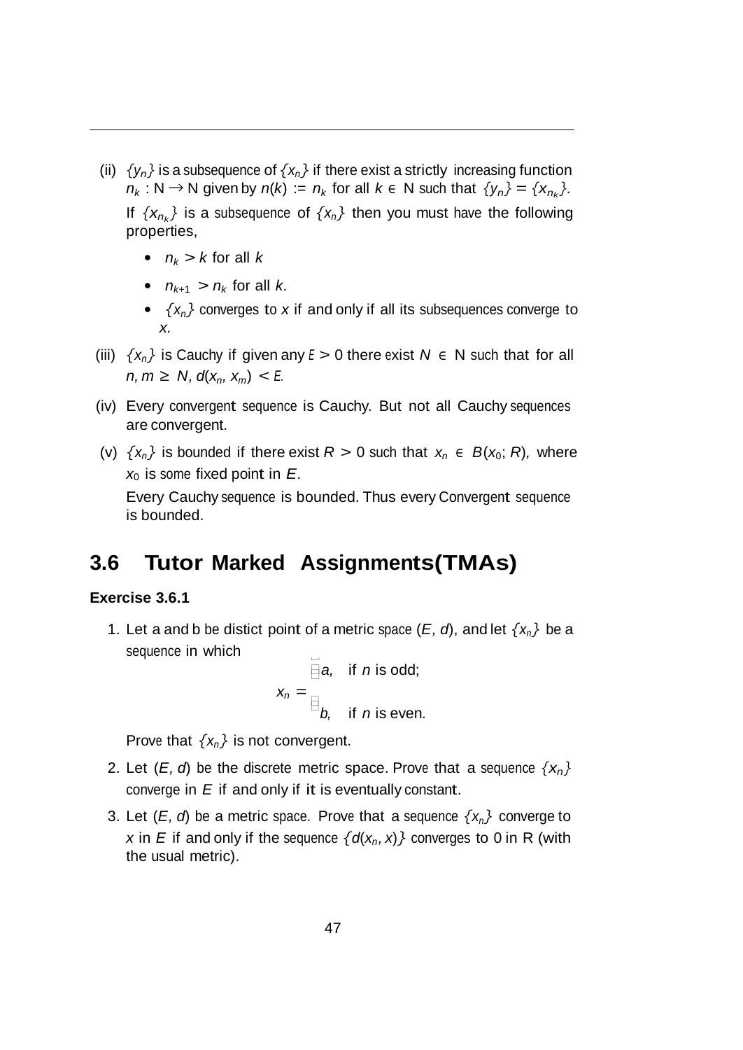(ii) $\{y_n\}$ is a subsequence of $\{x_n\}$ if there exist a strictly increasing function $n_k : \mathbb{N} \to \mathbb{N}$ given by $n(k) := n_k$ for all $k \in \mathbb{N}$ such that $\{y_n\} = \{x_{n_k}\}$.

   If $\{x_{n_k}\}$ is a subsequence of $\{x_n\}$ then you must have the following properties,

   - $n_k > k$ for all $k$
   - $n_{k+1} > n_k$ for all $k$.
   - $\{x_n\}$ converges to $x$ if and only if all its subsequences converge to $x$.

(iii) $\{x_n\}$ is Cauchy if given any $\varepsilon > 0$ there exist $N \in \mathbb{N}$ such that for all $n, m \geq N$, $d(x_n, x_m) < \varepsilon$.

(iv) Every convergent sequence is Cauchy. But not all Cauchy sequences are convergent.

(v) $\{x_n\}$ is bounded if there exist $R > 0$ such that $x_n \in B(x_0; R)$, where $x_0$ is some fixed point in $E$.

   Every Cauchy sequence is bounded. Thus every Convergent sequence is bounded.

## 3.6 Tutor Marked Assignments(TMAs)

**Exercise 3.6.1**

1. Let a and b be distict point of a metric space $(E, d)$, and let $\{x_n\}$ be a sequence in which

$$x_n = \begin{cases} a, & \text{if } n \text{ is odd;} \\ b, & \text{if } n \text{ is even.} \end{cases}$$

   Prove that $\{x_n\}$ is not convergent.

2. Let $(E, d)$ be the discrete metric space. Prove that a sequence $\{x_n\}$ converge in $E$ if and only if it is eventually constant.

3. Let $(E, d)$ be a metric space. Prove that a sequence $\{x_n\}$ converge to $x$ in $E$ if and only if the sequence $\{d(x_n, x)\}$ converges to 0 in $\mathbb{R}$ (with the usual metric).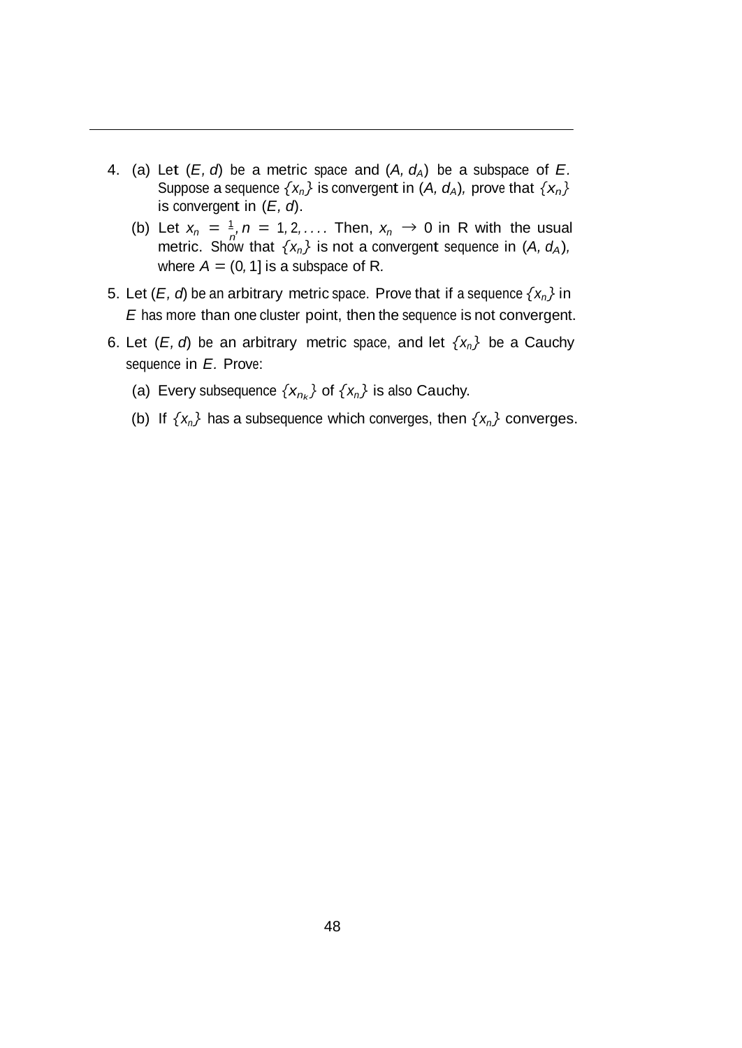4. (a) Let $(E, d)$ be a metric space and $(A, d_A)$ be a subspace of $E$. Suppose a sequence $\{x_n\}$ is convergent in $(A, d_A)$, prove that $\{x_n\}$ is convergent in $(E, d)$.

   (b) Let $x_n = \frac{1}{n}, n = 1, 2, \ldots$. Then, $x_n \to 0$ in R with the usual metric. Show that $\{x_n\}$ is not a convergent sequence in $(A, d_A)$, where $A = (0, 1]$ is a subspace of R.

5. Let $(E, d)$ be an arbitrary metric space. Prove that if a sequence $\{x_n\}$ in $E$ has more than one cluster point, then the sequence is not convergent.

6. Let $(E, d)$ be an arbitrary metric space, and let $\{x_n\}$ be a Cauchy sequence in $E$. Prove:

   (a) Every subsequence $\{x_{n_k}\}$ of $\{x_n\}$ is also Cauchy.

   (b) If $\{x_n\}$ has a subsequence which converges, then $\{x_n\}$ converges.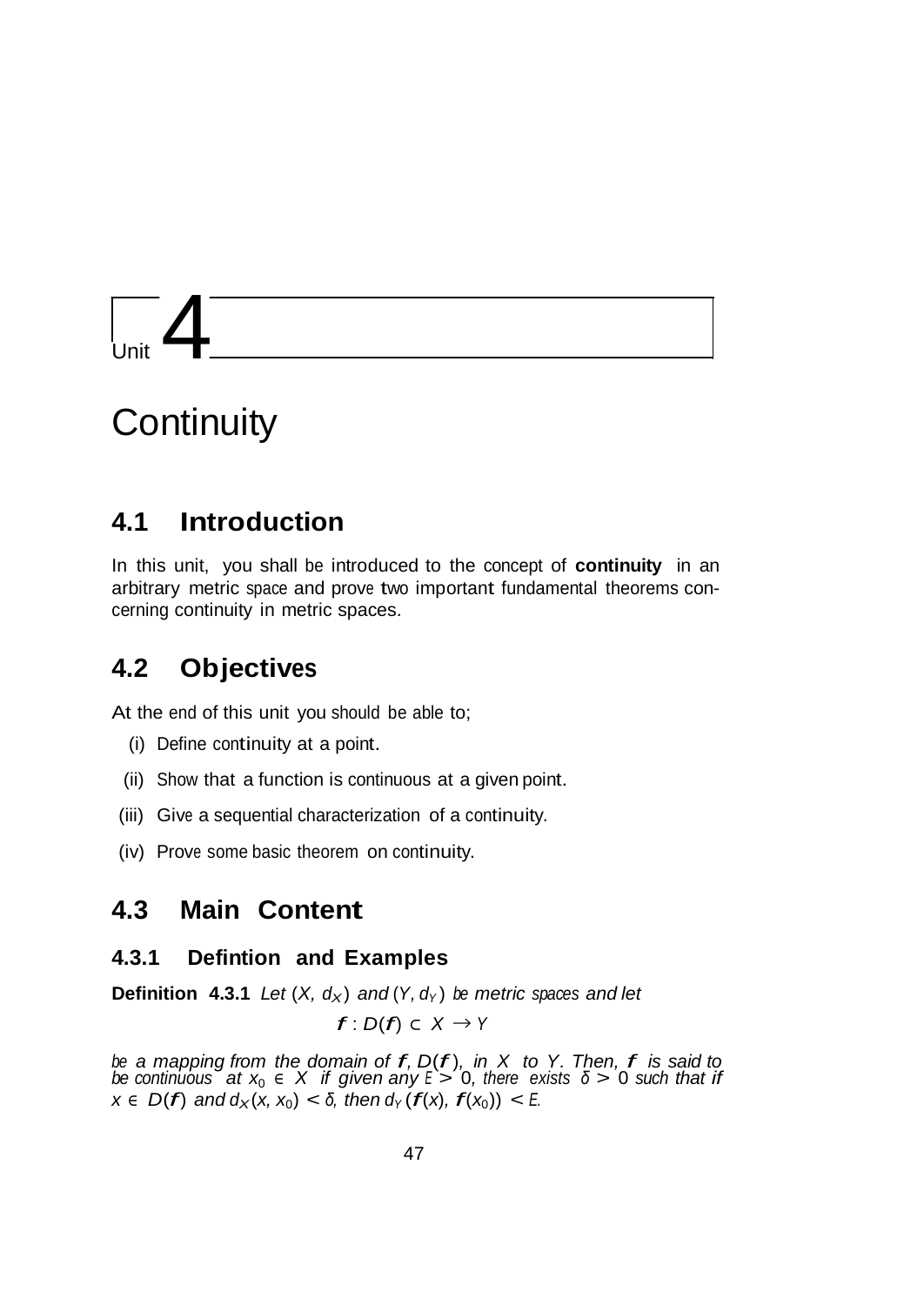# Unit 4

# Continuity

## 4.1 Introduction

In this unit, you shall be introduced to the concept of **continuity** in an arbitrary metric space and prove two important fundamental theorems concerning continuity in metric spaces.

## 4.2 Objectives

At the end of this unit you should be able to;

(i) Define continuity at a point.

(ii) Show that a function is continuous at a given point.

(iii) Give a sequential characterization of a continuity.

(iv) Prove some basic theorem on continuity.

## 4.3 Main Content

### 4.3.1 Defintion and Examples

**Definition 4.3.1** *Let $(X, d_X)$ and $(Y, d_Y)$ be metric spaces and let*

$$f : D(f) \subset X \to Y$$

*be a mapping from the domain of $f$, $D(f)$, in $X$ to $Y$. Then, $f$ is said to be continuous at $x_0 \in X$ if given any $\varepsilon > 0$, there exists $\delta > 0$ such that if $x \in D(f)$ and $d_X(x, x_0) < \delta$, then $d_Y(f(x), f(x_0)) < \varepsilon$.*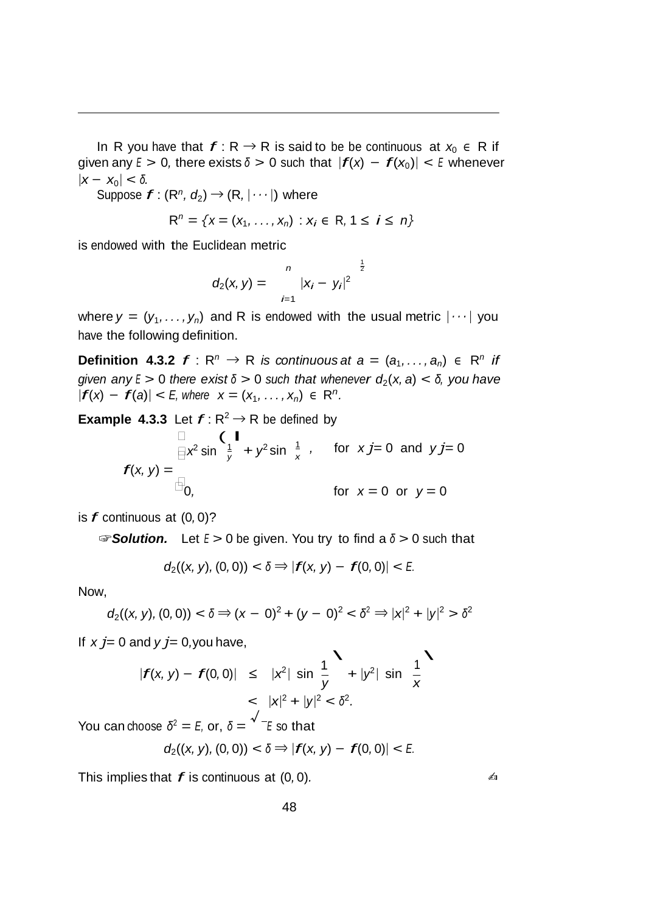In $\mathbb{R}$ you have that $f : \mathbb{R} \to \mathbb{R}$ is said to be be continuous at $x_0 \in \mathbb{R}$ if given any $\varepsilon > 0$, there exists $\delta > 0$ such that $|f(x) - f(x_0)| < \varepsilon$ whenever $|x - x_0| < \delta$.

Suppose $f : (\mathbb{R}^n, d_2) \to (\mathbb{R}, |\cdots|)$ where

$$\mathbb{R}^n = \{x = (x_1, \ldots, x_n) : x_i \in \mathbb{R}, 1 \leq i \leq n\}$$

is endowed with the Euclidean metric

$$d_2(x, y) = \left( \sum_{i=1}^{n} |x_i - y_i|^2 \right)^{\frac{1}{2}}$$

where $y = (y_1, \ldots, y_n)$ and $\mathbb{R}$ is endowed with the usual metric $|\cdots|$ you have the following definition.

**Definition 4.3.2** *$f : \mathbb{R}^n \to \mathbb{R}$ is continuous at $a = (a_1, \ldots, a_n) \in \mathbb{R}^n$ if given any $\varepsilon > 0$ there exist $\delta > 0$ such that whenever $d_2(x, a) < \delta$, you have $|f(x) - f(a)| < \varepsilon$, where $x = (x_1, \ldots, x_n) \in \mathbb{R}^n$.*

**Example 4.3.3** Let $f : \mathbb{R}^2 \to \mathbb{R}$ be defined by

$$f(x, y) = \begin{cases} x^2 \sin\left(\frac{1}{y}\right) + y^2 \sin\left(\frac{1}{x}\right), & \text{for } x \neq 0 \text{ and } y \neq 0 \\ 0, & \text{for } x = 0 \text{ or } y = 0 \end{cases}$$

is $f$ continuous at $(0, 0)$?

☞***Solution.*** Let $\varepsilon > 0$ be given. You try to find a $\delta > 0$ such that

$$d_2((x, y), (0, 0)) < \delta \Rightarrow |f(x, y) - f(0, 0)| < \varepsilon.$$

Now,

$$d_2((x, y), (0, 0)) < \delta \Rightarrow (x - 0)^2 + (y - 0)^2 < \delta^2 \Rightarrow |x|^2 + |y|^2 > \delta^2$$

If $x \neq 0$ and $y \neq 0$, you have,

$$\begin{aligned} |f(x, y) - f(0, 0)| &\leq |x^2| \left| \sin\left(\frac{1}{y}\right) \right| + |y^2| \left| \sin\left(\frac{1}{x}\right) \right| \\ &< |x|^2 + |y|^2 < \delta^2. \end{aligned}$$

You can choose $\delta^2 = \varepsilon$, or, $\delta = \sqrt{\varepsilon}$ so that

$$d_2((x, y), (0, 0)) < \delta \Rightarrow |f(x, y) - f(0, 0)| < \varepsilon.$$

This implies that $f$ is continuous at $(0, 0)$. ✍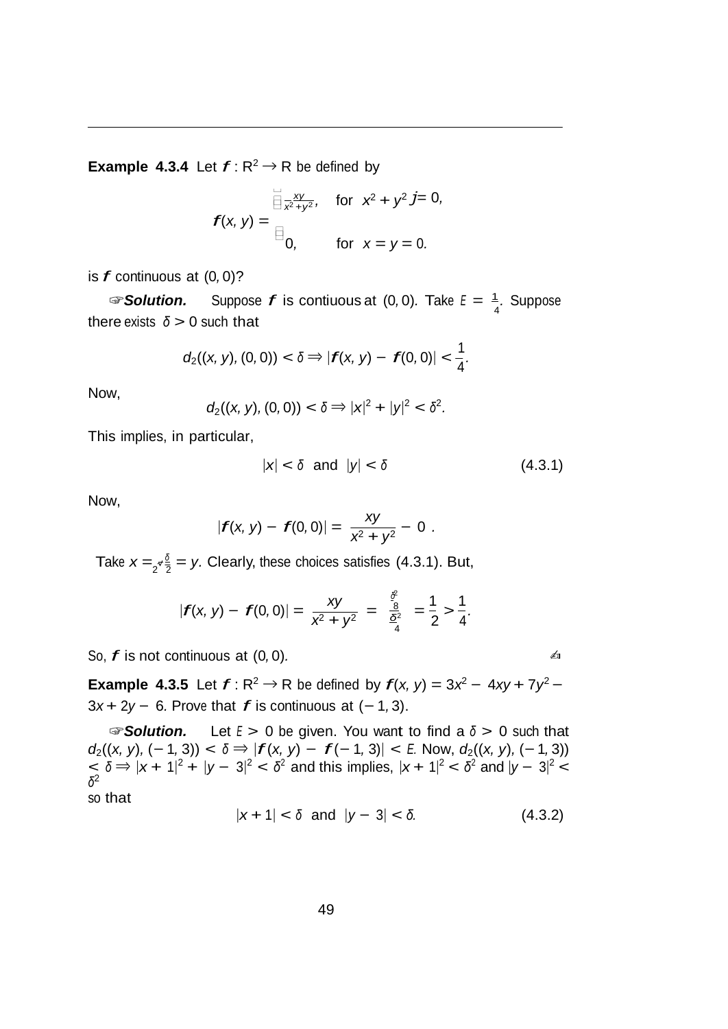**Example 4.3.4** Let $f : \mathbb{R}^2 \to \mathbb{R}$ be defined by

$$f(x, y) = \begin{cases} \frac{xy}{x^2+y^2}, & \text{for } x^2 + y^2 \neq 0, \\ 0, & \text{for } x = y = 0. \end{cases}$$

is $f$ continuous at $(0, 0)$?

☞***Solution.*** Suppose $f$ is contiuous at $(0, 0)$. Take $\varepsilon = \frac{1}{4}$. Suppose there exists $\delta > 0$ such that

$$d_2((x, y), (0, 0)) < \delta \Rightarrow |f(x, y) - f(0, 0)| < \frac{1}{4}.$$

Now,

$$d_2((x, y), (0, 0)) < \delta \Rightarrow |x|^2 + |y|^2 < \delta^2.$$

This implies, in particular,

$$|x| < \delta \text{ and } |y| < \delta \tag{4.3.1}$$

Now,

$$|f(x, y) - f(0, 0)| = \left| \frac{xy}{x^2 + y^2} - 0 \right|.$$

Take $x = \frac{\delta}{2} = y$. Clearly, these choices satisfies (4.3.1). But,

$$|f(x, y) - f(0, 0)| = \left| \frac{xy}{x^2 + y^2} \right| = \left| \frac{\frac{\delta^2}{8}}{\frac{\delta^2}{4}} \right| = \frac{1}{2} > \frac{1}{4}.$$

So, $f$ is not continuous at $(0, 0)$. ✍

**Example 4.3.5** Let $f : \mathbb{R}^2 \to \mathbb{R}$ be defined by $f(x, y) = 3x^2 - 4xy + 7y^2 - 3x + 2y - 6$. Prove that $f$ is continuous at $(-1, 3)$.

☞***Solution.*** Let $\varepsilon > 0$ be given. You want to find a $\delta > 0$ such that $d_2((x, y), (-1, 3)) < \delta \Rightarrow |f(x, y) - f(-1, 3)| < \varepsilon$. Now, $d_2((x, y), (-1, 3)) < \delta \Rightarrow |x + 1|^2 + |y - 3|^2 < \delta^2$ and this implies, $|x + 1|^2 < \delta^2$ and $|y - 3|^2 < \delta^2$
so that

$$|x + 1| < \delta \text{ and } |y - 3| < \delta. \tag{4.3.2}$$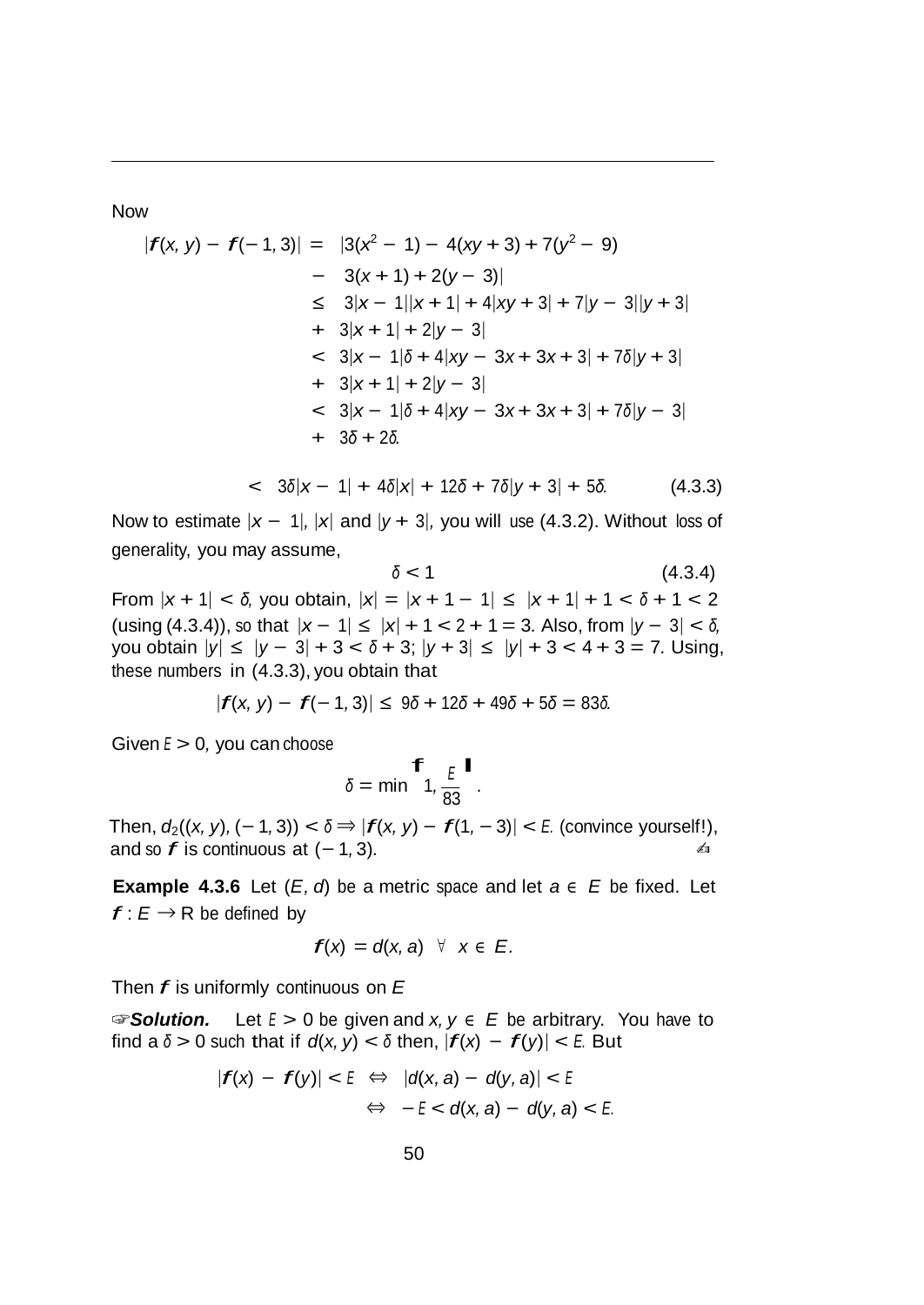Now

$$\begin{aligned}
|f(x, y) - f(-1, 3)| &= |3(x^2 - 1) - 4(xy + 3) + 7(y^2 - 9) \\
&\quad - 3(x + 1) + 2(y - 3)| \\
&\leq 3|x - 1||x + 1| + 4|xy + 3| + 7|y - 3||y + 3| \\
&\quad + 3|x + 1| + 2|y - 3| \\
&< 3|x - 1|\delta + 4|xy - 3x + 3x + 3| + 7\delta|y + 3| \\
&\quad + 3|x + 1| + 2|y - 3| \\
&< 3|x - 1|\delta + 4|xy - 3x + 3x + 3| + 7\delta|y - 3| \\
&\quad + 3\delta + 2\delta.
\end{aligned}$$

$$< 3\delta|x - 1| + 4\delta|x| + 12\delta + 7\delta|y + 3| + 5\delta. \qquad (4.3.3)$$

Now to estimate $|x - 1|$, $|x|$ and $|y + 3|$, you will use (4.3.2). Without loss of generality, you may assume,

$$\delta < 1 \qquad (4.3.4)$$

From $|x + 1| < \delta$, you obtain, $|x| = |x + 1 - 1| \leq |x + 1| + 1 < \delta + 1 < 2$ (using (4.3.4)), so that $|x - 1| \leq |x| + 1 < 2 + 1 = 3$. Also, from $|y - 3| < \delta$, you obtain $|y| \leq |y - 3| + 3 < \delta + 3$; $|y + 3| \leq |y| + 3 < 4 + 3 = 7$. Using, these numbers in (4.3.3), you obtain that

$$|f(x, y) - f(-1, 3)| \leq 9\delta + 12\delta + 49\delta + 5\delta = 83\delta.$$

Given $E > 0$, you can choose

$$\delta = \min\left\{1, \frac{E}{83}\right\}.$$

Then, $d_2((x, y), (-1, 3)) < \delta \Rightarrow |f(x, y) - f(1, -3)| < E$. (convince yourself!), and so $f$ is continuous at $(-1, 3)$. ✍

**Example 4.3.6** Let $(E, d)$ be a metric space and let $a \in E$ be fixed. Let $f : E \to \mathbb{R}$ be defined by

$$f(x) = d(x, a) \quad \forall \quad x \in E.$$

Then $f$ is uniformly continuous on $E$

☞***Solution.*** Let $E > 0$ be given and $x, y \in E$ be arbitrary. You have to find a $\delta > 0$ such that if $d(x, y) < \delta$ then, $|f(x) - f(y)| < E$. But

$$\begin{aligned}
|f(x) - f(y)| < E &\Leftrightarrow |d(x, a) - d(y, a)| < E \\
&\Leftrightarrow -E < d(x, a) - d(y, a) < E.
\end{aligned}$$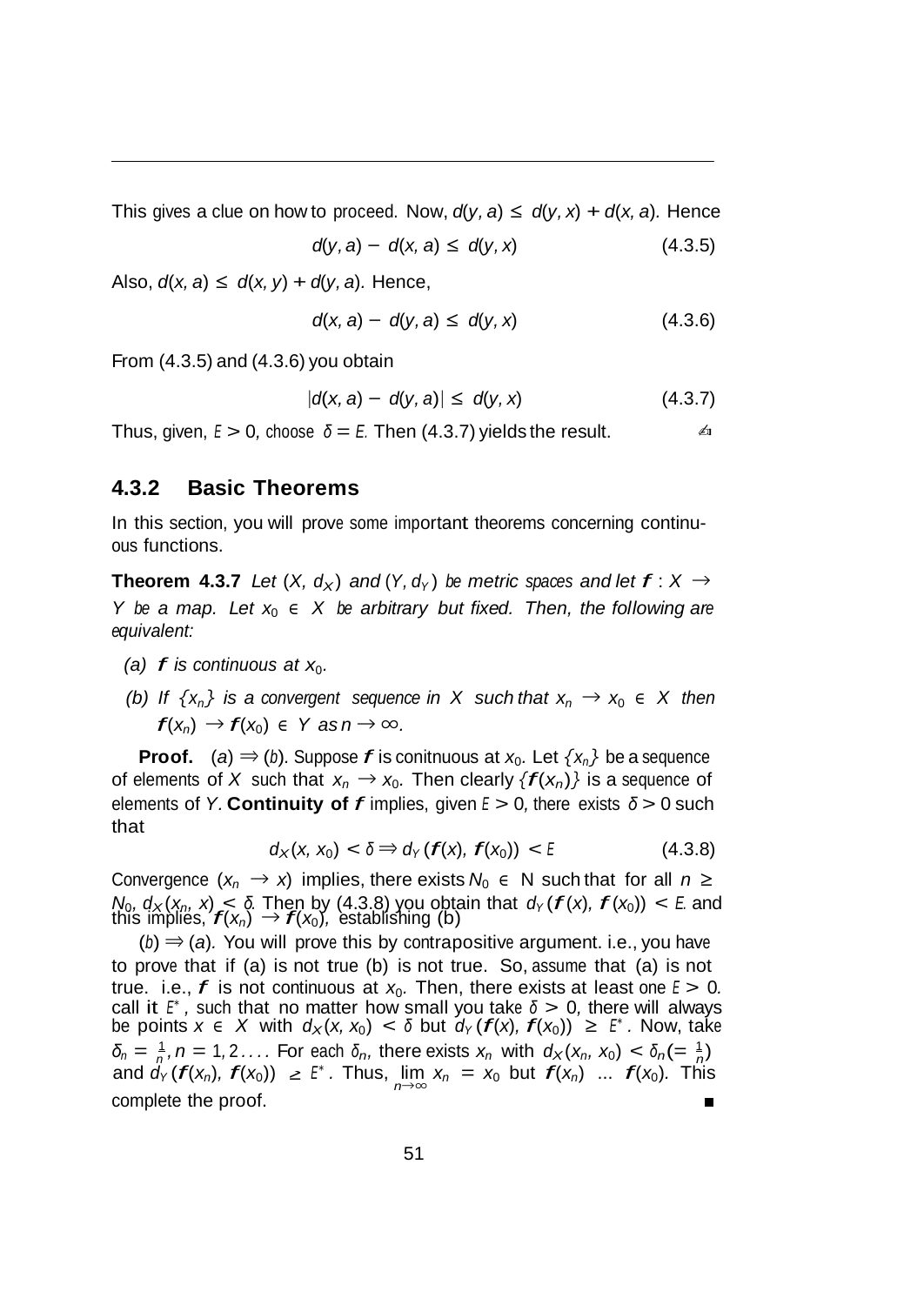This gives a clue on how to proceed. Now, $d(y, a) \leq d(y, x) + d(x, a)$. Hence

$$d(y, a) - d(x, a) \leq d(y, x) \tag{4.3.5}$$

Also, $d(x, a) \leq d(x, y) + d(y, a)$. Hence,

$$d(x, a) - d(y, a) \leq d(y, x) \tag{4.3.6}$$

From (4.3.5) and (4.3.6) you obtain

$$|d(x, a) - d(y, a)| \leq d(y, x) \tag{4.3.7}$$

Thus, given, $E > 0$, choose $\delta = E$. Then (4.3.7) yields the result. ✍

### 4.3.2 Basic Theorems

In this section, you will prove some important theorems concerning continuous functions.

**Theorem 4.3.7** *Let $(X, d_X)$ and $(Y, d_Y)$ be metric spaces and let $\boldsymbol{f} : X \to Y$ be a map. Let $x_0 \in X$ be arbitrary but fixed. Then, the following are equivalent:*

*(a) $\boldsymbol{f}$ is continuous at $x_0$.*

*(b) If $\{x_n\}$ is a convergent sequence in $X$ such that $x_n \to x_0 \in X$ then $\boldsymbol{f}(x_n) \to \boldsymbol{f}(x_0) \in Y$ as $n \to \infty$.*

**Proof.** $(a) \Rightarrow (b)$. Suppose $\boldsymbol{f}$ is conitnuous at $x_0$. Let $\{x_n\}$ be a sequence of elements of $X$ such that $x_n \to x_0$. Then clearly $\{\boldsymbol{f}(x_n)\}$ is a sequence of elements of $Y$. **Continuity of $\boldsymbol{f}$** implies, given $E > 0$, there exists $\delta > 0$ such that

$$d_X(x, x_0) < \delta \Rightarrow d_Y(\boldsymbol{f}(x), \boldsymbol{f}(x_0)) < E \tag{4.3.8}$$

Convergence ($x_n \to x$) implies, there exists $N_0 \in$ N such that for all $n \geq N_0$, $d_X(x_n, x) < \delta$. Then by (4.3.8) you obtain that $d_Y(\boldsymbol{f}(x), \boldsymbol{f}(x_0)) < E$. and this implies, $\boldsymbol{f}(x_n) \to \boldsymbol{f}(x_0)$, establishing (b)

$(b) \Rightarrow (a)$. You will prove this by contrapositive argument. i.e., you have to prove that if (a) is not true (b) is not true. So, assume that (a) is not true. i.e., $\boldsymbol{f}$ is not continuous at $x_0$. Then, there exists at least one $E > 0$. call it $E^*$, such that no matter how small you take $\delta > 0$, there will always be points $x \in X$ with $d_X(x, x_0) < \delta$ but $d_Y(\boldsymbol{f}(x), \boldsymbol{f}(x_0)) \geq E^*$. Now, take $\delta_n = \frac{1}{n}, n = 1, 2 \ldots$. For each $\delta_n$, there exists $x_n$ with $d_X(x_n, x_0) < \delta_n (= \frac{1}{n})$ and $d_Y(\boldsymbol{f}(x_n), \boldsymbol{f}(x_0)) \geq E^*$. Thus, $\lim_{n\to\infty} x_n = x_0$ but $\boldsymbol{f}(x_n)$ ... $\boldsymbol{f}(x_0)$. This complete the proof. ∎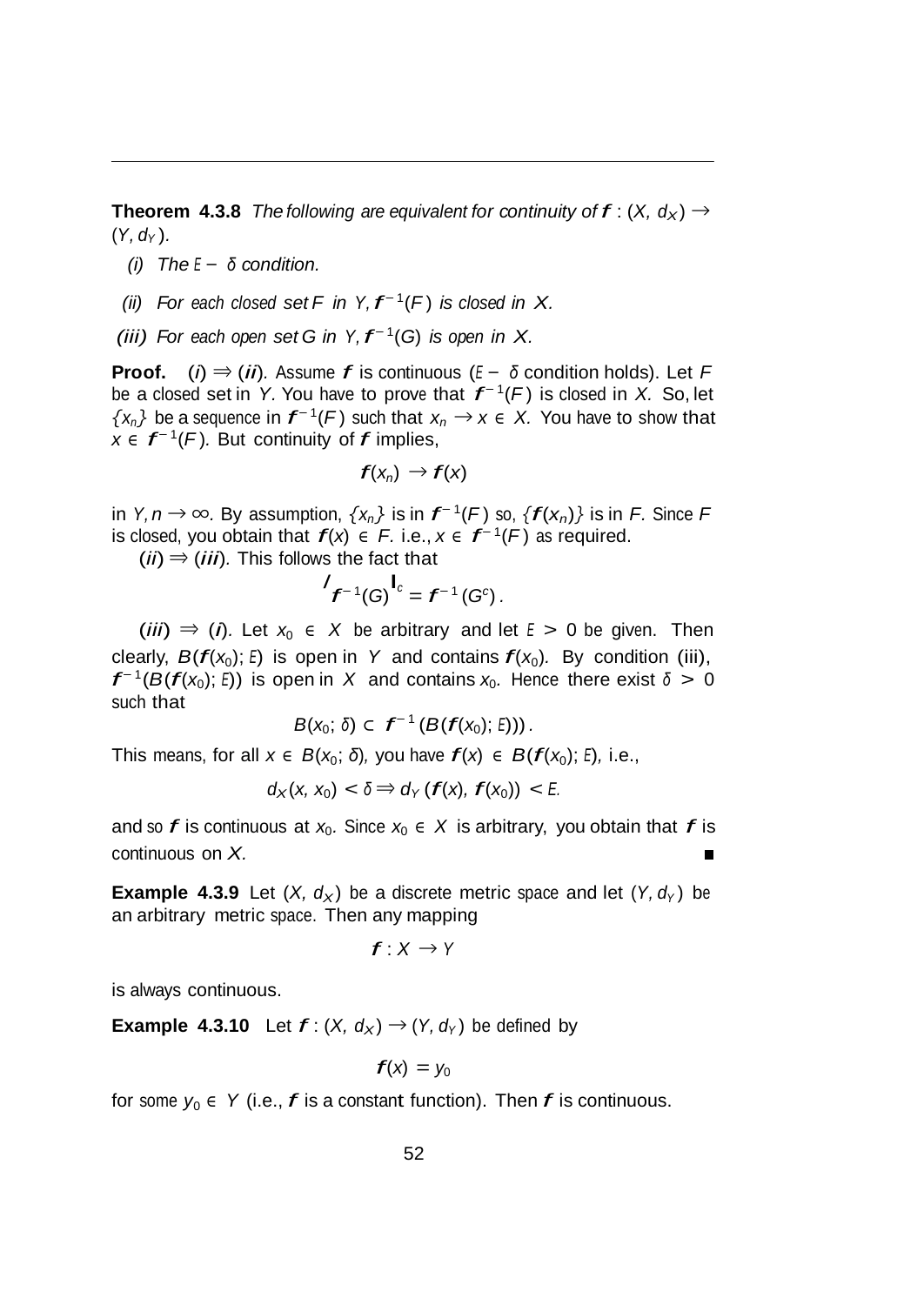**Theorem 4.3.8** *The following are equivalent for continuity of $f : (X, d_X) \to (Y, d_Y)$.*

*(i) The $\epsilon - \delta$ condition.*

*(ii) For each closed set $F$ in $Y$, $f^{-1}(F)$ is closed in $X$.*

*(iii) For each open set $G$ in $Y$, $f^{-1}(G)$ is open in $X$.*

**Proof.** $(i) \Rightarrow (ii)$. Assume $f$ is continuous ($\epsilon - \delta$ condition holds). Let $F$ be a closed set in $Y$. You have to prove that $f^{-1}(F)$ is closed in $X$. So, let $\{x_n\}$ be a sequence in $f^{-1}(F)$ such that $x_n \to x \in X$. You have to show that $x \in f^{-1}(F)$. But continuity of $f$ implies,

$$f(x_n) \to f(x)$$

in $Y, n \to \infty$. By assumption, $\{x_n\}$ is in $f^{-1}(F)$ so, $\{f(x_n)\}$ is in $F$. Since $F$ is closed, you obtain that $f(x) \in F$. i.e., $x \in f^{-1}(F)$ as required.

$(ii) \Rightarrow (iii)$. This follows the fact that

$$\left(f^{-1}(G)\right)^c = f^{-1}(G^c).$$

$(iii) \Rightarrow (i)$. Let $x_0 \in X$ be arbitrary and let $\epsilon > 0$ be given. Then clearly, $B(f(x_0); \epsilon)$ is open in $Y$ and contains $f(x_0)$. By condition (iii), $f^{-1}(B(f(x_0); \epsilon))$ is open in $X$ and contains $x_0$. Hence there exist $\delta > 0$ such that

$$B(x_0; \delta) \subset f^{-1}(B(f(x_0); \epsilon))).$$

This means, for all $x \in B(x_0; \delta)$, you have $f(x) \in B(f(x_0); \epsilon)$, i.e.,

$$d_X(x, x_0) < \delta \Rightarrow d_Y(f(x), f(x_0)) < \epsilon.$$

and so $f$ is continuous at $x_0$. Since $x_0 \in X$ is arbitrary, you obtain that $f$ is continuous on $X$. ■

**Example 4.3.9** Let $(X, d_X)$ be a discrete metric space and let $(Y, d_Y)$ be an arbitrary metric space. Then any mapping

$$f : X \to Y$$

is always continuous.

**Example 4.3.10** Let $f : (X, d_X) \to (Y, d_Y)$ be defined by

$$f(x) = y_0$$

for some $y_0 \in Y$ (i.e., $f$ is a constant function). Then $f$ is continuous.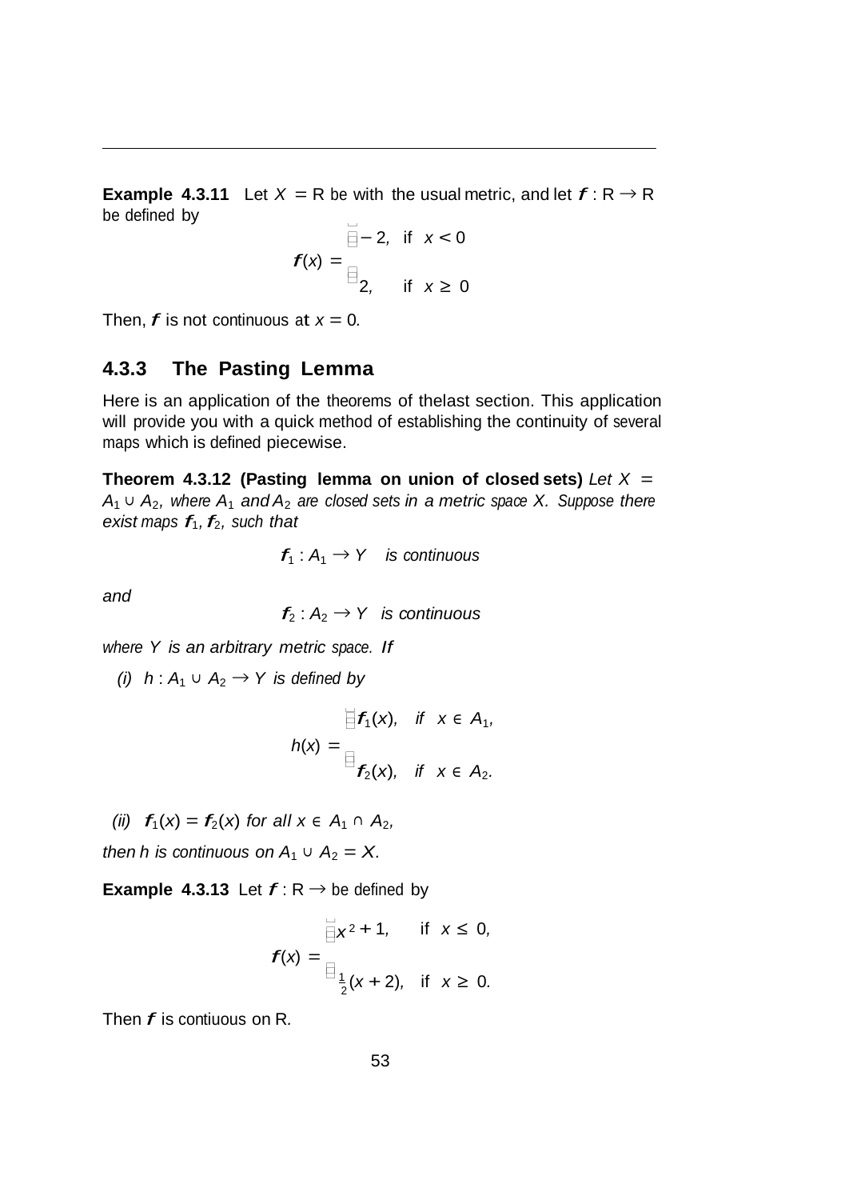**Example 4.3.11** Let $X = \mathbb{R}$ be with the usual metric, and let $f : \mathbb{R} \to \mathbb{R}$ be defined by

$$f(x) = \begin{cases} -2, & \text{if } x < 0 \\ 2, & \text{if } x \geq 0 \end{cases}$$

Then, $f$ is not continuous at $x = 0$.

### 4.3.3 The Pasting Lemma

Here is an application of the theorems of thelast section. This application will provide you with a quick method of establishing the continuity of several maps which is defined piecewise.

**Theorem 4.3.12 (Pasting lemma on union of closed sets)** *Let $X = A_1 \cup A_2$, where $A_1$ and $A_2$ are closed sets in a metric space $X$. Suppose there exist maps $f_1, f_2$, such that*

$$f_1 : A_1 \to Y \quad \textit{is continuous}$$

*and*

$$f_2 : A_2 \to Y \quad \textit{is continuous}$$

*where $Y$ is an arbitrary metric space. If*

*(i) $h : A_1 \cup A_2 \to Y$ is defined by*

$$h(x) = \begin{cases} f_1(x), & \textit{if } x \in A_1, \\ f_2(x), & \textit{if } x \in A_2. \end{cases}$$

*(ii) $f_1(x) = f_2(x)$ for all $x \in A_1 \cap A_2$,*

*then $h$ is continuous on $A_1 \cup A_2 = X$.*

**Example 4.3.13** Let $f : \mathbb{R} \to$ be defined by

$$f(x) = \begin{cases} x^2 + 1, & \text{if } x \leq 0, \\ \frac{1}{2}(x + 2), & \text{if } x \geq 0. \end{cases}$$

Then $f$ is contiuous on $\mathbb{R}$.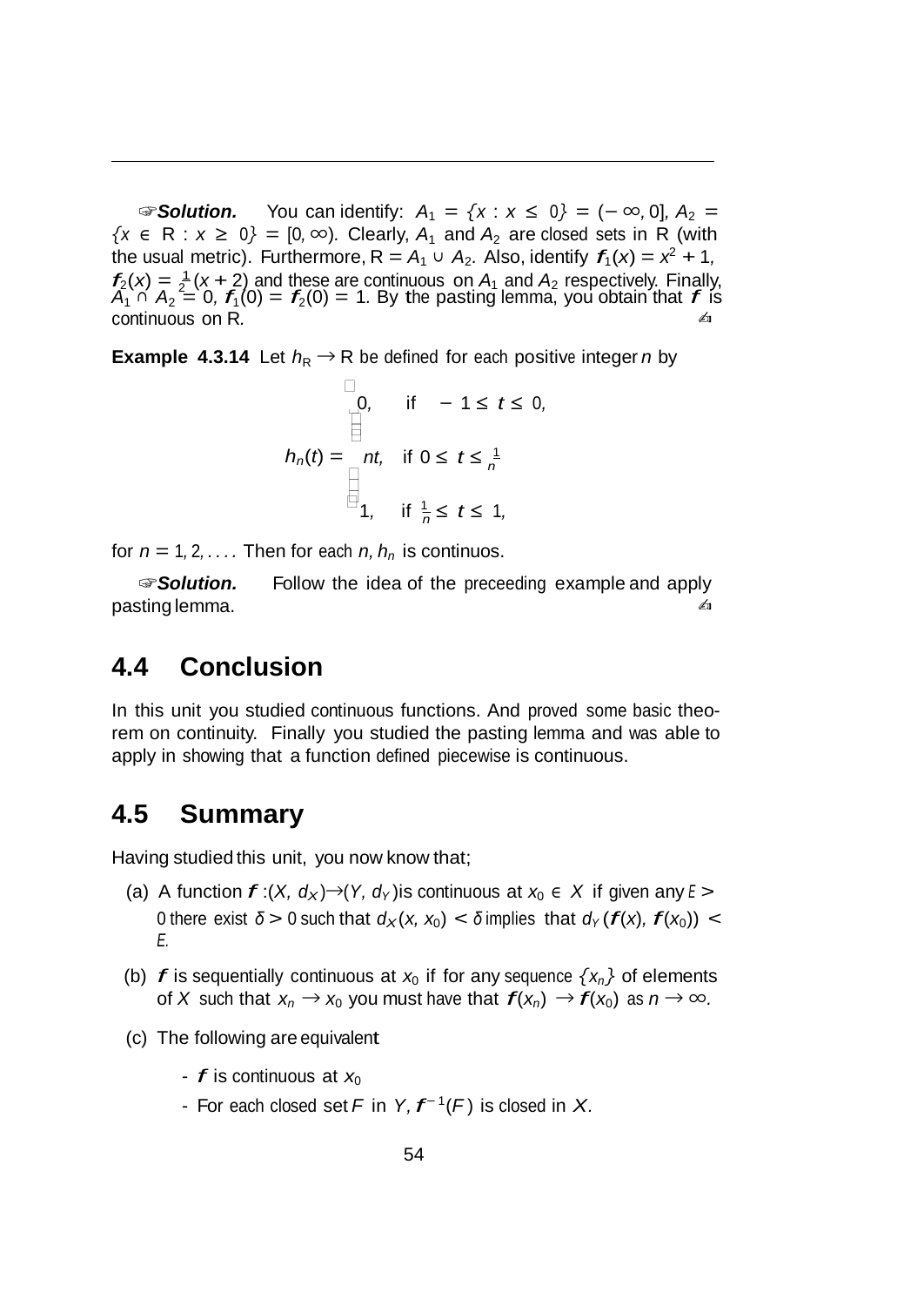☞***Solution.*** You can identify: $A_1 = \{x : x \leq 0\} = (-\infty, 0]$, $A_2 = \{x \in \mathrm{R} : x \geq 0\} = [0, \infty)$. Clearly, $A_1$ and $A_2$ are closed sets in R (with the usual metric). Furthermore, $\mathrm{R} = A_1 \cup A_2$. Also, identify $\boldsymbol{f}_1(x) = x^2 + 1$, $\boldsymbol{f}_2(x) = \frac{1}{2}(x+2)$ and these are continuous on $A_1$ and $A_2$ respectively. Finally, $A_1 \cap A_2 = 0$, $\boldsymbol{f}_1(0) = \boldsymbol{f}_2(0) = 1$. By the pasting lemma, you obtain that $\boldsymbol{f}$ is continuous on R. ✍

**Example 4.3.14** Let $h_{\mathrm{R}} \to \mathrm{R}$ be defined for each positive integer $n$ by

$$h_n(t) = \begin{cases} 0, & \text{if } \ -1 \leq t \leq 0, \\ nt, & \text{if } 0 \leq t \leq \frac{1}{n} \\ 1, & \text{if } \frac{1}{n} \leq t \leq 1, \end{cases}$$

for $n = 1, 2, \ldots$. Then for each $n$, $h_n$ is continuos.

☞***Solution.*** Follow the idea of the preceeding example and apply pasting lemma. ✍

## 4.4 Conclusion

In this unit you studied continuous functions. And proved some basic theorem on continuity. Finally you studied the pasting lemma and was able to apply in showing that a function defined piecewise is continuous.

## 4.5 Summary

Having studied this unit, you now know that;

(a) A function $\boldsymbol{f} : (X, d_X) \to (Y, d_Y)$ is continuous at $x_0 \in X$ if given any $E > 0$ there exist $\delta > 0$ such that $d_X(x, x_0) < \delta$ implies that $d_Y(\boldsymbol{f}(x), \boldsymbol{f}(x_0)) < E$.

(b) $\boldsymbol{f}$ is sequentially continuous at $x_0$ if for any sequence $\{x_n\}$ of elements of $X$ such that $x_n \to x_0$ you must have that $\boldsymbol{f}(x_n) \to \boldsymbol{f}(x_0)$ as $n \to \infty$.

(c) The following are equivalent:

- $\boldsymbol{f}$ is continuous at $x_0$
- For each closed set $F$ in $Y$, $\boldsymbol{f}^{-1}(F)$ is closed in $X$.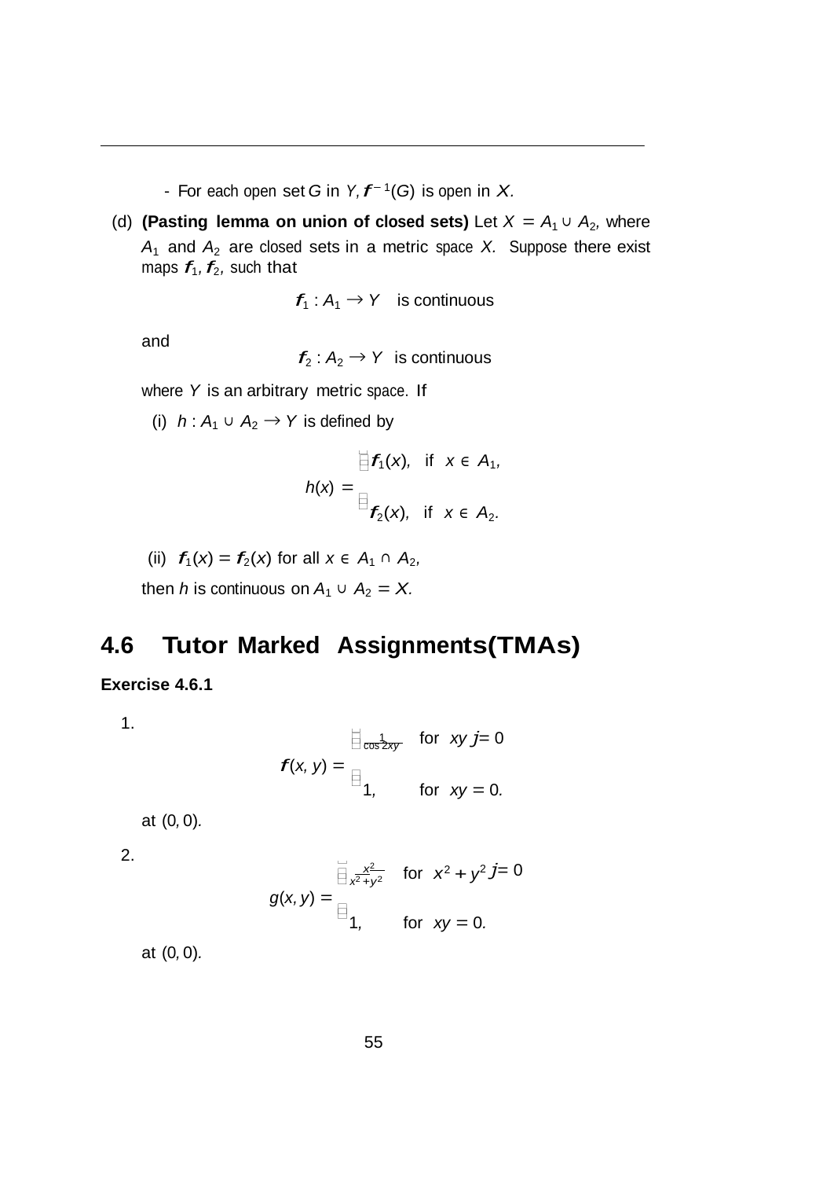- For each open set $G$ in $Y$, $f^{-1}(G)$ is open in $X$.

(d) **(Pasting lemma on union of closed sets)** Let $X = A_1 \cup A_2$, where $A_1$ and $A_2$ are closed sets in a metric space $X$. Suppose there exist maps $f_1, f_2$, such that

$$f_1 : A_1 \to Y \quad \text{is continuous}$$

and

$$f_2 : A_2 \to Y \quad \text{is continuous}$$

where $Y$ is an arbitrary metric space. If

(i) $h : A_1 \cup A_2 \to Y$ is defined by

$$h(x) = \begin{cases} f_1(x), & \text{if } x \in A_1, \\ f_2(x), & \text{if } x \in A_2. \end{cases}$$

(ii) $f_1(x) = f_2(x)$ for all $x \in A_1 \cap A_2$,

then $h$ is continuous on $A_1 \cup A_2 = X$.

## 4.6 Tutor Marked Assignments(TMAs)

**Exercise 4.6.1**

1.
$$f(x, y) = \begin{cases} \frac{1}{\cos 2xy} & \text{for } xy \neq 0 \\ 1, & \text{for } xy = 0. \end{cases}$$

at $(0, 0)$.

2.
$$g(x, y) = \begin{cases} \frac{x^2}{x^2+y^2} & \text{for } x^2 + y^2 \neq 0 \\ 1, & \text{for } xy = 0. \end{cases}$$

at $(0, 0)$.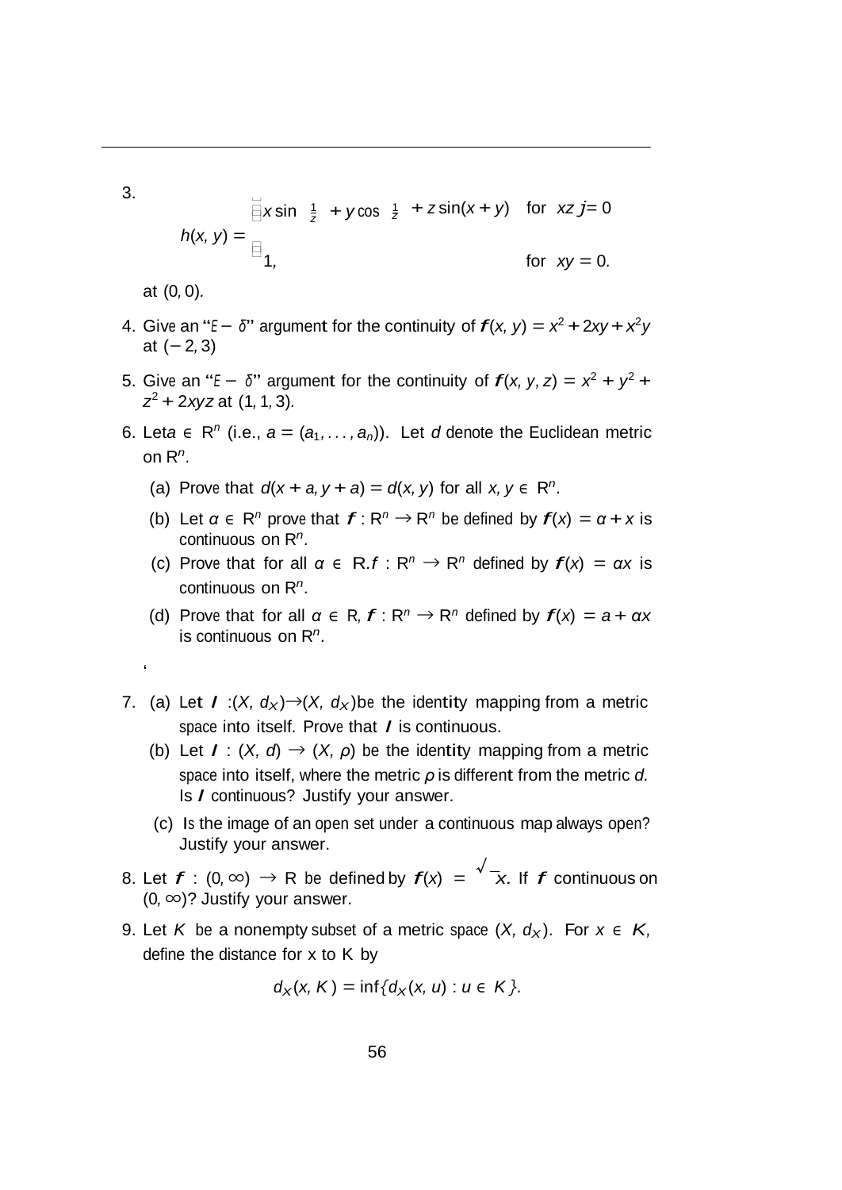3.

$$h(x,y) = \begin{cases} x \sin \frac{1}{z} + y \cos \frac{1}{z} + z \sin(x+y) & \text{for } xz \neq 0 \\ 1, & \text{for } xy = 0. \end{cases}$$

at $(0, 0)$.

4. Give an "$\epsilon - \delta$" argument for the continuity of $f(x, y) = x^2 + 2xy + x^2y$ at $(-2, 3)$

5. Give an "$\epsilon - \delta$" argument for the continuity of $f(x, y, z) = x^2 + y^2 + z^2 + 2xyz$ at $(1, 1, 3)$.

6. Let $a \in \mathbb{R}^n$ (i.e., $a = (a_1, \ldots, a_n)$). Let $d$ denote the Euclidean metric on $\mathbb{R}^n$.

   (a) Prove that $d(x + a, y + a) = d(x, y)$ for all $x, y \in \mathbb{R}^n$.

   (b) Let $\alpha \in \mathbb{R}^n$ prove that $f : \mathbb{R}^n \to \mathbb{R}^n$ be defined by $f(x) = \alpha + x$ is continuous on $\mathbb{R}^n$.

   (c) Prove that for all $\alpha \in \mathbb{R}. f : \mathbb{R}^n \to \mathbb{R}^n$ defined by $f(x) = \alpha x$ is continuous on $\mathbb{R}^n$.

   (d) Prove that for all $\alpha \in \mathbb{R}$, $f : \mathbb{R}^n \to \mathbb{R}^n$ defined by $f(x) = a + \alpha x$ is continuous on $\mathbb{R}^n$.

7. (a) Let $I : (X, d_X) \to (X, d_X)$ be the identity mapping from a metric space into itself. Prove that $I$ is continuous.

   (b) Let $I : (X, d) \to (X, \rho)$ be the identity mapping from a metric space into itself, where the metric $\rho$ is different from the metric $d$. Is $I$ continuous? Justify your answer.

   (c) Is the image of an open set under a continuous map always open? Justify your answer.

8. Let $f : (0, \infty) \to \mathbb{R}$ be defined by $f(x) = \sqrt{x}$. If $f$ continuous on $(0, \infty)$? Justify your answer.

9. Let $K$ be a nonempty subset of a metric space $(X, d_X)$. For $x \in K$, define the distance for x to K by

$$d_X(x, K) = \inf\{d_X(x, u) : u \in K\}.$$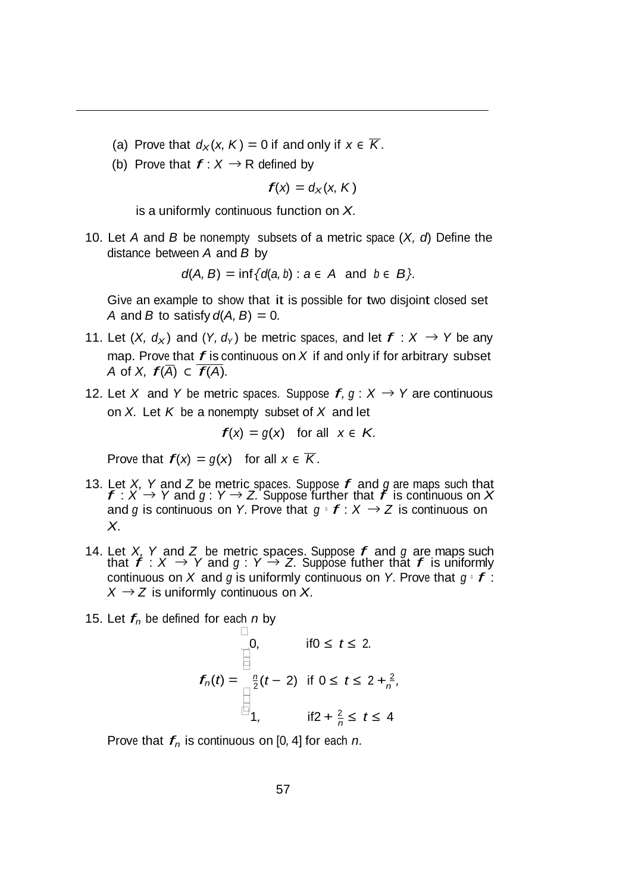(a) Prove that $d_X(x, K) = 0$ if and only if $x \in \overline{K}$.

(b) Prove that $f : X \to \mathbb{R}$ defined by

$$f(x) = d_X(x, K)$$

is a uniformly continuous function on $X$.

10. Let $A$ and $B$ be nonempty subsets of a metric space $(X, d)$ Define the distance between $A$ and $B$ by

$$d(A, B) = \inf\{d(a, b) : a \in A \text{ and } b \in B\}.$$

Give an example to show that it is possible for two disjoint closed set $A$ and $B$ to satisfy $d(A, B) = 0$.

11. Let $(X, d_X)$ and $(Y, d_Y)$ be metric spaces, and let $f : X \to Y$ be any map. Prove that $f$ is continuous on $X$ if and only if for arbitrary subset $A$ of $X$, $f(\overline{A}) \subset \overline{f(A)}$.

12. Let $X$ and $Y$ be metric spaces. Suppose $f, g : X \to Y$ are continuous on $X$. Let $K$ be a nonempty subset of $X$ and let

$$f(x) = g(x) \quad \text{for all } x \in K.$$

Prove that $f(x) = g(x)$ for all $x \in \overline{K}$.

13. Let $X$, $Y$ and $Z$ be metric spaces. Suppose $f$ and $g$ are maps such that $f : X \to Y$ and $g : Y \to Z$. Suppose further that $f$ is continuous on $X$ and $g$ is continuous on $Y$. Prove that $g \circ f : X \to Z$ is continuous on $X$.

14. Let $X$, $Y$ and $Z$ be metric spaces. Suppose $f$ and $g$ are maps such that $f : X \to Y$ and $g : Y \to Z$. Suppose futher that $f$ is uniformly continuous on $X$ and $g$ is uniformly continuous on $Y$. Prove that $g \circ f : X \to Z$ is uniformly continuous on $X$.

15. Let $f_n$ be defined for each $n$ by

$$f_n(t) = \begin{cases} 0, & \text{if } 0 \leq t \leq 2. \\ \frac{n}{2}(t - 2) & \text{if } 0 \leq t \leq 2 + \frac{2}{n}, \\ 1, & \text{if } 2 + \frac{2}{n} \leq t \leq 4 \end{cases}$$

Prove that $f_n$ is continuous on $[0, 4]$ for each $n$.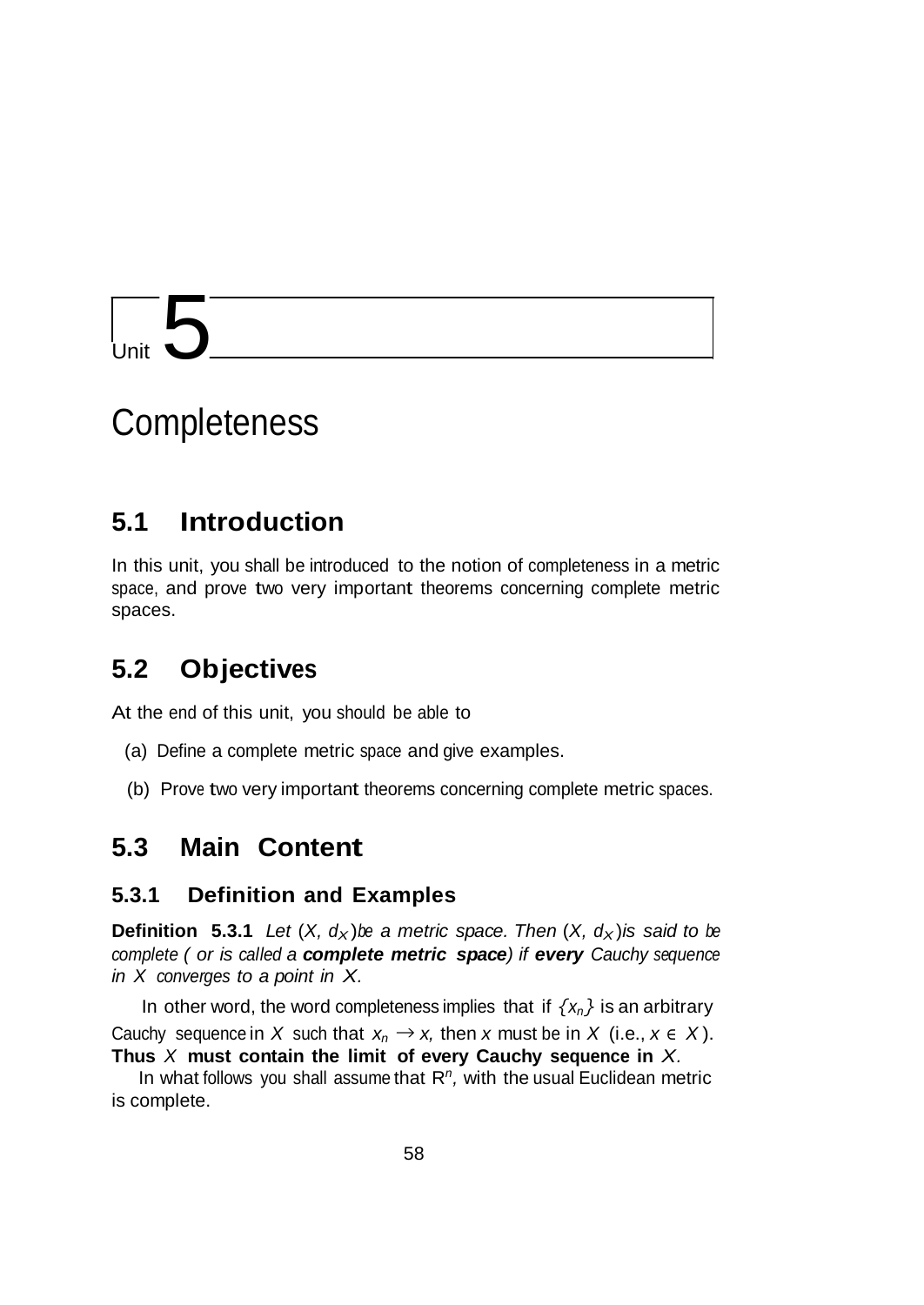# Unit 5

# Completeness

## 5.1 Introduction

In this unit, you shall be introduced to the notion of completeness in a metric space, and prove two very important theorems concerning complete metric spaces.

## 5.2 Objectives

At the end of this unit, you should be able to

(a) Define a complete metric space and give examples.

(b) Prove two very important theorems concerning complete metric spaces.

## 5.3 Main Content

### 5.3.1 Definition and Examples

**Definition 5.3.1** *Let $(X, d_X)$ be a metric space. Then $(X, d_X)$ is said to be complete ( or is called a* ***complete metric space****) if* ***every*** *Cauchy sequence in $X$ converges to a point in $X$.*

In other word, the word completeness implies that if $\{x_n\}$ is an arbitrary Cauchy sequence in $X$ such that $x_n \to x$, then $x$ must be in $X$ (i.e., $x \in X$). **Thus $X$ must contain the limit of every Cauchy sequence in $X$.**

In what follows you shall assume that $R^n$, with the usual Euclidean metric is complete.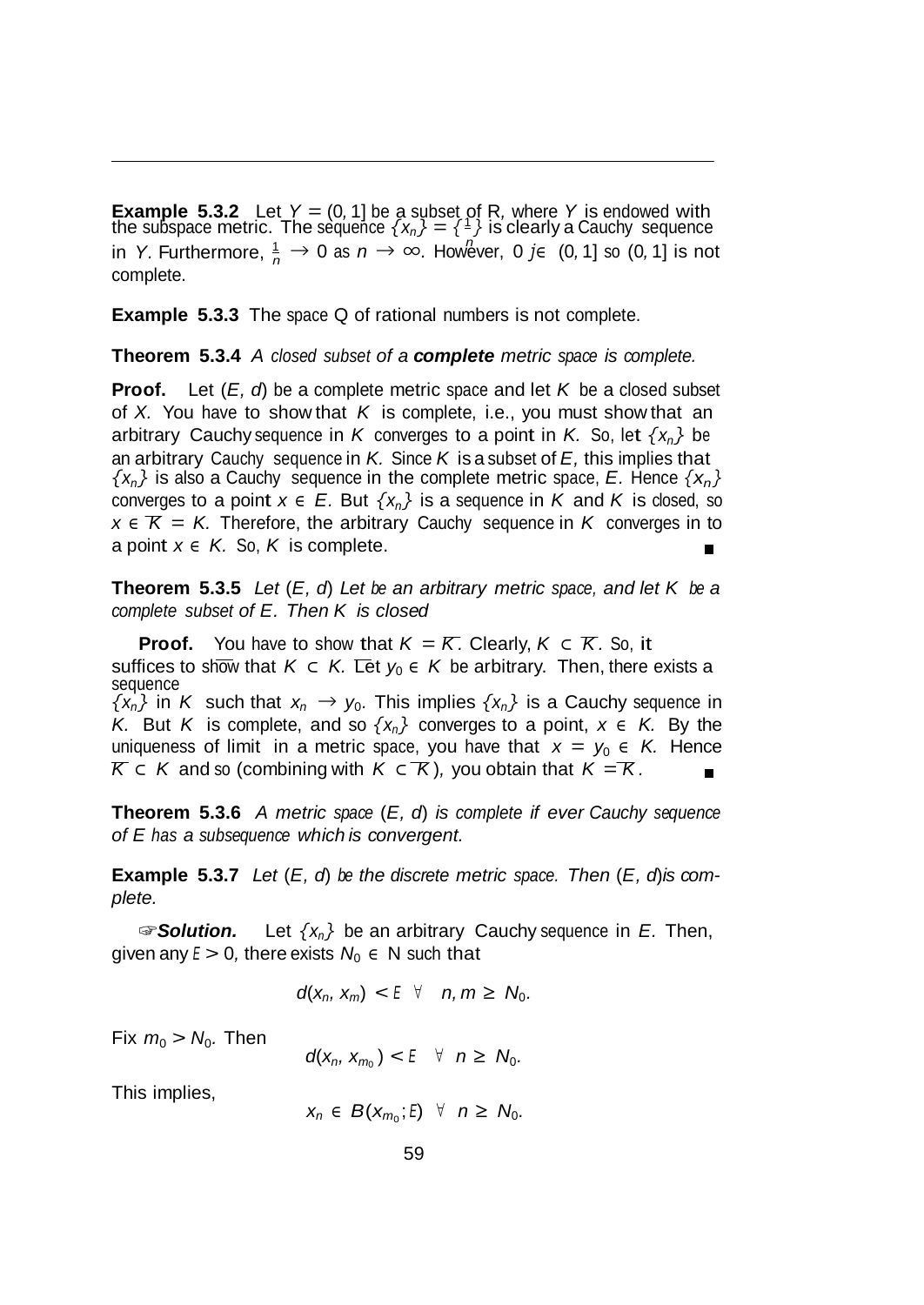**Example 5.3.2** Let $Y = (0, 1]$ be a subset of $\mathbb{R}$, where $Y$ is endowed with the subspace metric. The sequence $\{x_n\} = \{\frac{1}{n}\}$ is clearly a Cauchy sequence in $Y$. Furthermore, $\frac{1}{n} \to 0$ as $n \to \infty$. However, $0 \notin (0, 1]$ so $(0, 1]$ is not complete.

**Example 5.3.3** The space $\mathbb{Q}$ of rational numbers is not complete.

**Theorem 5.3.4** *A closed subset of a **complete** metric space is complete.*

**Proof.** Let $(E, d)$ be a complete metric space and let $K$ be a closed subset of $X$. You have to show that $K$ is complete, i.e., you must show that an arbitrary Cauchy sequence in $K$ converges to a point in $K$. So, let $\{x_n\}$ be an arbitrary Cauchy sequence in $K$. Since $K$ is a subset of $E$, this implies that $\{x_n\}$ is also a Cauchy sequence in the complete metric space, $E$. Hence $\{x_n\}$ converges to a point $x \in E$. But $\{x_n\}$ is a sequence in $K$ and $K$ is closed, so $x \in \overline{K} = K$. Therefore, the arbitrary Cauchy sequence in $K$ converges in to a point $x \in K$. So, $K$ is complete. ∎

**Theorem 5.3.5** *Let $(E, d)$ Let be an arbitrary metric space, and let $K$ be a complete subset of $E$. Then $K$ is closed*

**Proof.** You have to show that $K = \overline{K}$. Clearly, $K \subset \overline{K}$. So, it suffices to show that $\overline{K} \subset K$. Let $y_0 \in \overline{K}$ be arbitrary. Then, there exists a sequence $\{x_n\}$ in $K$ such that $x_n \to y_0$. This implies $\{x_n\}$ is a Cauchy sequence in $K$. But $K$ is complete, and so $\{x_n\}$ converges to a point, $x \in K$. By the uniqueness of limit in a metric space, you have that $x = y_0 \in K$. Hence $\overline{K} \subset K$ and so (combining with $K \subset \overline{K}$), you obtain that $K = \overline{K}$. ∎

**Theorem 5.3.6** *A metric space $(E, d)$ is complete if ever Cauchy sequence of $E$ has a subsequence which is convergent.*

**Example 5.3.7** *Let $(E, d)$ be the discrete metric space. Then $(E, d)$is complete.*

☞***Solution.*** Let $\{x_n\}$ be an arbitrary Cauchy sequence in $E$. Then, given any $\varepsilon > 0$, there exists $N_0 \in \mathbb{N}$ such that

$$d(x_n, x_m) < \varepsilon \quad \forall \quad n, m \geq N_0.$$

Fix $m_0 > N_0$. Then

$$d(x_n, x_{m_0}) < \varepsilon \quad \forall \; n \geq N_0.$$

This implies,

$$x_n \in B(x_{m_0}; \varepsilon) \quad \forall \; n \geq N_0.$$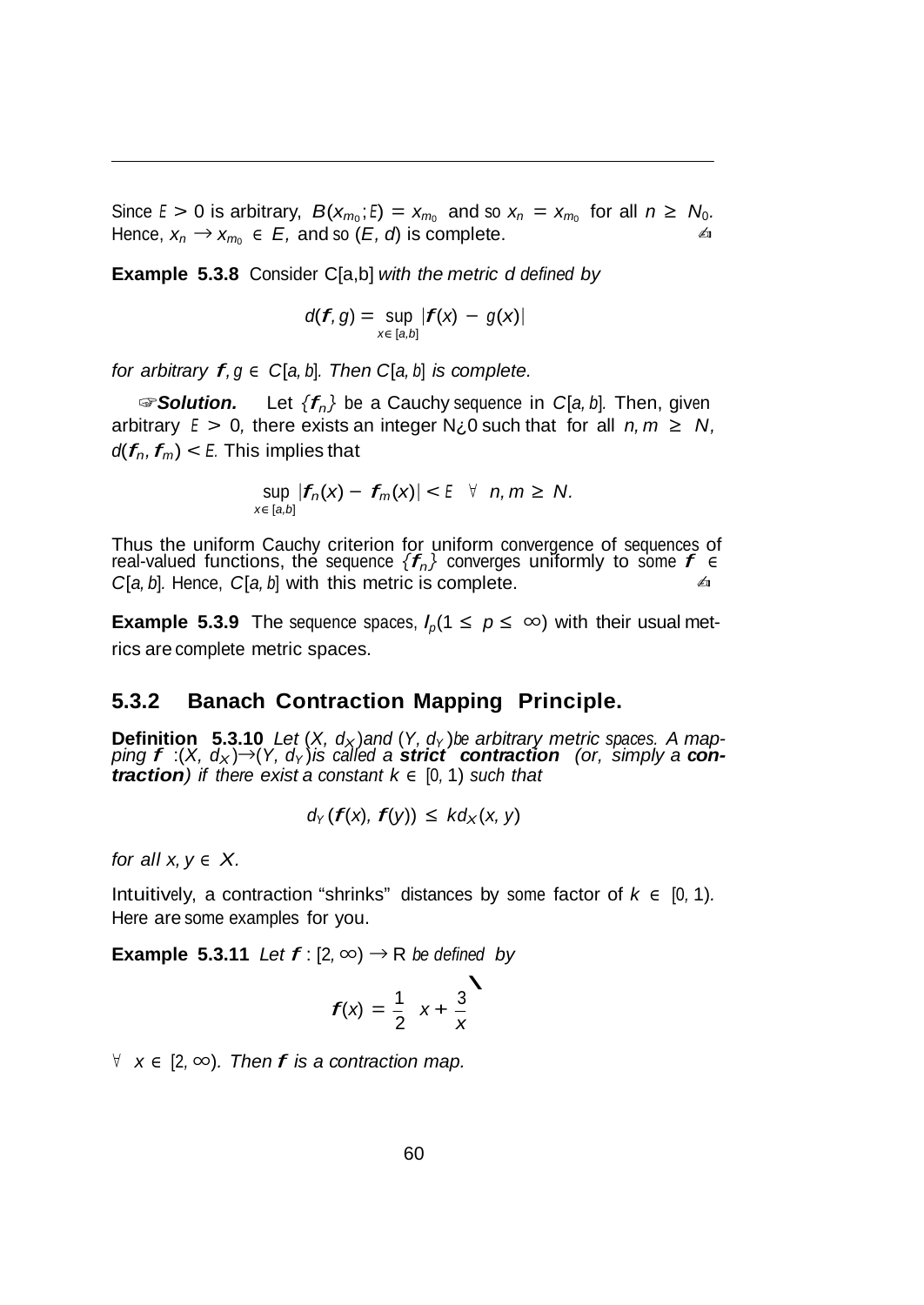Since $\varepsilon > 0$ is arbitrary, $B(x_{m_0}; \varepsilon) = x_{m_0}$ and so $x_n = x_{m_0}$ for all $n \geq N_0$. Hence, $x_n \to x_{m_0} \in E$, and so $(E, d)$ is complete. ✍

**Example 5.3.8** Consider C[a,b] *with the metric d defined by*

$$d(f, g) = \sup_{x \in [a,b]} |f(x) - g(x)|$$

*for arbitrary $f, g \in C[a, b]$. Then $C[a, b]$ is complete.*

☞***Solution.*** Let $\{f_n\}$ be a Cauchy sequence in $C[a, b]$. Then, given arbitrary $\varepsilon > 0$, there exists an integer N¿0 such that for all $n, m \geq N$, $d(f_n, f_m) < \varepsilon$. This implies that

$$\sup_{x \in [a,b]} |f_n(x) - f_m(x)| < \varepsilon \quad \forall \quad n, m \geq N.$$

Thus the uniform Cauchy criterion for uniform convergence of sequences of real-valued functions, the sequence $\{f_n\}$ converges uniformly to some $f \in C[a, b]$. Hence, $C[a, b]$ with this metric is complete. ✍

**Example 5.3.9** The sequence spaces, $l_p(1 \leq p \leq \infty)$ with their usual metrics are complete metric spaces.

### 5.3.2 Banach Contraction Mapping Principle.

**Definition 5.3.10** *Let $(X, d_X)$and $(Y, d_Y)$be arbitrary metric spaces. A mapping $f : (X, d_X) \to (Y, d_Y)$is called a **strict contraction** (or, simply a **contraction**) if there exist a constant $k \in [0, 1)$ such that*

$$d_Y(f(x), f(y)) \leq k d_X(x, y)$$

*for all $x, y \in X$.*

Intuitively, a contraction "shrinks" distances by some factor of $k \in [0, 1)$. Here are some examples for you.

**Example 5.3.11** *Let $f : [2, \infty) \to \mathbb{R}$ be defined by*

$$f(x) = \frac{1}{2}\left(x + \frac{3}{x}\right)$$

$\forall \ x \in [2, \infty)$*. Then $f$ is a contraction map.*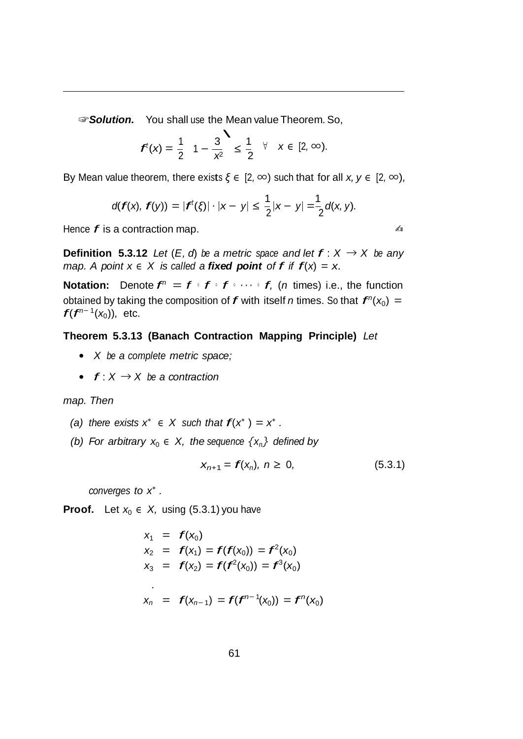☞***Solution.*** You shall use the Mean value Theorem. So,

$$f'(x) = \frac{1}{2}\left(1 - \frac{3}{x^2}\right) \leq \frac{1}{2} \quad \forall \quad x \in [2, \infty).$$

By Mean value theorem, there exists $\xi \in [2, \infty)$ such that for all $x, y \in [2, \infty)$,

$$d(f(x), f(y)) = |f'(\xi)| \cdot |x - y| \leq \frac{1}{2}|x - y| = \frac{1}{2}d(x, y).$$

Hence $f$ is a contraction map. ✍

**Definition 5.3.12** *Let $(E, d)$ be a metric space and let $f : X \to X$ be any map. A point $x \in X$ is called a **fixed point** of $f$ if $f(x) = x$.*

**Notation:** Denote $f^n = f \circ f \circ f \circ \cdots \circ f$, ($n$ times) i.e., the function obtained by taking the composition of $f$ with itself $n$ times. So that $f^n(x_0) = f(f^{n-1}(x_0))$, etc.

**Theorem 5.3.13 (Banach Contraction Mapping Principle)** *Let*

- *$X$ be a complete metric space;*
- *$f : X \to X$ be a contraction*

*map. Then*

*(a) there exists $x^* \in X$ such that $f(x^*) = x^*$.*

*(b) For arbitrary $x_0 \in X$, the sequence $\{x_n\}$ defined by*

$$x_{n+1} = f(x_n), \; n \geq 0, \tag{5.3.1}$$

*converges to $x^*$.*

**Proof.** Let $x_0 \in X$, using (5.3.1) you have

$$\begin{aligned}
x_1 &= f(x_0) \\
x_2 &= f(x_1) = f(f(x_0)) = f^2(x_0) \\
x_3 &= f(x_2) = f(f^2(x_0)) = f^3(x_0) \\
&\;\;. \\
x_n &= f(x_{n-1}) = f(f^{n-1}(x_0)) = f^n(x_0)
\end{aligned}$$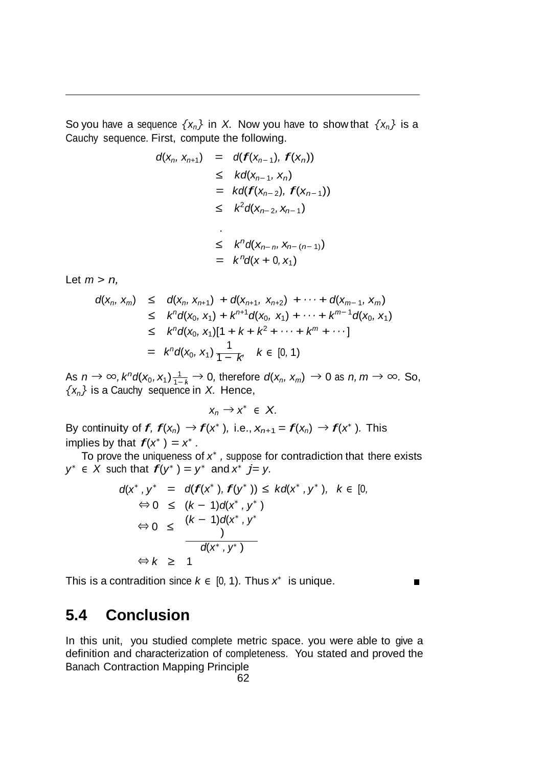So you have a sequence $\{x_n\}$ in $X$. Now you have to show that $\{x_n\}$ is a Cauchy sequence. First, compute the following.

$$
\begin{aligned}
d(x_n, x_{n+1}) &= d(\boldsymbol{f}(x_{n-1}), \boldsymbol{f}(x_n)) \\
&\leq kd(x_{n-1}, x_n) \\
&= kd(\boldsymbol{f}(x_{n-2}), \boldsymbol{f}(x_{n-1})) \\
&\leq k^2 d(x_{n-2}, x_{n-1}) \\
&\quad . \\
&\leq k^n d(x_{n-n}, x_{n-(n-1)}) \\
&= k^n d(x + 0, x_1)
\end{aligned}
$$

Let $m > n$,

$$
\begin{aligned}
d(x_n, x_m) &\leq d(x_n, x_{n+1}) + d(x_{n+1}, x_{n+2}) + \cdots + d(x_{m-1}, x_m) \\
&\leq k^n d(x_0, x_1) + k^{n+1} d(x_0, x_1) + \cdots + k^{m-1} d(x_0, x_1) \\
&\leq k^n d(x_0, x_1)[1 + k + k^2 + \cdots + k^m + \cdots] \\
&= k^n d(x_0, x_1) \frac{1}{1-k}, \quad k \in [0, 1)
\end{aligned}
$$

As $n \to \infty, k^n d(x_0, x_1) \frac{1}{1-k} \to 0$, therefore $d(x_n, x_m) \to 0$ as $n, m \to \infty$. So, $\{x_n\}$ is a Cauchy sequence in $X$. Hence,

$$x_n \to x^* \in X.$$

By continuity of $\boldsymbol{f}$, $\boldsymbol{f}(x_n) \to \boldsymbol{f}(x^*)$, i.e., $x_{n+1} = \boldsymbol{f}(x_n) \to \boldsymbol{f}(x^*)$. This implies by that $\boldsymbol{f}(x^*) = x^*$.

To prove the uniqueness of $x^*$, suppose for contradiction that there exists $y^* \in X$ such that $\boldsymbol{f}(y^*) = y^*$ and $x^* j= y$.

$$
\begin{aligned}
d(x^*, y^* &= d(\boldsymbol{f}(x^*), \boldsymbol{f}(y^*)) \leq kd(x^*, y^*), \quad k \in [0, \\
\Leftrightarrow 0 &\leq (k-1)d(x^*, y^*) \\
\Leftrightarrow 0 &\leq \frac{(k-1)d(x^*, y^*)}{d(x^*, y^*)} \\
\Leftrightarrow k &\geq 1
\end{aligned}
$$

This is a contradition since $k \in [0, 1)$. Thus $x^*$ is unique. ∎

## 5.4 Conclusion

In this unit, you studied complete metric space. you were able to give a definition and characterization of completeness. You stated and proved the Banach Contraction Mapping Principle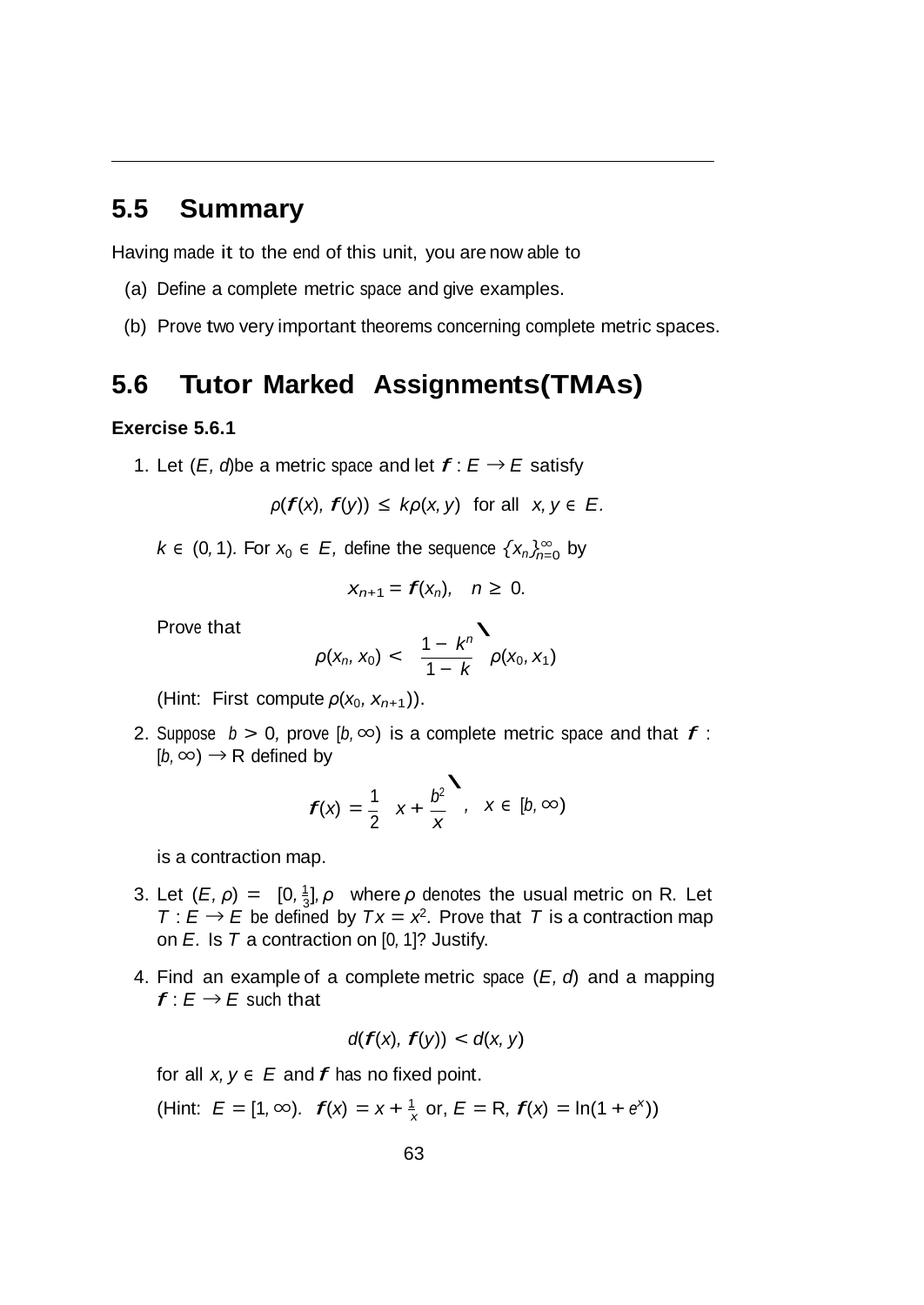## 5.5 Summary

Having made it to the end of this unit, you are now able to

(a) Define a complete metric space and give examples.

(b) Prove two very important theorems concerning complete metric spaces.

## 5.6 Tutor Marked Assignments(TMAs)

### Exercise 5.6.1

1. Let $(E, d)$be a metric space and let $f : E \to E$ satisfy

$$\rho(f(x), f(y)) \leq k\rho(x, y) \quad \text{for all} \quad x, y \in E.$$

   $k \in (0, 1)$. For $x_0 \in E$, define the sequence $\{x_n\}_{n=0}^{\infty}$ by

$$x_{n+1} = f(x_n), \quad n \geq 0.$$

   Prove that

$$\rho(x_n, x_0) < \left(\frac{1 - k^n}{1 - k}\right)\rho(x_0, x_1)$$

   (Hint: First compute $\rho(x_0, x_{n+1})$).

2. Suppose $b > 0$, prove $[b, \infty)$ is a complete metric space and that $f : [b, \infty) \to \mathbb{R}$ defined by

$$f(x) = \frac{1}{2}\left(x + \frac{b^2}{x}\right), \quad x \in [b, \infty)$$

   is a contraction map.

3. Let $(E, \rho) = \left([0, \frac{1}{3}], \rho\right)$ where $\rho$ denotes the usual metric on $\mathbb{R}$. Let $T : E \to E$ be defined by $Tx = x^2$. Prove that $T$ is a contraction map on $E$. Is $T$ a contraction on $[0, 1]$? Justify.

4. Find an example of a complete metric space $(E, d)$ and a mapping $f : E \to E$ such that

$$d(f(x), f(y)) < d(x, y)$$

   for all $x, y \in E$ and $f$ has no fixed point.

   (Hint: $E = [1, \infty)$. $f(x) = x + \frac{1}{x}$ or, $E = \mathbb{R}$, $f(x) = \ln(1 + e^x)$)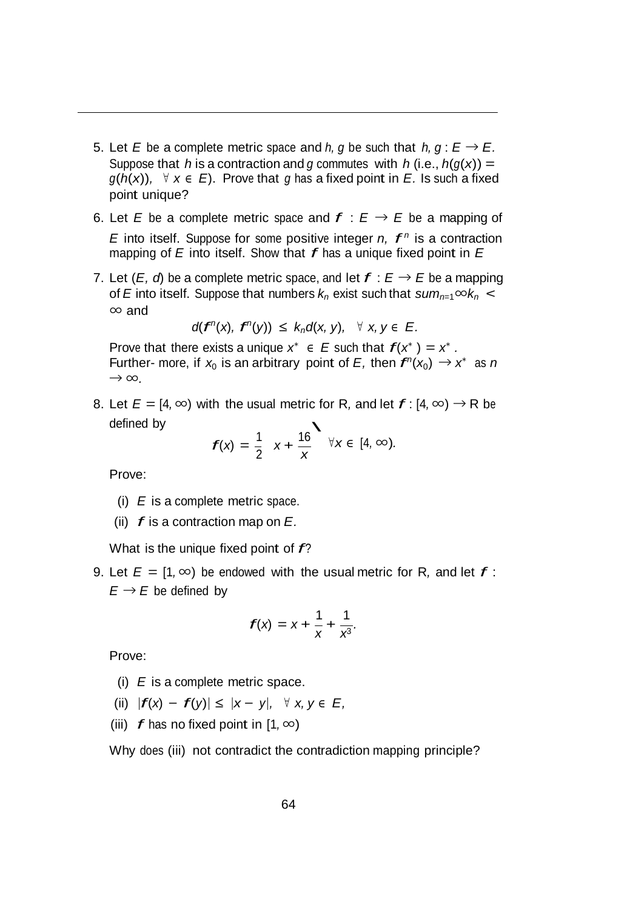5. Let $E$ be a complete metric space and $h, g$ be such that $h, g : E \to E$. Suppose that $h$ is a contraction and $g$ commutes with $h$ (i.e., $h(g(x)) = g(h(x))$, $\forall\, x \in E$). Prove that $g$ has a fixed point in $E$. Is such a fixed point unique?

6. Let $E$ be a complete metric space and $\boldsymbol{f} : E \to E$ be a mapping of $E$ into itself. Suppose for some positive integer $n$, $\boldsymbol{f}^n$ is a contraction mapping of $E$ into itself. Show that $\boldsymbol{f}$ has a unique fixed point in $E$

7. Let $(E, d)$ be a complete metric space, and let $\boldsymbol{f} : E \to E$ be a mapping of $E$ into itself. Suppose that numbers $k_n$ exist such that $sum_{n=1}\infty k_n < \infty$ and

$$d(\boldsymbol{f}^n(x), \boldsymbol{f}^n(y)) \le k_n d(x, y), \quad \forall\, x, y \in E.$$

   Prove that there exists a unique $x^* \in E$ such that $\boldsymbol{f}(x^*) = x^*$. Further- more, if $x_0$ is an arbitrary point of $E$, then $\boldsymbol{f}^n(x_0) \to x^*$ as $n \to \infty$.

8. Let $E = [4, \infty)$ with the usual metric for R, and let $\boldsymbol{f} : [4, \infty) \to$ R be defined by

$$\boldsymbol{f}(x) = \frac{1}{2}\left(x + \frac{16}{x}\right) \quad \forall x \in [4, \infty).$$

   Prove:

   (i) $E$ is a complete metric space.

   (ii) $\boldsymbol{f}$ is a contraction map on $E$.

   What is the unique fixed point of $\boldsymbol{f}$?

9. Let $E = [1, \infty)$ be endowed with the usual metric for R, and let $\boldsymbol{f} : E \to E$ be defined by

$$\boldsymbol{f}(x) = x + \frac{1}{x} + \frac{1}{x^3}.$$

   Prove:

   (i) $E$ is a complete metric space.

   (ii) $|\boldsymbol{f}(x) - \boldsymbol{f}(y)| \le |x - y|, \quad \forall\, x, y \in E,$

   (iii) $\boldsymbol{f}$ has no fixed point in $[1, \infty)$

   Why does (iii) not contradict the contradiction mapping principle?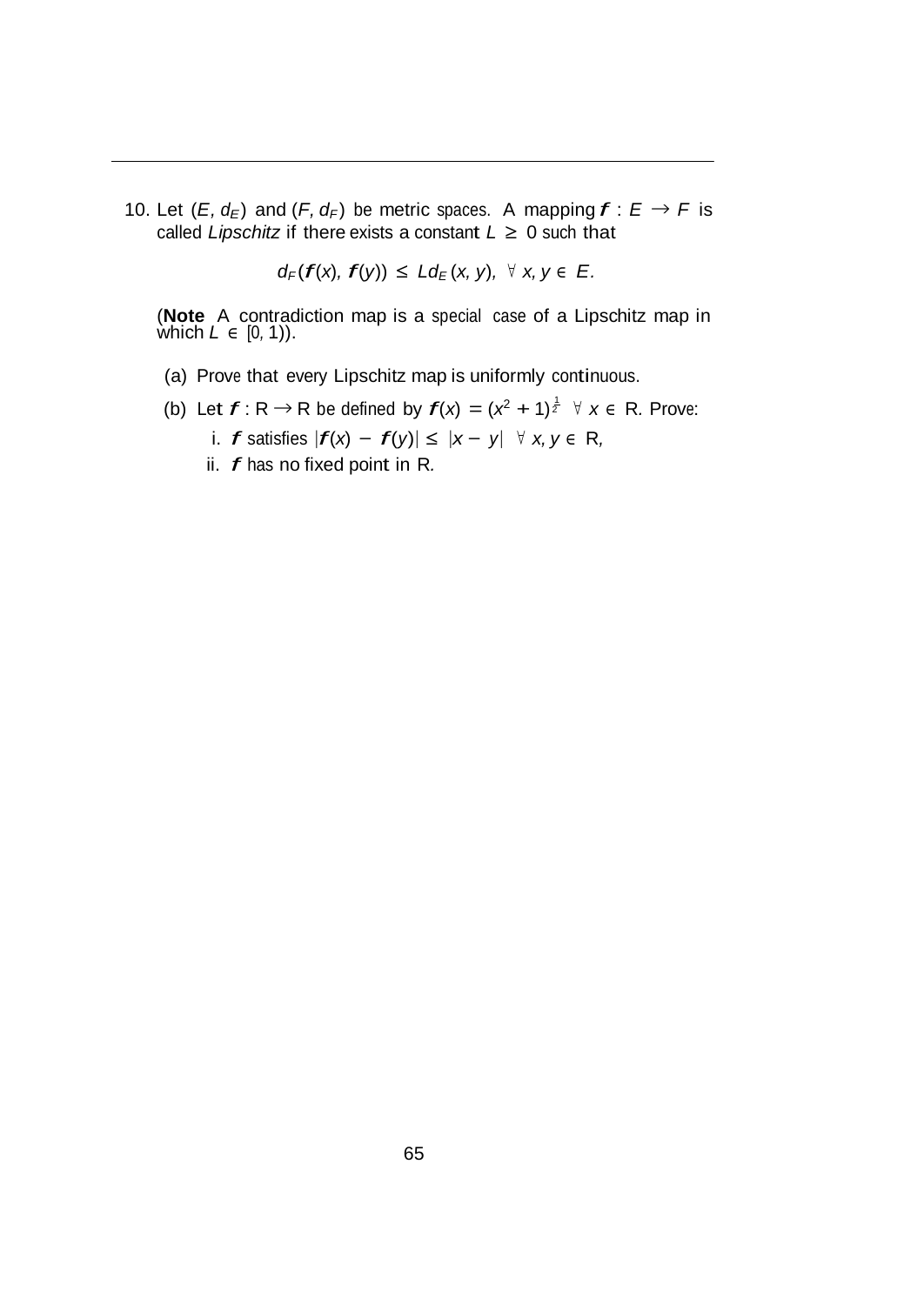10. Let $(E, d_E)$ and $(F, d_F)$ be metric spaces. A mapping $\boldsymbol{f} : E \to F$ is called *Lipschitz* if there exists a constant $L \geq 0$ such that

$$d_F(\boldsymbol{f}(x), \boldsymbol{f}(y)) \leq L d_E(x, y), \;\; \forall \; x, y \in E.$$

(**Note** A contradiction map is a special case of a Lipschitz map in which $L \in [0, 1)$).

   (a) Prove that every Lipschitz map is uniformly continuous.

   (b) Let $\boldsymbol{f} : \mathbb{R} \to \mathbb{R}$ be defined by $\boldsymbol{f}(x) = (x^2 + 1)^{\frac{1}{2}} \;\; \forall \; x \in \mathbb{R}$. Prove:

      i. $\boldsymbol{f}$ satisfies $|\boldsymbol{f}(x) - \boldsymbol{f}(y)| \leq |x - y| \;\; \forall \; x, y \in \mathbb{R}$,

      ii. $\boldsymbol{f}$ has no fixed point in $\mathbb{R}$.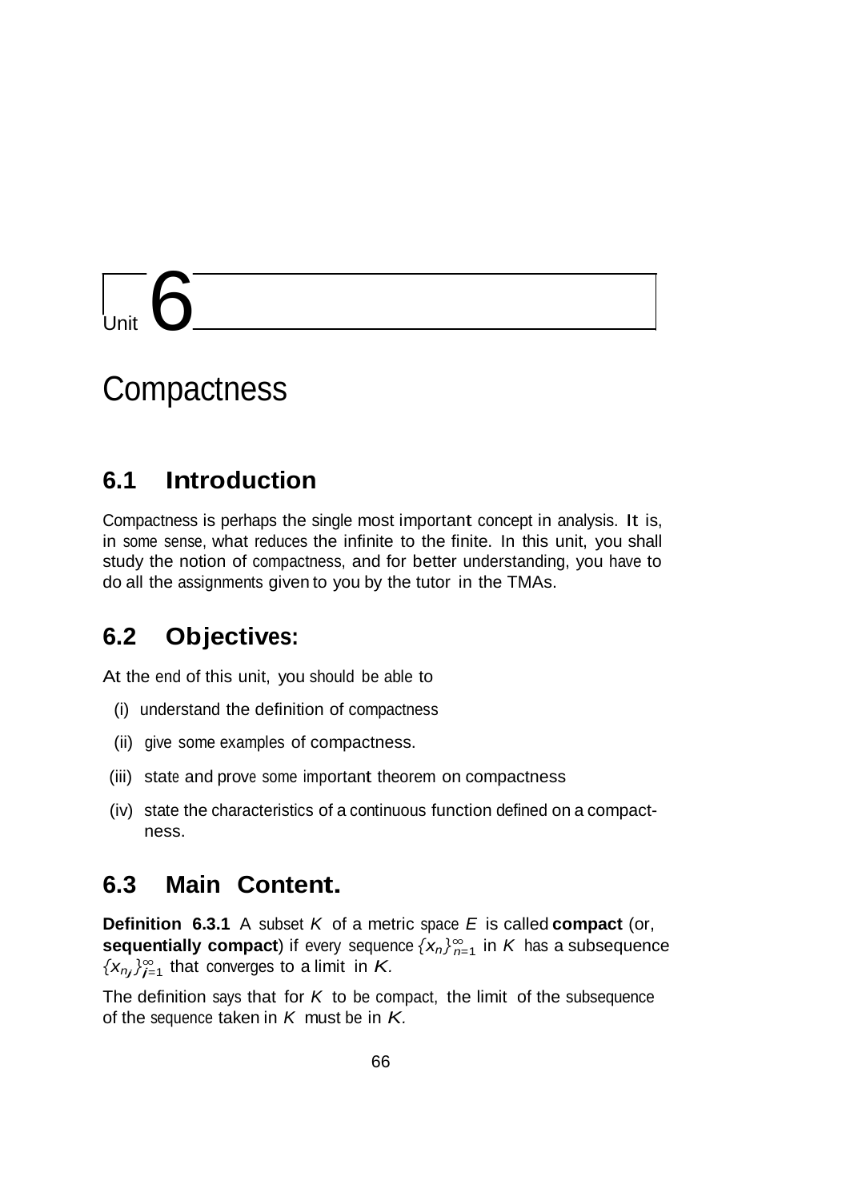# Unit 6

# Compactness

## 6.1 Introduction

Compactness is perhaps the single most important concept in analysis. It is, in some sense, what reduces the infinite to the finite. In this unit, you shall study the notion of compactness, and for better understanding, you have to do all the assignments given to you by the tutor in the TMAs.

## 6.2 Objectives:

At the end of this unit, you should be able to

(i) understand the definition of compactness

(ii) give some examples of compactness.

(iii) state and prove some important theorem on compactness

(iv) state the characteristics of a continuous function defined on a compactness.

## 6.3 Main Content.

**Definition 6.3.1** A subset $K$ of a metric space $E$ is called **compact** (or, **sequentially compact**) if every sequence $\{x_n\}_{n=1}^{\infty}$ in $K$ has a subsequence $\{x_{n_j}\}_{j=1}^{\infty}$ that converges to a limit in $K$.

The definition says that for $K$ to be compact, the limit of the subsequence of the sequence taken in $K$ must be in $K$.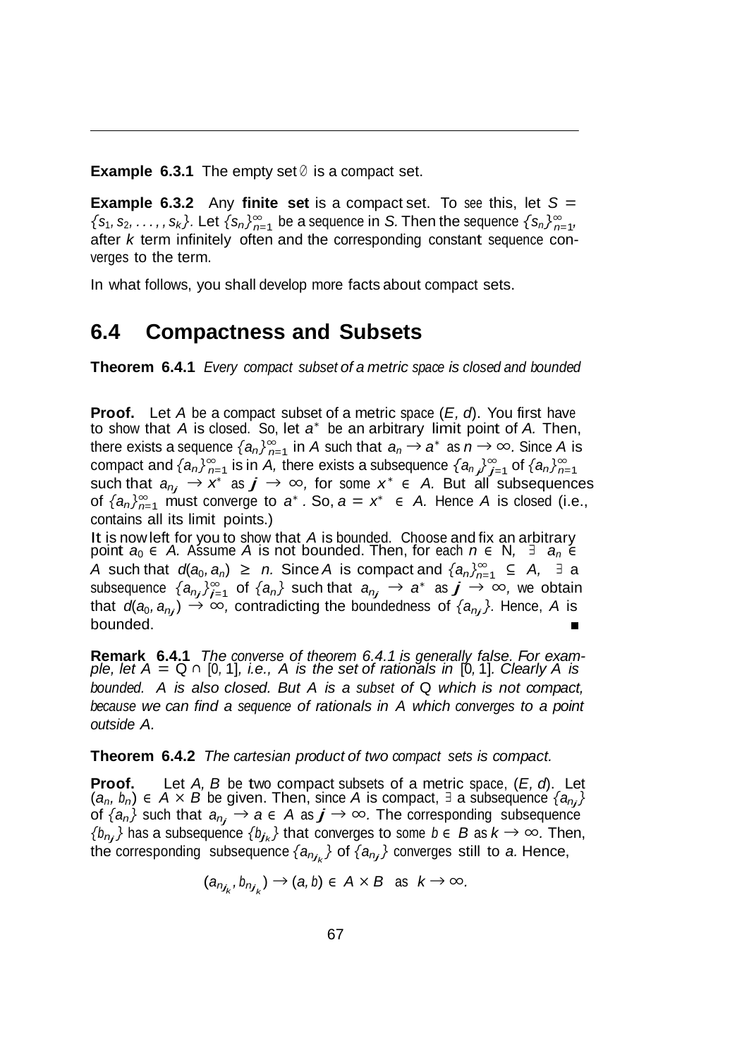**Example 6.3.1** The empty set $\emptyset$ is a compact set.

**Example 6.3.2** Any **finite set** is a compact set. To see this, let $S = \{s_1, s_2, \ldots, s_k\}$. Let $\{s_n\}_{n=1}^{\infty}$ be a sequence in $S$. Then the sequence $\{s_n\}_{n=1}^{\infty}$, after $k$ term infinitely often and the corresponding constant sequence converges to the term.

In what follows, you shall develop more facts about compact sets.

## 6.4 Compactness and Subsets

**Theorem 6.4.1** *Every compact subset of a metric space is closed and bounded*

**Proof.** Let $A$ be a compact subset of a metric space $(E, d)$. You first have to show that $A$ is closed. So, let $a^*$ be an arbitrary limit point of $A$. Then, there exists a sequence $\{a_n\}_{n=1}^{\infty}$ in $A$ such that $a_n \to a^*$ as $n \to \infty$. Since $A$ is compact and $\{a_n\}_{n=1}^{\infty}$ is in $A$, there exists a subsequence $\{a_{n_j}\}_{j=1}^{\infty}$ of $\{a_n\}_{n=1}^{\infty}$ such that $a_{n_j} \to x^*$ as $j \to \infty$, for some $x^* \in A$. But all subsequences of $\{a_n\}_{n=1}^{\infty}$ must converge to $a^*$. So, $a = x^* \in A$. Hence $A$ is closed (i.e., contains all its limit points.)
It is now left for you to show that $A$ is bounded. Choose and fix an arbitrary point $a_0 \in A$. Assume $A$ is not bounded. Then, for each $n \in \mathbb{N}$, $\exists$ $a_n \in A$ such that $d(a_0, a_n) \geq n$. Since $A$ is compact and $\{a_n\}_{n=1}^{\infty} \subseteq A$, $\exists$ a subsequence $\{a_{n_j}\}_{j=1}^{\infty}$ of $\{a_n\}$ such that $a_{n_j} \to a^*$ as $j \to \infty$, we obtain that $d(a_0, a_{n_j}) \to \infty$, contradicting the boundedness of $\{a_{n_j}\}$. Hence, $A$ is bounded. ∎

**Remark 6.4.1** *The converse of theorem 6.4.1 is generally false. For example, let $A = \mathbb{Q} \cap [0, 1]$, i.e., $A$ is the set of rationals in $[0, 1]$. Clearly $A$ is bounded. $A$ is also closed. But $A$ is a subset of $\mathbb{Q}$ which is not compact, because we can find a sequence of rationals in $A$ which converges to a point outside $A$.*

**Theorem 6.4.2** *The cartesian product of two compact sets is compact.*

**Proof.** Let $A, B$ be two compact subsets of a metric space, $(E, d)$. Let $(a_n, b_n) \in A \times B$ be given. Then, since $A$ is compact, $\exists$ a subsequence $\{a_{n_j}\}$ of $\{a_n\}$ such that $a_{n_j} \to a \in A$ as $j \to \infty$. The corresponding subsequence $\{b_{n_j}\}$ has a subsequence $\{b_{j_k}\}$ that converges to some $b \in B$ as $k \to \infty$. Then, the corresponding subsequence $\{a_{n_{j_k}}\}$ of $\{a_{n_j}\}$ converges still to $a$. Hence,

$$(a_{n_{j_k}}, b_{n_{j_k}}) \to (a, b) \in A \times B \quad \text{as} \quad k \to \infty.$$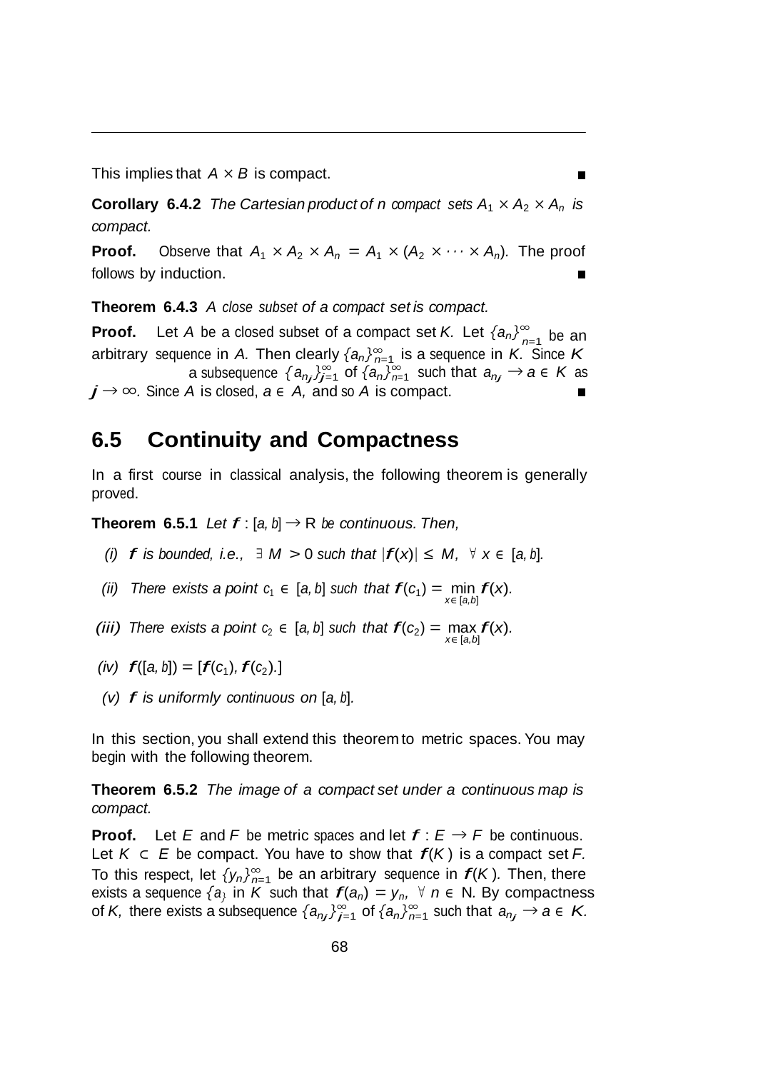This implies that $A \times B$ is compact. ∎

**Corollary 6.4.2** *The Cartesian product of n compact sets $A_1 \times A_2 \times A_n$ is compact.*

**Proof.** Observe that $A_1 \times A_2 \times A_n = A_1 \times (A_2 \times \cdots \times A_n)$. The proof follows by induction. ∎

**Theorem 6.4.3** *A close subset of a compact set is compact.*

**Proof.** Let $A$ be a closed subset of a compact set $K$. Let $\{a_n\}_{n=1}^{\infty}$ be an arbitrary sequence in $A$. Then clearly $\{a_n\}_{n=1}^{\infty}$ is a sequence in $K$. Since $K$ a subsequence $\{a_{n_j}\}_{j=1}^{\infty}$ of $\{a_n\}_{n=1}^{\infty}$ such that $a_{n_j} \to a \in K$ as $j \to \infty$. Since $A$ is closed, $a \in A$, and so $A$ is compact. ∎

## 6.5 Continuity and Compactness

In a first course in classical analysis, the following theorem is generally proved.

**Theorem 6.5.1** *Let $f : [a, b] \to \mathbb{R}$ be continuous. Then,*

*(i) $f$ is bounded, i.e., $\exists\ M > 0$ such that $|f(x)| \leq M$, $\forall\ x \in [a, b]$.*

*(ii) There exists a point $c_1 \in [a, b]$ such that $f(c_1) = \min_{x \in [a,b]} f(x)$.*

*(iii) There exists a point $c_2 \in [a, b]$ such that $f(c_2) = \max_{x \in [a,b]} f(x)$.*

*(iv) $f([a, b]) = [f(c_1), f(c_2).]$*

*(v) $f$ is uniformly continuous on $[a, b]$.*

In this section, you shall extend this theorem to metric spaces. You may begin with the following theorem.

**Theorem 6.5.2** *The image of a compact set under a continuous map is compact.*

**Proof.** Let $E$ and $F$ be metric spaces and let $f : E \to F$ be continuous. Let $K \subset E$ be compact. You have to show that $f(K)$ is a compact set $F$. To this respect, let $\{y_n\}_{n=1}^{\infty}$ be an arbitrary sequence in $f(K)$. Then, there exists a sequence $\{a_n\}$ in $K$ such that $f(a_n) = y_n$, $\forall\ n \in \mathbb{N}$. By compactness of $K$, there exists a subsequence $\{a_{n_j}\}_{j=1}^{\infty}$ of $\{a_n\}_{n=1}^{\infty}$ such that $a_{n_j} \to a \in K$.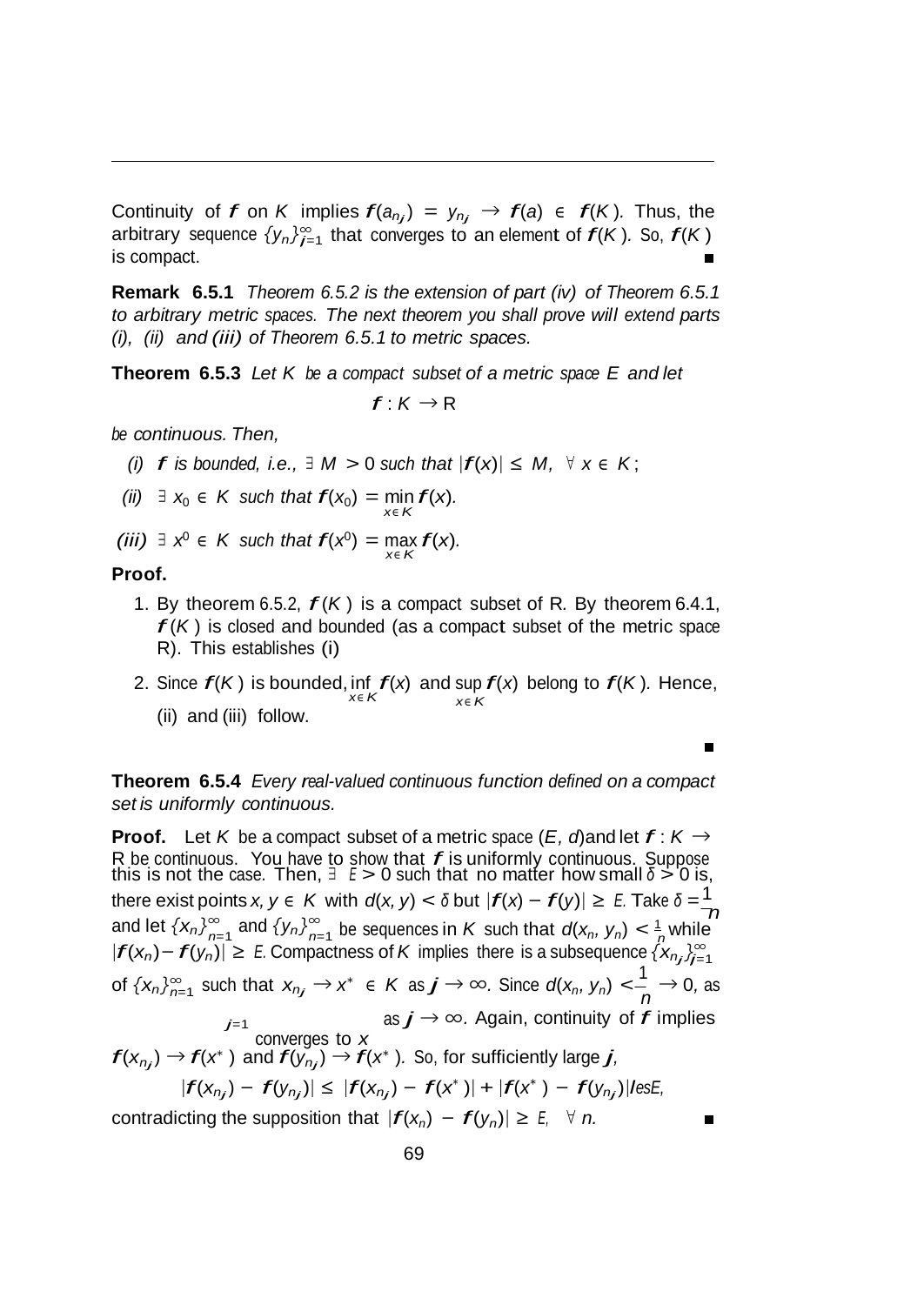Continuity of $f$ on $K$ implies $f(a_{n_j}) = y_{n_j} \to f(a) \in f(K)$. Thus, the arbitrary sequence $\{y_n\}_{j=1}^{\infty}$ that converges to an element of $f(K)$. So, $f(K)$ is compact. ∎

**Remark 6.5.1** *Theorem 6.5.2 is the extension of part (iv) of Theorem 6.5.1 to arbitrary metric spaces. The next theorem you shall prove will extend parts (i), (ii) and (iii) of Theorem 6.5.1 to metric spaces.*

**Theorem 6.5.3** *Let $K$ be a compact subset of a metric space $E$ and let*

$$f : K \to \mathbb{R}$$

*be continuous. Then,*

*(i) $f$ is bounded, i.e., $\exists\ M > 0$ such that $|f(x)| \leq M,\ \forall\ x \in K$;*

*(ii) $\exists\ x_0 \in K$ such that $f(x_0) = \min\limits_{x \in K} f(x)$.*

*(iii) $\exists\ x^0 \in K$ such that $f(x^0) = \max\limits_{x \in K} f(x)$.*

**Proof.**

1. By theorem 6.5.2, $f(K)$ is a compact subset of R. By theorem 6.4.1, $f(K)$ is closed and bounded (as a compact subset of the metric space R). This establishes (i)
2. Since $f(K)$ is bounded, $\inf\limits_{x \in K} f(x)$ and $\sup\limits_{x \in K} f(x)$ belong to $f(K)$. Hence, (ii) and (iii) follow.

∎

**Theorem 6.5.4** *Every real-valued continuous function defined on a compact set is uniformly continuous.*

**Proof.** Let $K$ be a compact subset of a metric space $(E, d)$ and let $f : K \to$ R be continuous. You have to show that $f$ is uniformly continuous. Suppose this is not the case. Then, $\exists\ E > 0$ such that no matter how small $\delta > 0$ is, there exist points $x, y \in K$ with $d(x, y) < \delta$ but $|f(x) - f(y)| \geq E$. Take $\delta = \frac{1}{n}$ and let $\{x_n\}_{n=1}^{\infty}$ and $\{y_n\}_{n=1}^{\infty}$ be sequences in $K$ such that $d(x_n, y_n) < \frac{1}{n}$ while $|f(x_n) - f(y_n)| \geq E$. Compactness of $K$ implies there is a subsequence $\{x_{n_j}\}_{j=1}^{\infty}$ of $\{x_n\}_{n=1}^{\infty}$ such that $x_{n_j} \to x^* \in K$ as $j \to \infty$. Since $d(x_n, y_n) < \frac{1}{n} \to 0$, as $j=1$ converges to $x$ as $j \to \infty$. Again, continuity of $f$ implies $f(x_{n_j}) \to f(x^*)$ and $f(y_{n_j}) \to f(x^*)$. So, for sufficiently large $j$,

$$|f(x_{n_j}) - f(y_{n_j})| \leq |f(x_{n_j}) - f(x^*)| + |f(x^*) - f(y_{n_j})| lesE,$$

contradicting the supposition that $|f(x_n) - f(y_n)| \geq E,\ \ \forall\ n$. ∎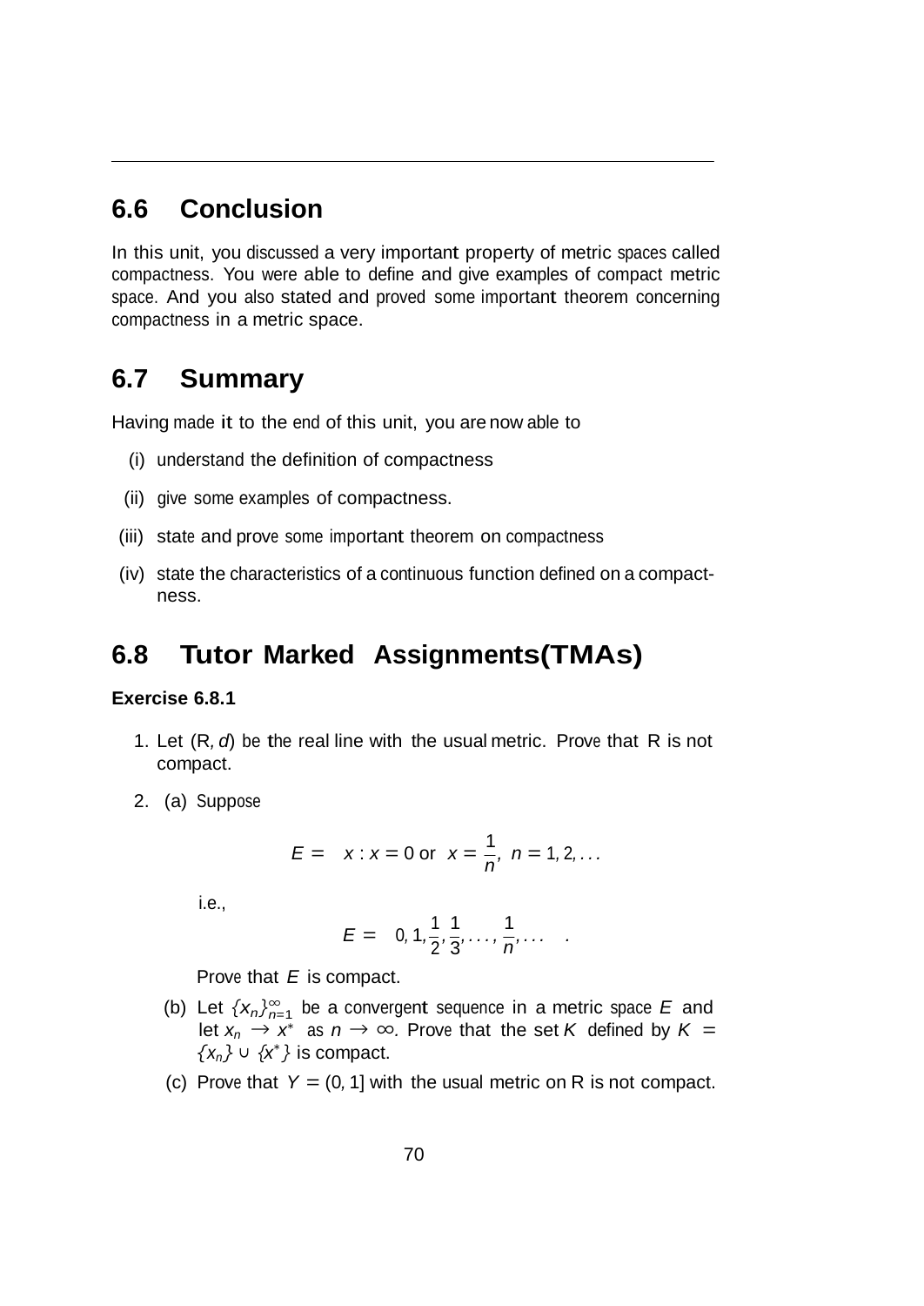## 6.6 Conclusion

In this unit, you discussed a very important property of metric spaces called compactness. You were able to define and give examples of compact metric space. And you also stated and proved some important theorem concerning compactness in a metric space.

## 6.7 Summary

Having made it to the end of this unit, you are now able to

(i) understand the definition of compactness

(ii) give some examples of compactness.

(iii) state and prove some important theorem on compactness

(iv) state the characteristics of a continuous function defined on a compactness.

## 6.8 Tutor Marked Assignments(TMAs)

**Exercise 6.8.1**

1. Let $(\mathbb{R}, d)$ be the real line with the usual metric. Prove that $\mathbb{R}$ is not compact.

2. (a) Suppose

$$E = \left\{ x : x = 0 \text{ or } x = \frac{1}{n},\ n = 1, 2, \ldots \right\}$$

i.e.,

$$E = \left\{ 0, 1, \frac{1}{2}, \frac{1}{3}, \ldots, \frac{1}{n}, \ldots \right\}.$$

Prove that $E$ is compact.

(b) Let $\{x_n\}_{n=1}^{\infty}$ be a convergent sequence in a metric space $E$ and let $x_n \to x^*$ as $n \to \infty$. Prove that the set $K$ defined by $K = \{x_n\} \cup \{x^*\}$ is compact.

(c) Prove that $Y = (0, 1]$ with the usual metric on $\mathbb{R}$ is not compact.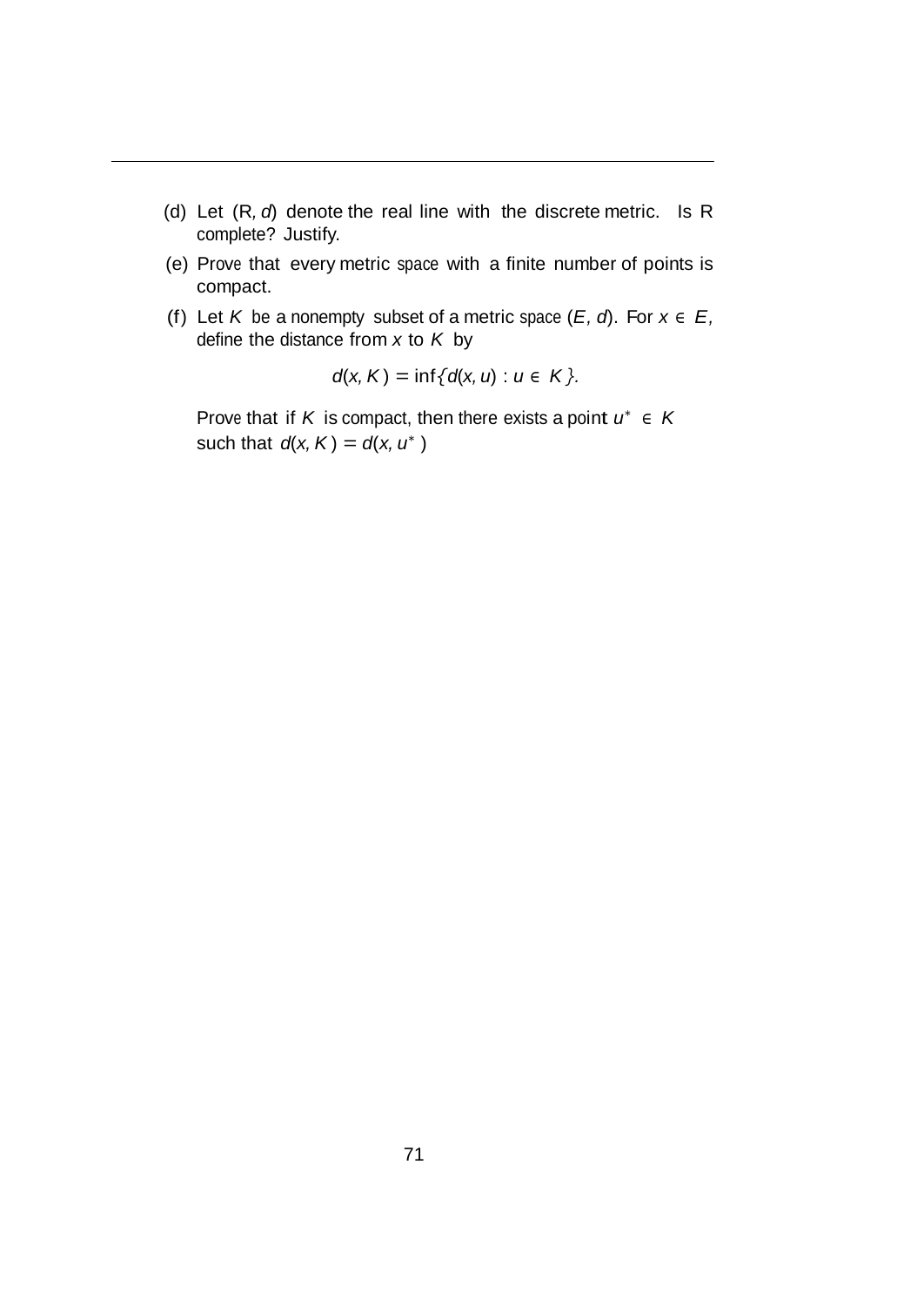(d) Let $(\mathbb{R}, d)$ denote the real line with the discrete metric. Is $\mathbb{R}$ complete? Justify.

(e) Prove that every metric space with a finite number of points is compact.

(f) Let $K$ be a nonempty subset of a metric space $(E, d)$. For $x \in E$, define the distance from $x$ to $K$ by

$$d(x, K) = \inf\{d(x, u) : u \in K\}.$$

Prove that if $K$ is compact, then there exists a point $u^* \in K$ such that $d(x, K) = d(x, u^*)$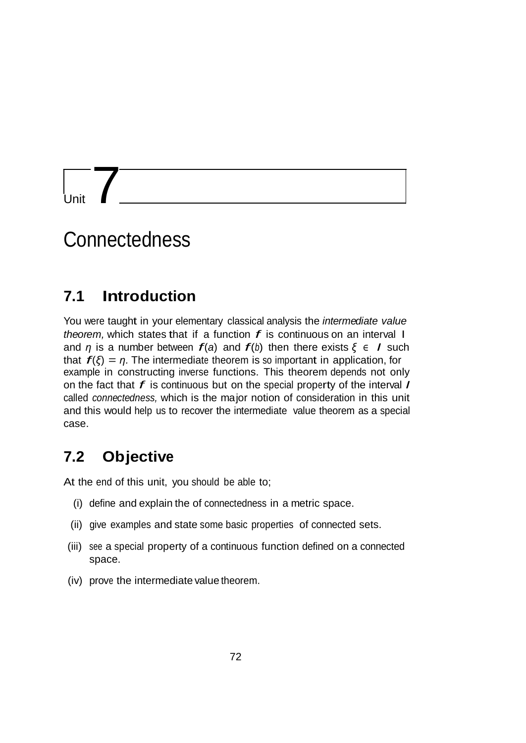# Unit 7

# Connectedness

## 7.1 Introduction

You were taught in your elementary classical analysis the *intermediate value theorem,* which states that if a function $f$ is continuous on an interval I and $\eta$ is a number between $f(a)$ and $f(b)$ then there exists $\xi \in I$ such that $f(\xi) = \eta$. The intermediate theorem is so important in application, for example in constructing inverse functions. This theorem depends not only on the fact that $f$ is continuous but on the special property of the interval $I$ called *connectedness,* which is the major notion of consideration in this unit and this would help us to recover the intermediate value theorem as a special case.

## 7.2 Objective

At the end of this unit, you should be able to;

(i) define and explain the of connectedness in a metric space.

(ii) give examples and state some basic properties of connected sets.

(iii) see a special property of a continuous function defined on a connected space.

(iv) prove the intermediate value theorem.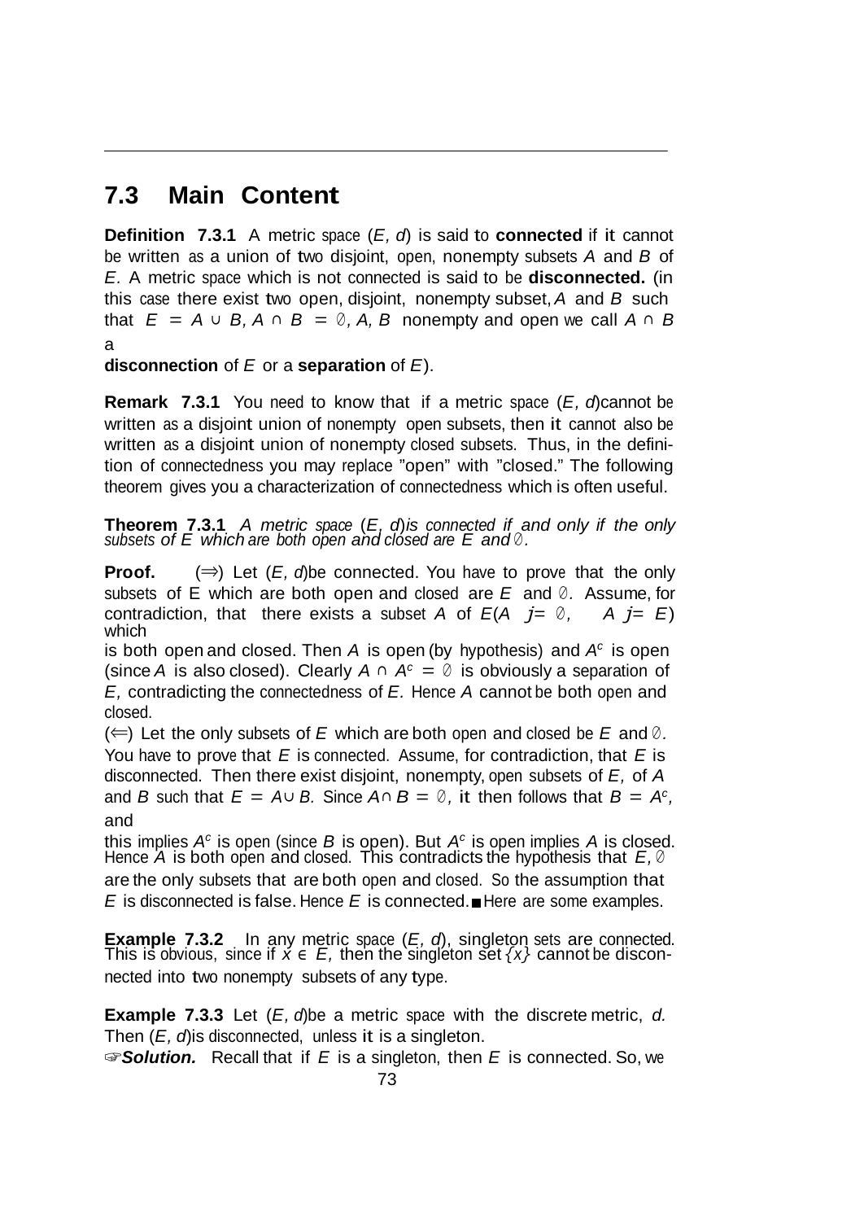## 7.3 Main Content

**Definition 7.3.1** A metric space $(E, d)$ is said to **connected** if it cannot be written as a union of two disjoint, open, nonempty subsets $A$ and $B$ of $E$. A metric space which is not connected is said to be **disconnected.** (in this case there exist two open, disjoint, nonempty subset, $A$ and $B$ such that $E = A \cup B$, $A \cap B = \emptyset$, $A$, $B$ nonempty and open we call $A \cap B$ a **disconnection** of $E$ or a **separation** of $E$).

**Remark 7.3.1** You need to know that if a metric space $(E, d)$cannot be written as a disjoint union of nonempty open subsets, then it cannot also be written as a disjoint union of nonempty closed subsets. Thus, in the definition of connectedness you may replace "open" with "closed." The following theorem gives you a characterization of connectedness which is often useful.

**Theorem 7.3.1** *A metric space $(E, d)$is connected if and only if the only subsets of $E$ which are both open and closed are $E$ and $\emptyset$.*

**Proof.** ($\Rightarrow$) Let $(E, d)$be connected. You have to prove that the only subsets of E which are both open and closed are $E$ and $\emptyset$. Assume, for contradiction, that there exists a subset $A$ of $E(A \neq \emptyset, \quad A \neq E)$ which is both open and closed. Then $A$ is open (by hypothesis) and $A^c$ is open (since $A$ is also closed). Clearly $A \cap A^c = \emptyset$ is obviously a separation of $E$, contradicting the connectedness of $E$. Hence $A$ cannot be both open and closed.

($\Leftarrow$) Let the only subsets of $E$ which are both open and closed be $E$ and $\emptyset$. You have to prove that $E$ is connected. Assume, for contradiction, that $E$ is disconnected. Then there exist disjoint, nonempty, open subsets of $E$, of $A$ and $B$ such that $E = A \cup B$. Since $A \cap B = \emptyset$, it then follows that $B = A^c$, and this implies $A^c$ is open (since $B$ is open). But $A^c$ is open implies $A$ is closed. Hence $A$ is both open and closed. This contradicts the hypothesis that $E$, $\emptyset$ are the only subsets that are both open and closed. So the assumption that $E$ is disconnected is false. Hence $E$ is connected. ■ Here are some examples.

**Example 7.3.2** In any metric space $(E, d)$, singleton sets are connected. This is obvious, since if $x \in E$, then the singleton set $\{x\}$ cannot be disconnected into two nonempty subsets of any type.

**Example 7.3.3** Let $(E, d)$be a metric space with the discrete metric, $d$. Then $(E, d)$is disconnected, unless it is a singleton.

☞***Solution.*** Recall that if $E$ is a singleton, then $E$ is connected. So, we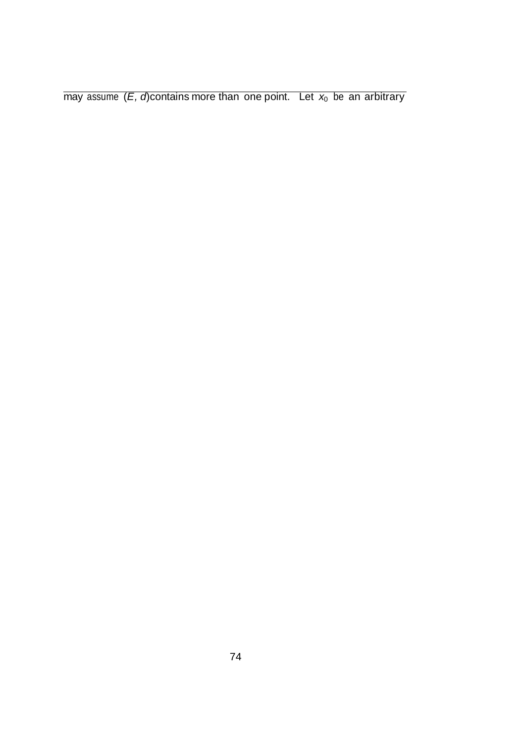may assume $(E, d)$ contains more than one point. Let $x_0$ be an arbitrary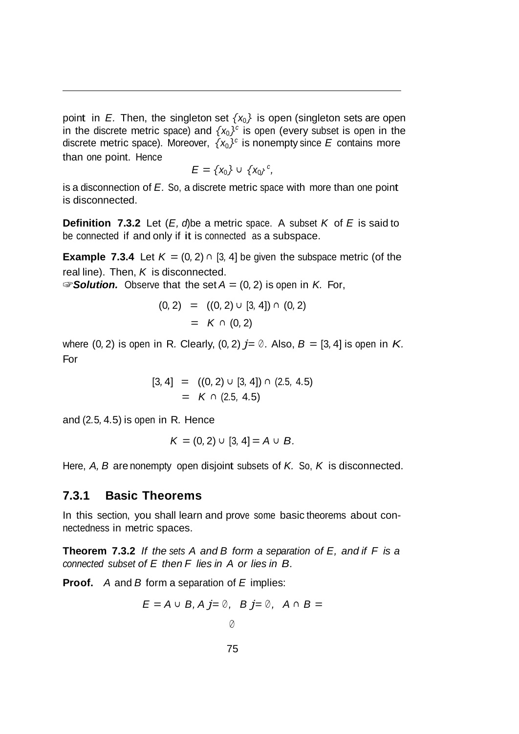point in $E$. Then, the singleton set $\{x_0\}$ is open (singleton sets are open in the discrete metric space) and $\{x_0\}^c$ is open (every subset is open in the discrete metric space). Moreover, $\{x_0\}^c$ is nonempty since $E$ contains more than one point. Hence

$$E = \{x_0\} \cup \{x_0\}^c,$$

is a disconnection of $E$. So, a discrete metric space with more than one point is disconnected.

**Definition 7.3.2** Let $(E, d)$ be a metric space. A subset $K$ of $E$ is said to be connected if and only if it is connected as a subspace.

**Example 7.3.4** Let $K = (0, 2) \cup [3, 4]$ be given the subspace metric (of the real line). Then, $K$ is disconnected.

☞***Solution.*** Observe that the set $A = (0, 2)$ is open in $K$. For,

$$\begin{aligned}
(0, 2) &= ((0, 2) \cup [3, 4]) \cap (0, 2) \\
&= K \cap (0, 2)
\end{aligned}$$

where $(0, 2)$ is open in R. Clearly, $(0, 2) \neq \emptyset$. Also, $B = [3, 4]$ is open in $K$. For

$$\begin{aligned}
[3, 4] &= ((0, 2) \cup [3, 4]) \cap (2.5, 4.5) \\
&= K \cap (2.5, 4.5)
\end{aligned}$$

and $(2.5, 4.5)$ is open in R. Hence

$$K = (0, 2) \cup [3, 4] = A \cup B.$$

Here, $A, B$ are nonempty open disjoint subsets of $K$. So, $K$ is disconnected.

### 7.3.1 Basic Theorems

In this section, you shall learn and prove some basic theorems about connectedness in metric spaces.

**Theorem 7.3.2** *If the sets $A$ and $B$ form a separation of $E$, and if $F$ is a connected subset of $E$ then $F$ lies in $A$ or lies in $B$.*

**Proof.** $A$ and $B$ form a separation of $E$ implies:

$$E = A \cup B, A \neq \emptyset, \quad B \neq \emptyset, \quad A \cap B = \emptyset$$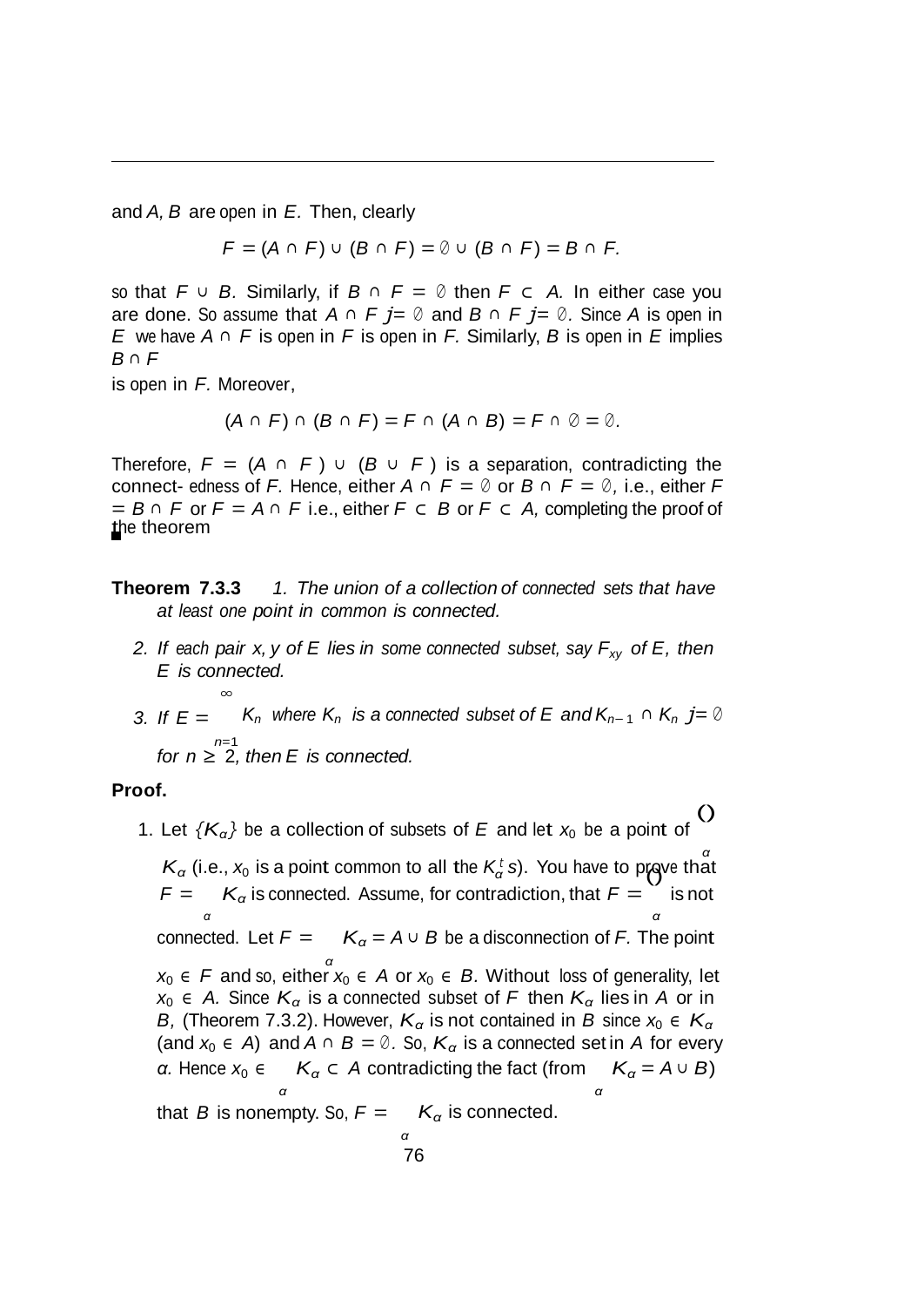and $A, B$ are open in $E$. Then, clearly

$$F = (A \cap F) \cup (B \cap F) = \emptyset \cup (B \cap F) = B \cap F.$$

so that $F \cup B$. Similarly, if $B \cap F = \emptyset$ then $F \subset A$. In either case you are done. So assume that $A \cap F \neq \emptyset$ and $B \cap F \neq \emptyset$. Since $A$ is open in $E$ we have $A \cap F$ is open in $F$ is open in $F$. Similarly, $B$ is open in $E$ implies $B \cap F$ is open in $F$. Moreover,

$$(A \cap F) \cap (B \cap F) = F \cap (A \cap B) = F \cap \emptyset = \emptyset.$$

Therefore, $F = (A \cap F) \cup (B \cup F)$ is a separation, contradicting the connect- edness of $F$. Hence, either $A \cap F = \emptyset$ or $B \cap F = \emptyset$, i.e., either $F = B \cap F$ or $F = A \cap F$ i.e., either $F \subset B$ or $F \subset A$, completing the proof of the theorem ■

**Theorem 7.3.3** *1. The union of a collection of connected sets that have at least one point in common is connected.*

*2. If each pair $x, y$ of $E$ lies in some connected subset, say $F_{xy}$ of $E$, then $E$ is connected.*

*3. If $E = \bigcup_{n=1}^{\infty} K_n$ where $K_n$ is a connected subset of $E$ and $K_{n-1} \cap K_n \neq \emptyset$ for $n \geq 2$, then $E$ is connected.*

**Proof.**

1. Let $\{K_\alpha\}$ be a collection of subsets of $E$ and let $x_0$ be a point of $\bigcap_\alpha K_\alpha$ (i.e., $x_0$ is a point common to all the $K_\alpha^t s$). You have to prove that $F = \bigcup_\alpha K_\alpha$ is connected. Assume, for contradiction, that $F = \bigcup_\alpha$ is not connected. Let $F = \bigcup_\alpha K_\alpha = A \cup B$ be a disconnection of $F$. The point $x_0 \in F$ and so, either $x_0 \in A$ or $x_0 \in B$. Without loss of generality, let $x_0 \in A$. Since $K_\alpha$ is a connected subset of $F$ then $K_\alpha$ lies in $A$ or in $B$, (Theorem 7.3.2). However, $K_\alpha$ is not contained in $B$ since $x_0 \in K_\alpha$ (and $x_0 \in A$) and $A \cap B = \emptyset$. So, $K_\alpha$ is a connected set in $A$ for every $\alpha$. Hence $x_0 \in \bigcup_\alpha K_\alpha \subset A$ contradicting the fact (from $\bigcup_\alpha K_\alpha = A \cup B$) that $B$ is nonempty. So, $F = \bigcup_\alpha K_\alpha$ is connected.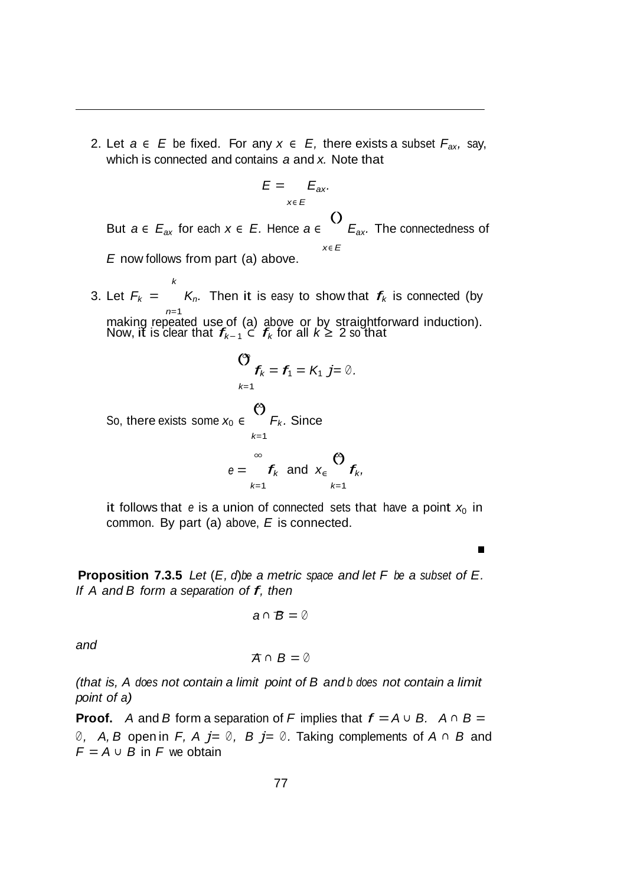2. Let $a \in E$ be fixed. For any $x \in E$, there exists a subset $F_{ax}$, say, which is connected and contains $a$ and $x$. Note that

$$E = \bigcup_{x \in E} E_{ax}.$$

But $a \in E_{ax}$ for each $x \in E$. Hence $a \in \bigcap_{x \in E} E_{ax}$. The connectedness of $E$ now follows from part (a) above.

3. Let $F_k = \bigcup_{n=1}^{k} K_n$. Then it is easy to show that $F_k$ is connected (by making repeated use of (a) above or by straightforward induction). Now, it is clear that $F_{k-1} \subset F_k$ for all $k \geq 2$ so that

$$\bigcap_{k=1}^{\infty} F_k = F_1 = K_1 \neq \emptyset.$$

So, there exists some $x_0 \in \bigcap_{k=1}^{\infty} F_k$. Since

$$E = \bigcup_{k=1}^{\infty} F_k \text{ and } x_0 \in \bigcap_{k=1}^{\infty} F_k,$$

it follows that $E$ is a union of connected sets that have a point $x_0$ in common. By part (a) above, $E$ is connected.

■

**Proposition 7.3.5** *Let $(E, d)$ be a metric space and let $F$ be a subset of $E$. If $A$ and $B$ form a separation of $F$, then*

$$A \cap \overline{B} = \emptyset$$

*and*

$$\overline{A} \cap B = \emptyset$$

*(that is, $A$ does not contain a limit point of $B$ and $B$ does not contain a limit point of $A$)*

**Proof.** $A$ and $B$ form a separation of $F$ implies that $F = A \cup B$. $A \cap B = \emptyset$, $A, B$ open in $F$, $A \neq \emptyset$, $B \neq \emptyset$. Taking complements of $A \cap B$ and $F = A \cup B$ in $F$ we obtain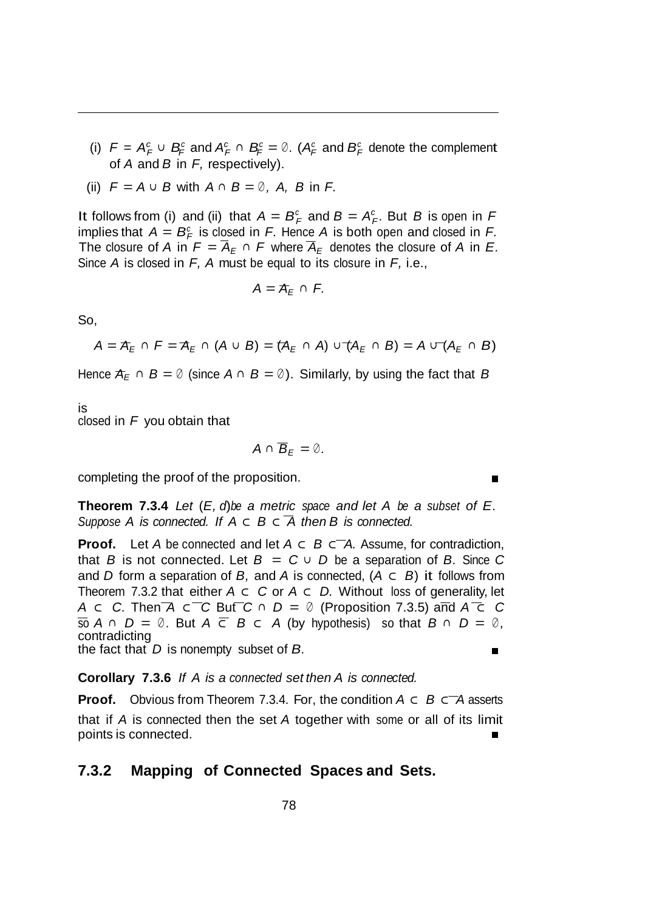(i) $F = A_F^c \cup B_F^c$ and $A_F^c \cap B_F^c = \emptyset$. ($A_F^c$ and $B_F^c$ denote the complement of $A$ and $B$ in $F$, respectively).

(ii) $F = A \cup B$ with $A \cap B = \emptyset$, $A$, $B$ in $F$.

It follows from (i) and (ii) that $A = B_F^c$ and $B = A_F^c$. But $B$ is open in $F$ implies that $A = B_F^c$ is closed in $F$. Hence $A$ is both open and closed in $F$. The closure of $A$ in $F = \overline{A}_E \cap F$ where $\overline{A}_E$ denotes the closure of $A$ in $E$. Since $A$ is closed in $F$, $A$ must be equal to its closure in $F$, i.e.,

$$A = \overline{A}_E \cap F.$$

So,

$$A = \overline{A}_E \cap F = \overline{A}_E \cap (A \cup B) = (\overline{A}_E \cap A) \cup (\overline{A}_E \cap B) = A \cup (\overline{A}_E \cap B)$$

Hence $\overline{A}_E \cap B = \emptyset$ (since $A \cap B = \emptyset$). Similarly, by using the fact that $B$ is closed in $F$ you obtain that

$$A \cap \overline{B}_E = \emptyset.$$

completing the proof of the proposition. ∎

**Theorem 7.3.4** *Let $(E, d)$ be a metric space and let $A$ be a subset of $E$. Suppose $A$ is connected. If $A \subset B \subset \overline{A}$ then $B$ is connected.*

**Proof.** Let $A$ be connected and let $A \subset B \subset \overline{A}$. Assume, for contradiction, that $B$ is not connected. Let $B = C \cup D$ be a separation of $B$. Since $C$ and $D$ form a separation of $B$, and $A$ is connected, ($A \subset B$) it follows from Theorem 7.3.2 that either $A \subset C$ or $A \subset D$. Without loss of generality, let $A \subset C$. Then $\overline{A} \subset \overline{C}$ But $\overline{C} \cap D = \emptyset$ (Proposition 7.3.5) and $\overline{A} \subset \overline{C}$ so $\overline{A} \cap D = \emptyset$. But $A \subset B \subset \overline{A}$ (by hypothesis) so that $B \cap D = \emptyset$, contradicting the fact that $D$ is nonempty subset of $B$. ∎

**Corollary 7.3.6** *If $A$ is a connected set then $\overline{A}$ is connected.*

**Proof.** Obvious from Theorem 7.3.4. For, the condition $A \subset B \subset \overline{A}$ asserts that if $A$ is connected then the set $A$ together with some or all of its limit points is connected. ∎

### 7.3.2 Mapping of Connected Spaces and Sets.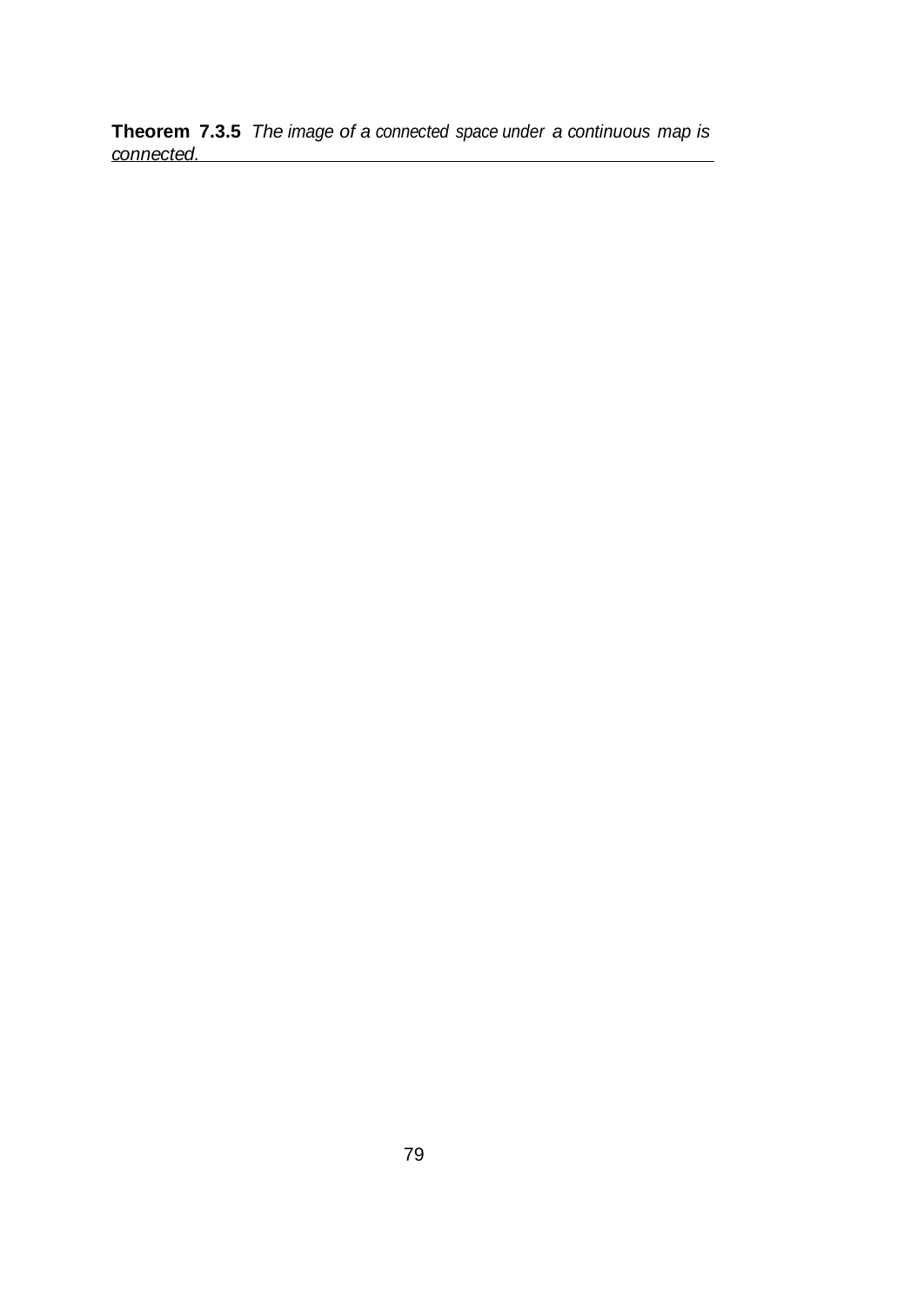**Theorem 7.3.5** *The image of a connected space under a continuous map is connected.*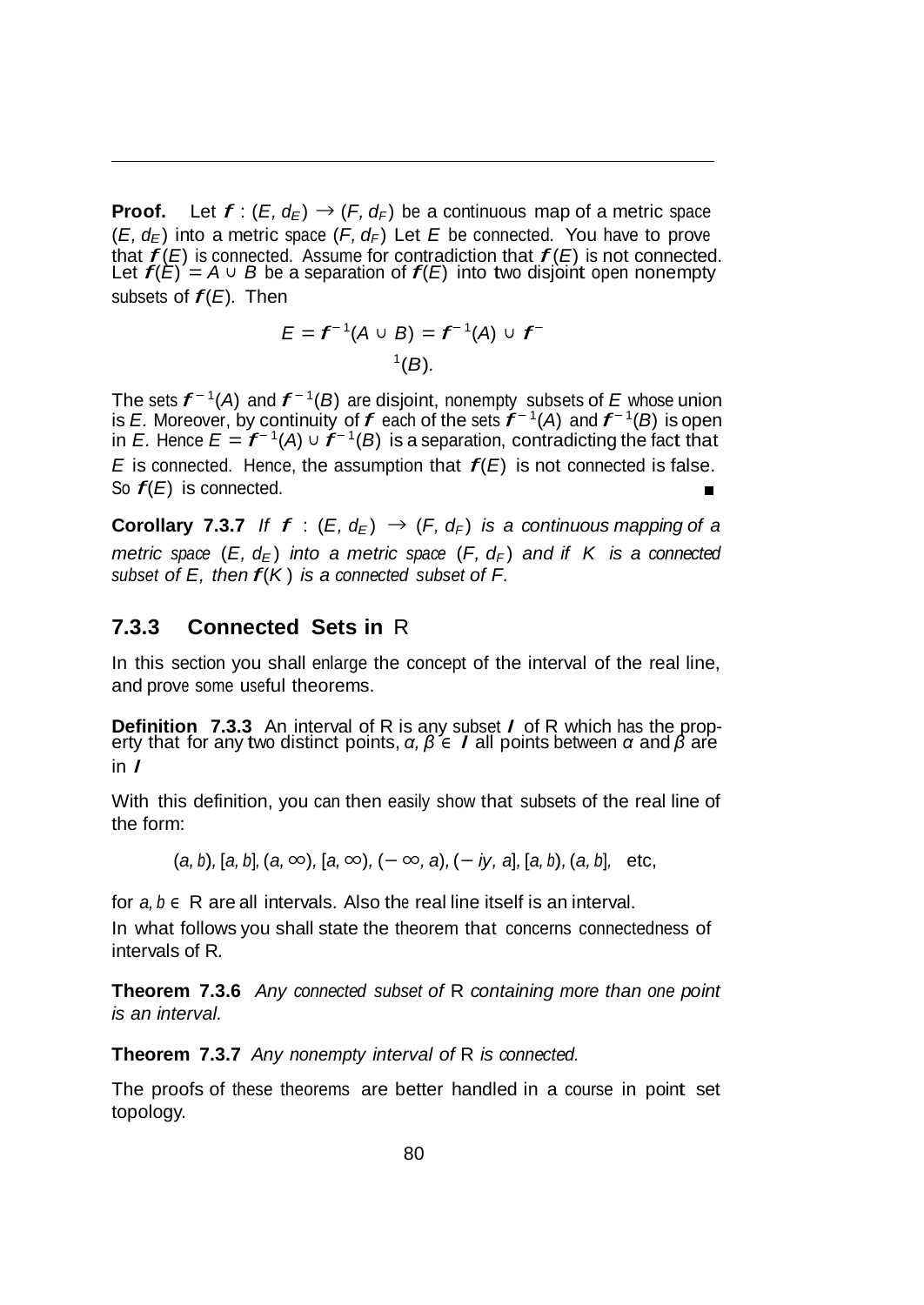**Proof.** Let $f : (E, d_E) \to (F, d_F)$ be a continuous map of a metric space $(E, d_E)$ into a metric space $(F, d_F)$ Let $E$ be connected. You have to prove that $f(E)$ is connected. Assume for contradiction that $f(E)$ is not connected. Let $f(E) = A \cup B$ be a separation of $f(E)$ into two disjoint open nonempty subsets of $f(E)$. Then

$$E = f^{-1}(A \cup B) = f^{-1}(A) \cup f^{-1}(B).$$

The sets $f^{-1}(A)$ and $f^{-1}(B)$ are disjoint, nonempty subsets of $E$ whose union is $E$. Moreover, by continuity of $f$ each of the sets $f^{-1}(A)$ and $f^{-1}(B)$ is open in $E$. Hence $E = f^{-1}(A) \cup f^{-1}(B)$ is a separation, contradicting the fact that $E$ is connected. Hence, the assumption that $f(E)$ is not connected is false. So $f(E)$ is connected. ∎

**Corollary 7.3.7** *If $f : (E, d_E) \to (F, d_F)$ is a continuous mapping of a metric space $(E, d_E)$ into a metric space $(F, d_F)$ and if $K$ is a connected subset of $E$, then $f(K)$ is a connected subset of $F$.*

### 7.3.3 Connected Sets in R

In this section you shall enlarge the concept of the interval of the real line, and prove some useful theorems.

**Definition 7.3.3** An interval of R is any subset $I$ of R which has the property that for any two distinct points, $\alpha, \beta \in I$ all points between $\alpha$ and $\beta$ are in $I$

With this definition, you can then easily show that subsets of the real line of the form:

$$(a, b), [a, b], (a, \infty), [a, \infty), (-\infty, a), (-iy, a], [a, b), (a, b], \quad \text{etc},$$

for $a, b \in$ R are all intervals. Also the real line itself is an interval.

In what follows you shall state the theorem that concerns connectedness of intervals of R.

**Theorem 7.3.6** *Any connected subset of R containing more than one point is an interval.*

**Theorem 7.3.7** *Any nonempty interval of R is connected.*

The proofs of these theorems are better handled in a course in point set topology.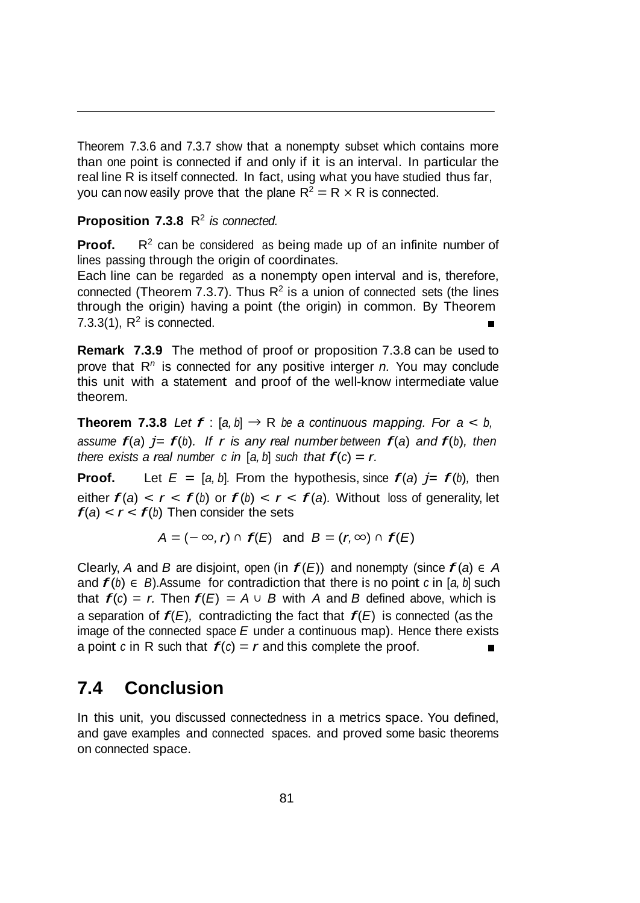Theorem 7.3.6 and 7.3.7 show that a nonempty subset which contains more than one point is connected if and only if it is an interval. In particular the real line R is itself connected. In fact, using what you have studied thus far, you can now easily prove that the plane $R^2 = R \times R$ is connected.

**Proposition 7.3.8** $R^2$ *is connected.*

**Proof.** $R^2$ can be considered as being made up of an infinite number of lines passing through the origin of coordinates.
Each line can be regarded as a nonempty open interval and is, therefore, connected (Theorem 7.3.7). Thus $R^2$ is a union of connected sets (the lines through the origin) having a point (the origin) in common. By Theorem 7.3.3(1), $R^2$ is connected. ∎

**Remark 7.3.9** The method of proof or proposition 7.3.8 can be used to prove that $R^n$ is connected for any positive interger $n$. You may conclude this unit with a statement and proof of the well-know intermediate value theorem.

**Theorem 7.3.8** *Let $f : [a, b] \to R$ be a continuous mapping. For $a < b$, assume $f(a) \neq f(b)$. If $r$ is any real number between $f(a)$ and $f(b)$, then there exists a real number $c$ in $[a, b]$ such that $f(c) = r$.*

**Proof.** Let $E = [a, b]$. From the hypothesis, since $f(a) \neq f(b)$, then either $f(a) < r < f(b)$ or $f(b) < r < f(a)$. Without loss of generality, let $f(a) < r < f(b)$ Then consider the sets

$$A = (-\infty, r) \cap f(E) \quad \text{and} \quad B = (r, \infty) \cap f(E)$$

Clearly, $A$ and $B$ are disjoint, open (in $f(E)$) and nonempty (since $f(a) \in A$ and $f(b) \in B$).Assume for contradiction that there is no point $c$ in $[a, b]$ such that $f(c) = r$. Then $f(E) = A \cup B$ with $A$ and $B$ defined above, which is a separation of $f(E)$, contradicting the fact that $f(E)$ is connected (as the image of the connected space $E$ under a continuous map). Hence there exists a point $c$ in R such that $f(c) = r$ and this complete the proof. ∎

## 7.4 Conclusion

In this unit, you discussed connectedness in a metrics space. You defined, and gave examples and connected spaces. and proved some basic theorems on connected space.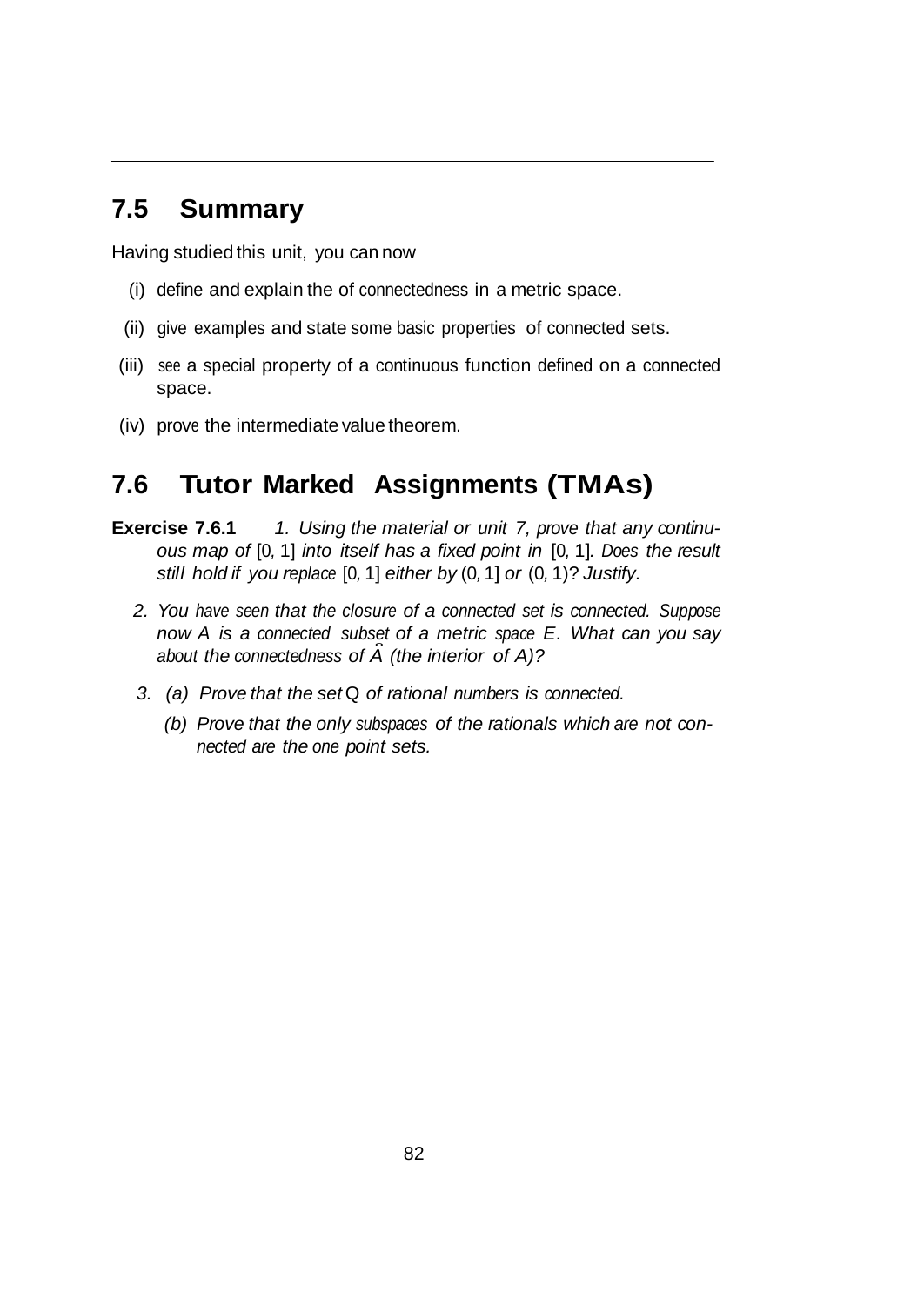## 7.5 Summary

Having studied this unit, you can now

(i) define and explain the of connectedness in a metric space.

(ii) give examples and state some basic properties of connected sets.

(iii) see a special property of a continuous function defined on a connected space.

(iv) prove the intermediate value theorem.

## 7.6 Tutor Marked Assignments (TMAs)

**Exercise 7.6.1** *1. Using the material or unit 7, prove that any continuous map of* $[0, 1]$ *into itself has a fixed point in* $[0, 1]$. *Does the result still hold if you replace* $[0, 1]$ *either by* $(0, 1]$ *or* $(0, 1)$? *Justify.*

*2. You have seen that the closure of a connected set is connected. Suppose now* $A$ *is a connected subset of a metric space* $E$. *What can you say about the connectedness of* $\mathring{A}$ *(the interior of* $A$*)?*

*3. (a) Prove that the set* $\mathbb{Q}$ *of rational numbers is connected.*

*(b) Prove that the only subspaces of the rationals which are not connected are the one point sets.*